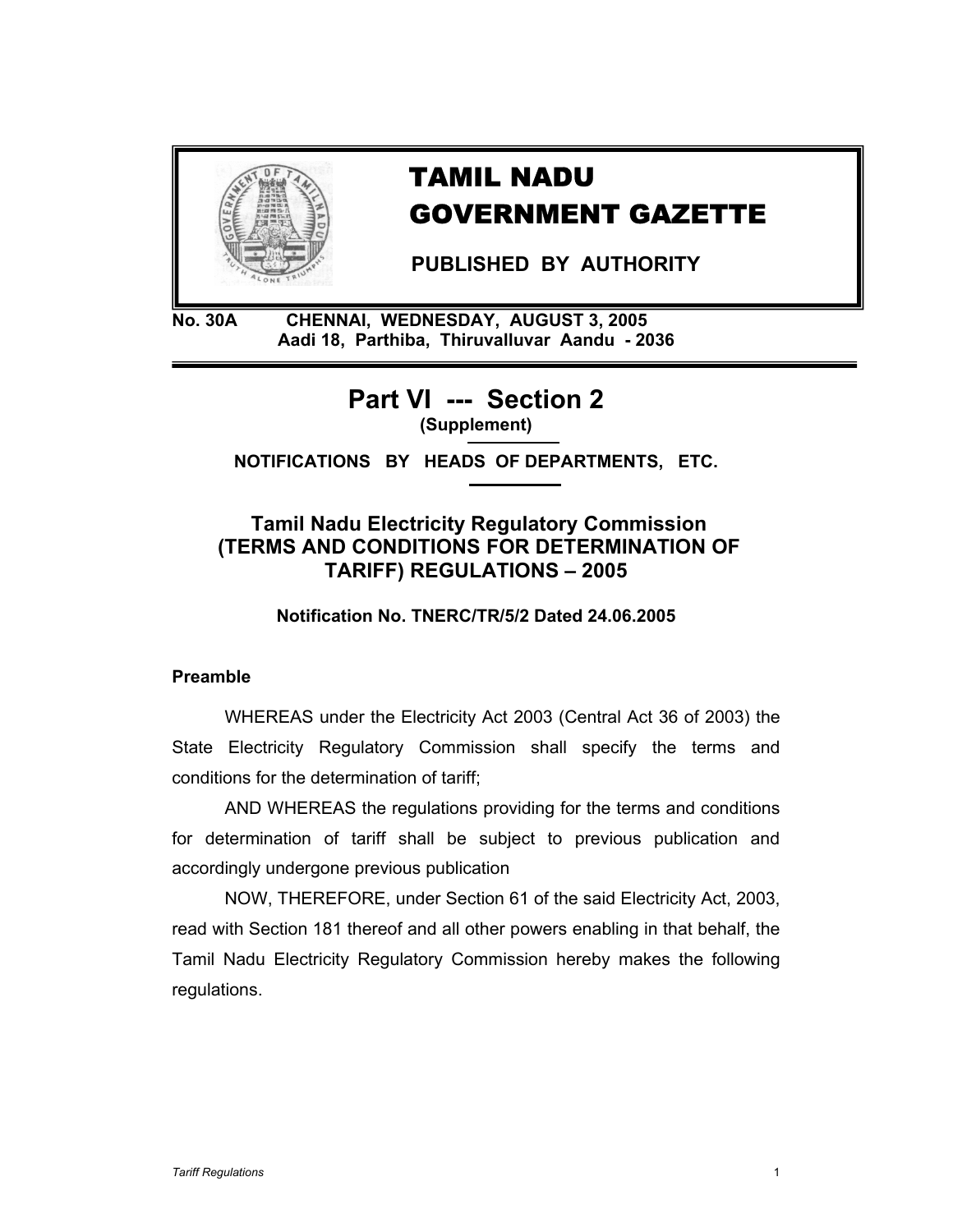# TAMIL NADU GOVERNMENT GAZETTE

**PUBLISHED BY AUTHORITY**

**No. 30A CHENNAI, WEDNESDAY, AUGUST 3, 2005**
**Aadi 18, Parthiba, Thiruvalluvar Aandu - 2036**

## Part VI --- Section 2

**(Supplement)**

**NOTIFICATIONS BY HEADS OF DEPARTMENTS, ETC.**

### Tamil Nadu Electricity Regulatory Commission (TERMS AND CONDITIONS FOR DETERMINATION OF TARIFF) REGULATIONS – 2005

**Notification No. TNERC/TR/5/2 Dated 24.06.2005**

**Preamble**

WHEREAS under the Electricity Act 2003 (Central Act 36 of 2003) the State Electricity Regulatory Commission shall specify the terms and conditions for the determination of tariff;

AND WHEREAS the regulations providing for the terms and conditions for determination of tariff shall be subject to previous publication and accordingly undergone previous publication

NOW, THEREFORE, under Section 61 of the said Electricity Act, 2003, read with Section 181 thereof and all other powers enabling in that behalf, the Tamil Nadu Electricity Regulatory Commission hereby makes the following regulations.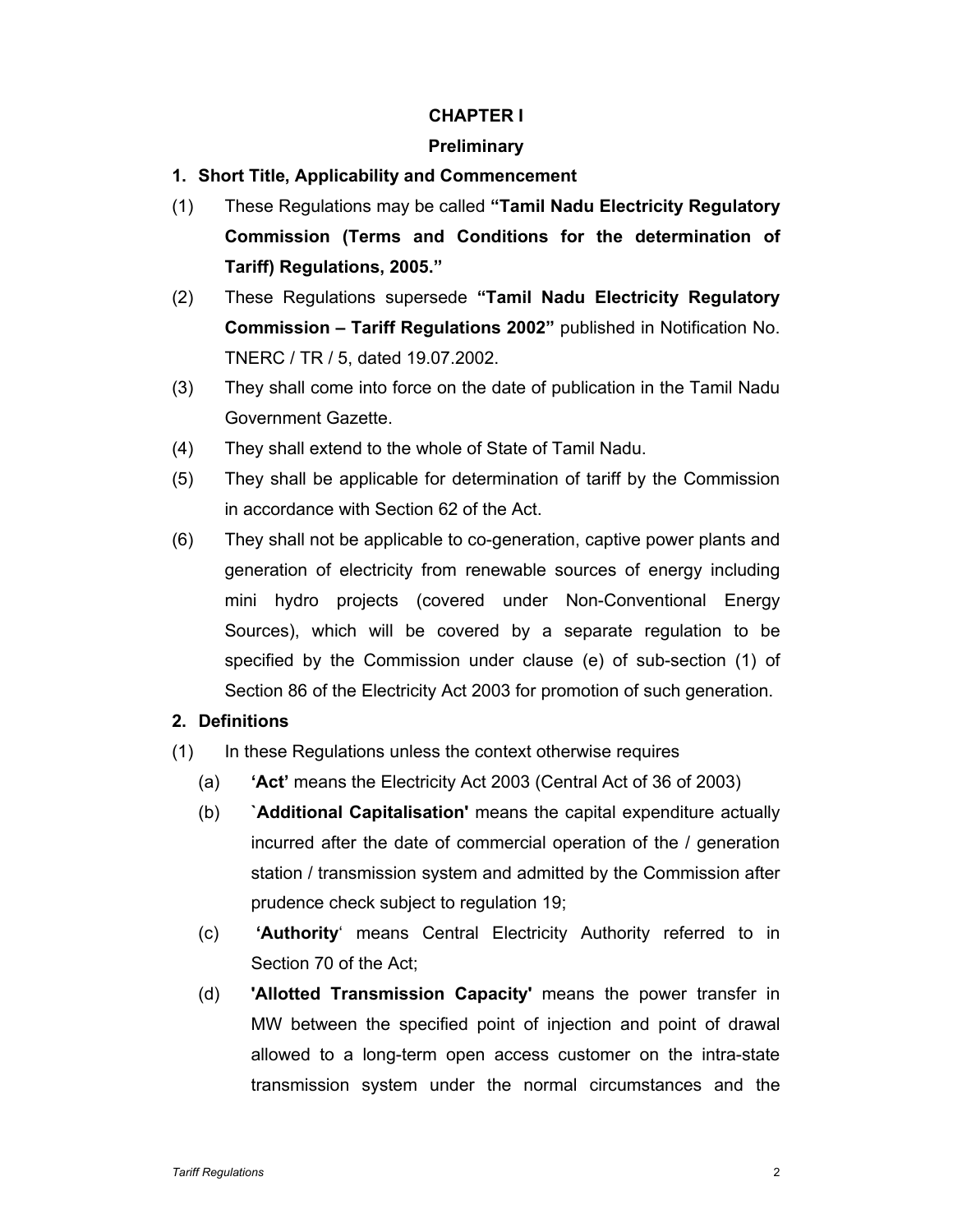# CHAPTER I

## Preliminary

### 1. Short Title, Applicability and Commencement

(1) These Regulations may be called **"Tamil Nadu Electricity Regulatory Commission (Terms and Conditions for the determination of Tariff) Regulations, 2005."**

(2) These Regulations supersede **"Tamil Nadu Electricity Regulatory Commission – Tariff Regulations 2002"** published in Notification No. TNERC / TR / 5, dated 19.07.2002.

(3) They shall come into force on the date of publication in the Tamil Nadu Government Gazette.

(4) They shall extend to the whole of State of Tamil Nadu.

(5) They shall be applicable for determination of tariff by the Commission in accordance with Section 62 of the Act.

(6) They shall not be applicable to co-generation, captive power plants and generation of electricity from renewable sources of energy including mini hydro projects (covered under Non-Conventional Energy Sources), which will be covered by a separate regulation to be specified by the Commission under clause (e) of sub-section (1) of Section 86 of the Electricity Act 2003 for promotion of such generation.

### 2. Definitions

(1) In these Regulations unless the context otherwise requires

(a) **'Act'** means the Electricity Act 2003 (Central Act of 36 of 2003)

(b) `**Additional Capitalisation'** means the capital expenditure actually incurred after the date of commercial operation of the / generation station / transmission system and admitted by the Commission after prudence check subject to regulation 19;

(c) **'Authority'** means Central Electricity Authority referred to in Section 70 of the Act;

(d) **'Allotted Transmission Capacity'** means the power transfer in MW between the specified point of injection and point of drawal allowed to a long-term open access customer on the intra-state transmission system under the normal circumstances and the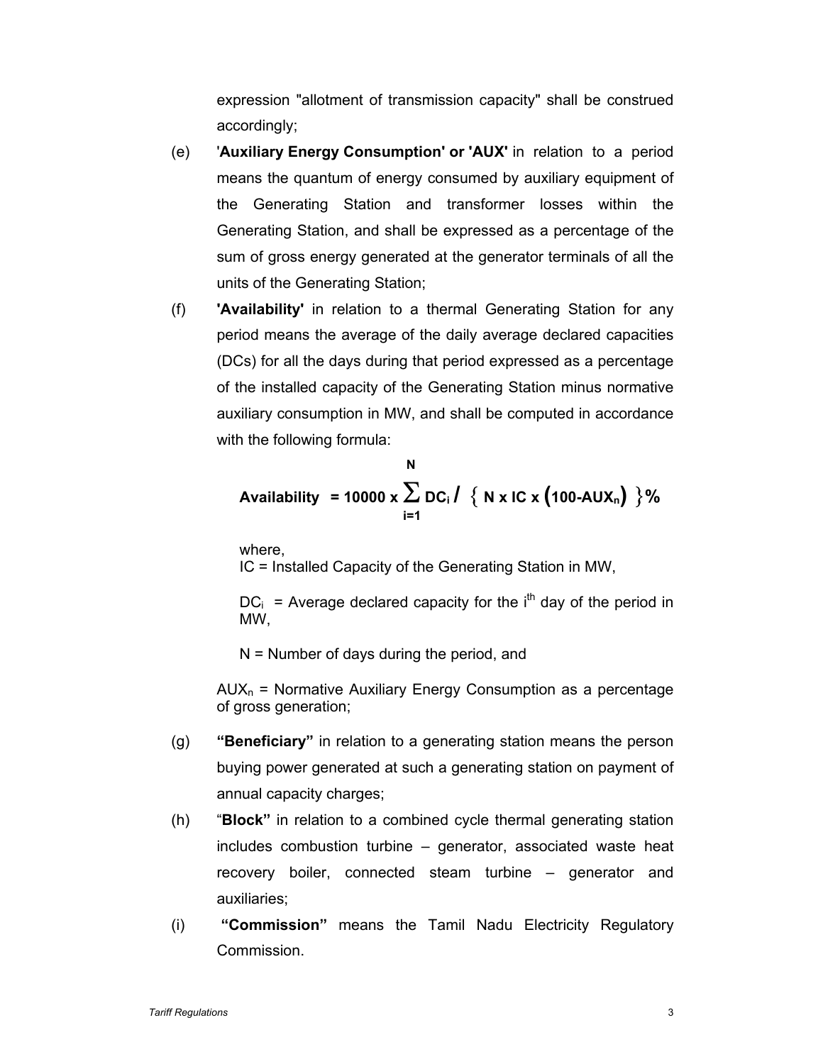expression "allotment of transmission capacity" shall be construed accordingly;

(e) '**Auxiliary Energy Consumption' or 'AUX'** in relation to a period means the quantum of energy consumed by auxiliary equipment of the Generating Station and transformer losses within the Generating Station, and shall be expressed as a percentage of the sum of gross energy generated at the generator terminals of all the units of the Generating Station;

(f) **'Availability'** in relation to a thermal Generating Station for any period means the average of the daily average declared capacities (DCs) for all the days during that period expressed as a percentage of the installed capacity of the Generating Station minus normative auxiliary consumption in MW, and shall be computed in accordance with the following formula:

$$\textbf{Availability} = 10000 \times \sum_{i=1}^{N} DC_i \,/\, \{ N \times IC \times (100 - AUX_n) \}\%$$

where,

IC = Installed Capacity of the Generating Station in MW,

$DC_i$ = Average declared capacity for the $i^{th}$ day of the period in MW,

N = Number of days during the period, and

$AUX_n$ = Normative Auxiliary Energy Consumption as a percentage of gross generation;

(g) **"Beneficiary"** in relation to a generating station means the person buying power generated at such a generating station on payment of annual capacity charges;

(h) "**Block"** in relation to a combined cycle thermal generating station includes combustion turbine – generator, associated waste heat recovery boiler, connected steam turbine – generator and auxiliaries;

(i) **"Commission"** means the Tamil Nadu Electricity Regulatory Commission.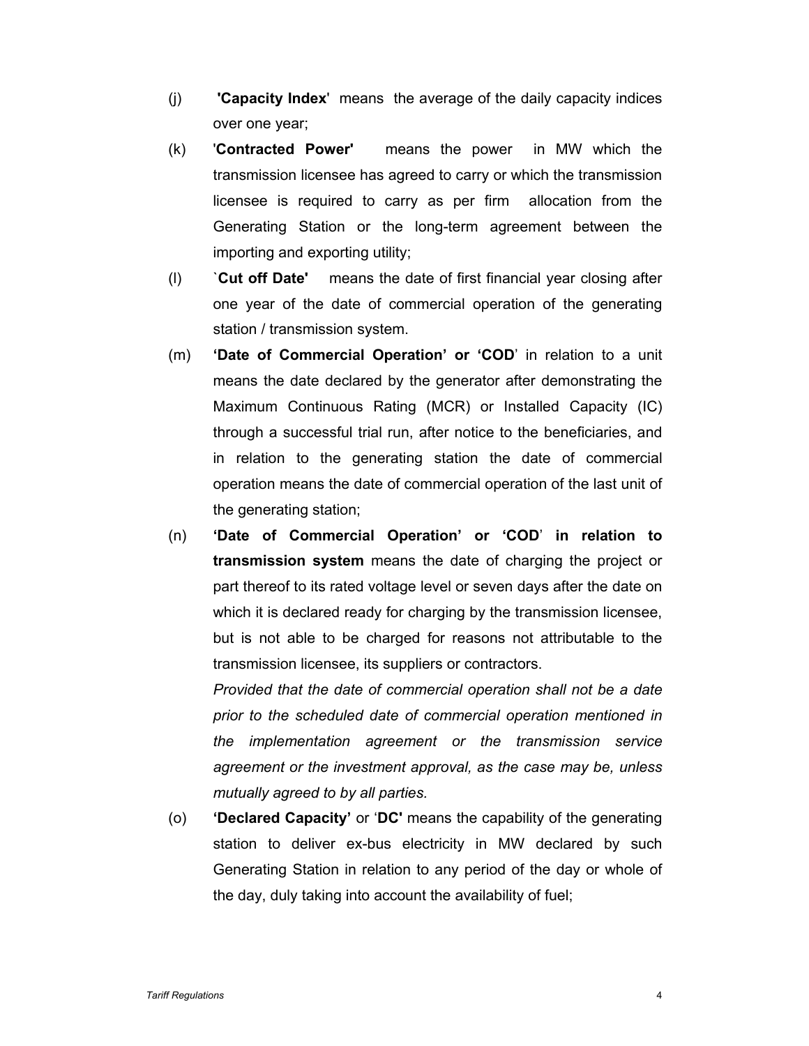(j) **'Capacity Index'** means the average of the daily capacity indices over one year;

(k) '**Contracted Power'** means the power in MW which the transmission licensee has agreed to carry or which the transmission licensee is required to carry as per firm allocation from the Generating Station or the long-term agreement between the importing and exporting utility;

(l) `**Cut off Date'** means the date of first financial year closing after one year of the date of commercial operation of the generating station / transmission system.

(m) **'Date of Commercial Operation' or 'COD**' in relation to a unit means the date declared by the generator after demonstrating the Maximum Continuous Rating (MCR) or Installed Capacity (IC) through a successful trial run, after notice to the beneficiaries, and in relation to the generating station the date of commercial operation means the date of commercial operation of the last unit of the generating station;

(n) **'Date of Commercial Operation' or 'COD' in relation to transmission system** means the date of charging the project or part thereof to its rated voltage level or seven days after the date on which it is declared ready for charging by the transmission licensee, but is not able to be charged for reasons not attributable to the transmission licensee, its suppliers or contractors.

*Provided that the date of commercial operation shall not be a date prior to the scheduled date of commercial operation mentioned in the implementation agreement or the transmission service agreement or the investment approval, as the case may be, unless mutually agreed to by all parties.*

(o) **'Declared Capacity'** or '**DC'** means the capability of the generating station to deliver ex-bus electricity in MW declared by such Generating Station in relation to any period of the day or whole of the day, duly taking into account the availability of fuel;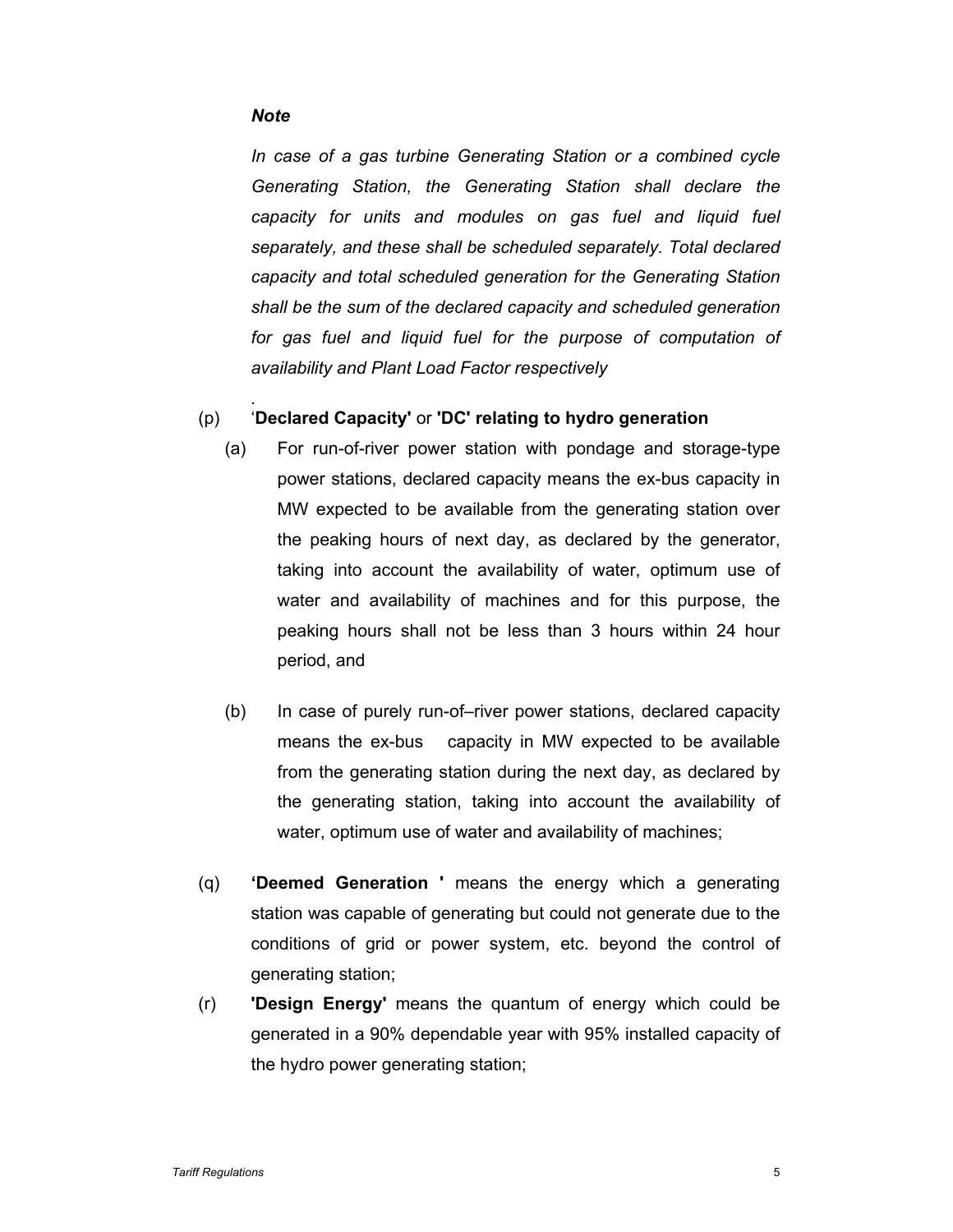***Note***

*In case of a gas turbine Generating Station or a combined cycle Generating Station, the Generating Station shall declare the capacity for units and modules on gas fuel and liquid fuel separately, and these shall be scheduled separately. Total declared capacity and total scheduled generation for the Generating Station shall be the sum of the declared capacity and scheduled generation for gas fuel and liquid fuel for the purpose of computation of availability and Plant Load Factor respectively*

*.*

(p) '**Declared Capacity'** or **'DC' relating to hydro generation**

(a) For run-of-river power station with pondage and storage-type power stations, declared capacity means the ex-bus capacity in MW expected to be available from the generating station over the peaking hours of next day, as declared by the generator, taking into account the availability of water, optimum use of water and availability of machines and for this purpose, the peaking hours shall not be less than 3 hours within 24 hour period, and

(b) In case of purely run-of–river power stations, declared capacity means the ex-bus capacity in MW expected to be available from the generating station during the next day, as declared by the generating station, taking into account the availability of water, optimum use of water and availability of machines;

(q) **'Deemed Generation '** means the energy which a generating station was capable of generating but could not generate due to the conditions of grid or power system, etc. beyond the control of generating station;

(r) **'Design Energy'** means the quantum of energy which could be generated in a 90% dependable year with 95% installed capacity of the hydro power generating station;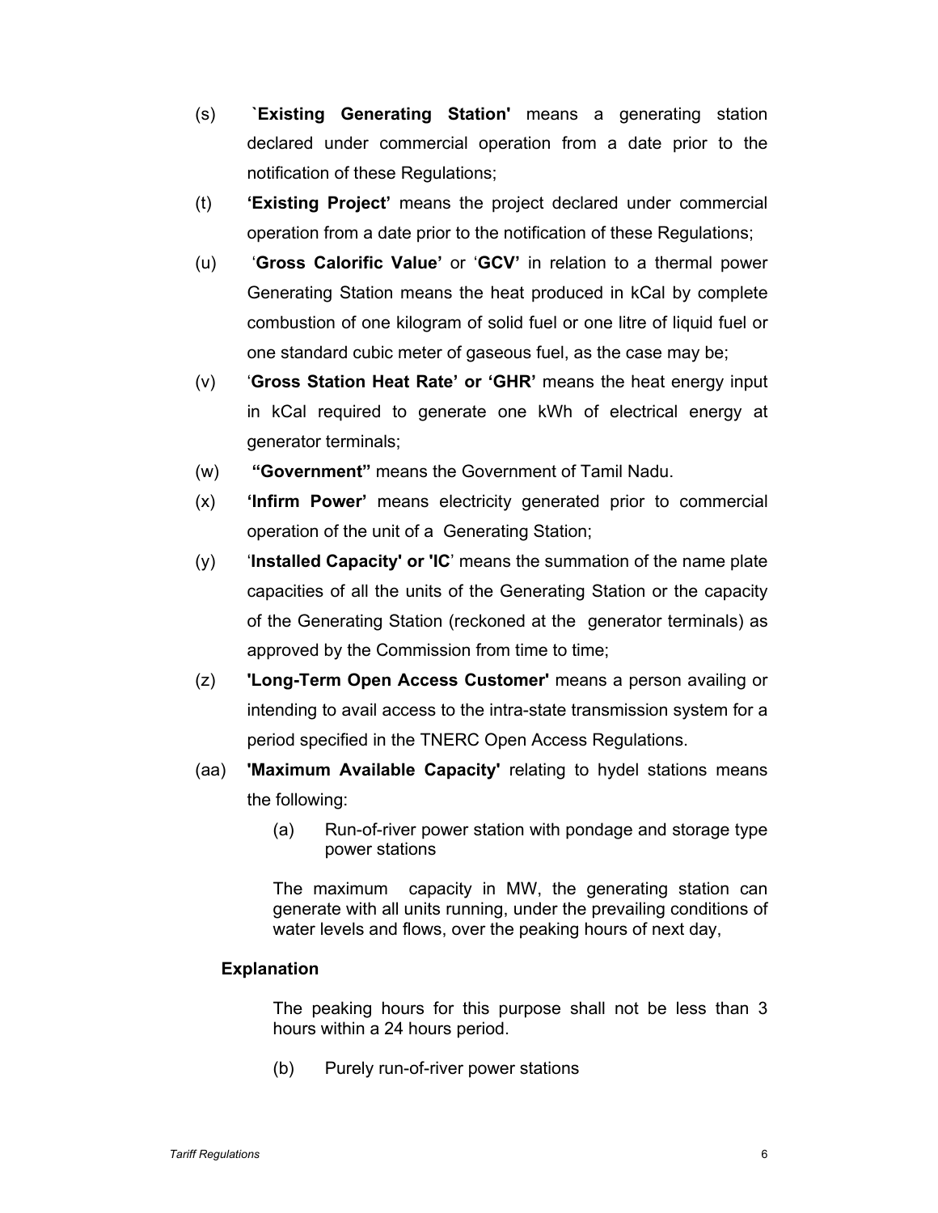(s) **`Existing Generating Station'** means a generating station declared under commercial operation from a date prior to the notification of these Regulations;

(t) **'Existing Project'** means the project declared under commercial operation from a date prior to the notification of these Regulations;

(u) '**Gross Calorific Value'** or '**GCV'** in relation to a thermal power Generating Station means the heat produced in kCal by complete combustion of one kilogram of solid fuel or one litre of liquid fuel or one standard cubic meter of gaseous fuel, as the case may be;

(v) '**Gross Station Heat Rate' or 'GHR'** means the heat energy input in kCal required to generate one kWh of electrical energy at generator terminals;

(w) **"Government"** means the Government of Tamil Nadu.

(x) **'Infirm Power'** means electricity generated prior to commercial operation of the unit of a Generating Station;

(y) '**Installed Capacity' or 'IC**' means the summation of the name plate capacities of all the units of the Generating Station or the capacity of the Generating Station (reckoned at the generator terminals) as approved by the Commission from time to time;

(z) **'Long-Term Open Access Customer'** means a person availing or intending to avail access to the intra-state transmission system for a period specified in the TNERC Open Access Regulations.

(aa) **'Maximum Available Capacity'** relating to hydel stations means the following:

(a) Run-of-river power station with pondage and storage type power stations

The maximum capacity in MW, the generating station can generate with all units running, under the prevailing conditions of water levels and flows, over the peaking hours of next day,

**Explanation**

The peaking hours for this purpose shall not be less than 3 hours within a 24 hours period.

(b) Purely run-of-river power stations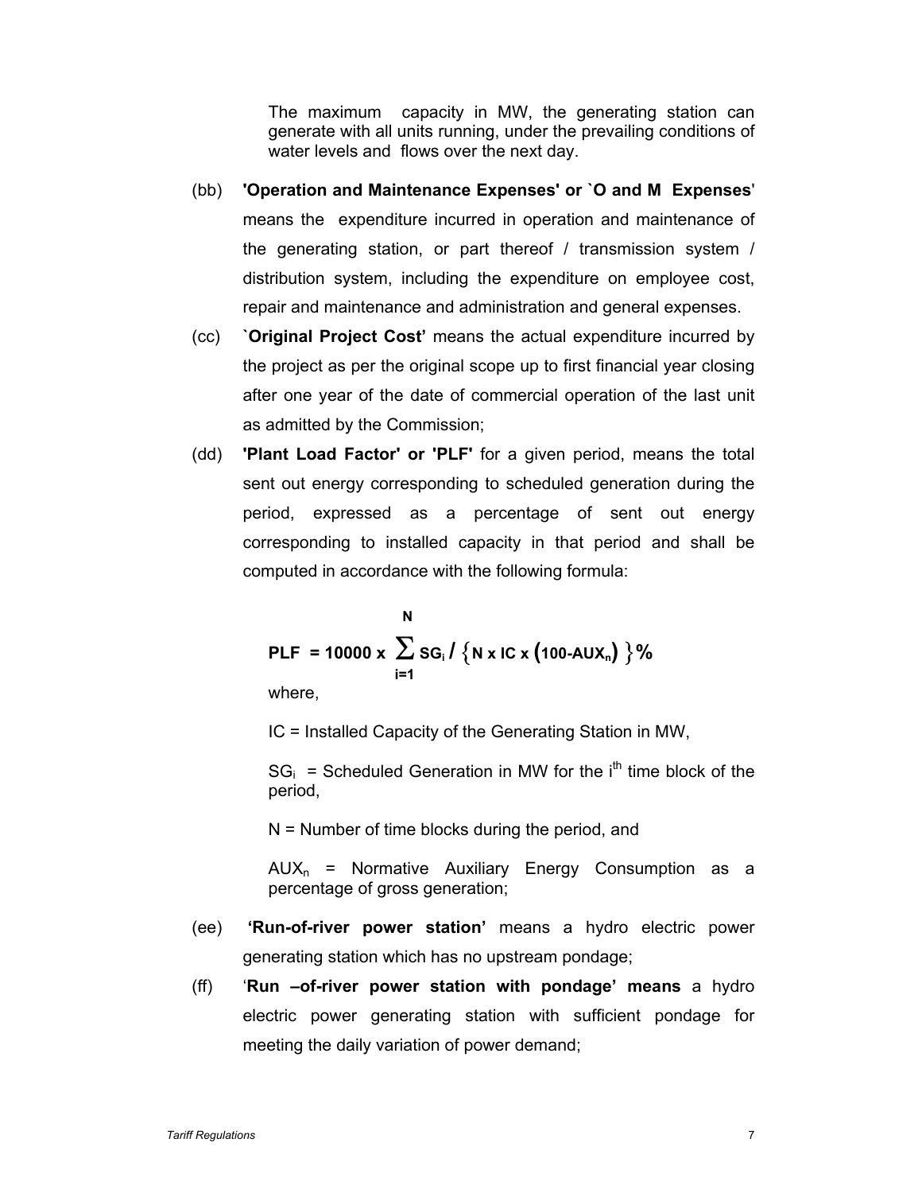The maximum capacity in MW, the generating station can generate with all units running, under the prevailing conditions of water levels and flows over the next day.

(bb) **'Operation and Maintenance Expenses' or `O and M Expenses'** means the expenditure incurred in operation and maintenance of the generating station, or part thereof / transmission system / distribution system, including the expenditure on employee cost, repair and maintenance and administration and general expenses.

(cc) **`Original Project Cost'** means the actual expenditure incurred by the project as per the original scope up to first financial year closing after one year of the date of commercial operation of the last unit as admitted by the Commission;

(dd) **'Plant Load Factor' or 'PLF'** for a given period, means the total sent out energy corresponding to scheduled generation during the period, expressed as a percentage of sent out energy corresponding to installed capacity in that period and shall be computed in accordance with the following formula:

$$PLF = 10000 \times \sum_{i=1}^{N} SG_i / \left\{ N \times IC \times (100 - AUX_n) \right\} \%$$

where,

IC = Installed Capacity of the Generating Station in MW,

$SG_i$ = Scheduled Generation in MW for the $i^{th}$ time block of the period,

N = Number of time blocks during the period, and

$AUX_n$ = Normative Auxiliary Energy Consumption as a percentage of gross generation;

(ee) **'Run-of-river power station'** means a hydro electric power generating station which has no upstream pondage;

(ff) '**Run –of-river power station with pondage' means** a hydro electric power generating station with sufficient pondage for meeting the daily variation of power demand;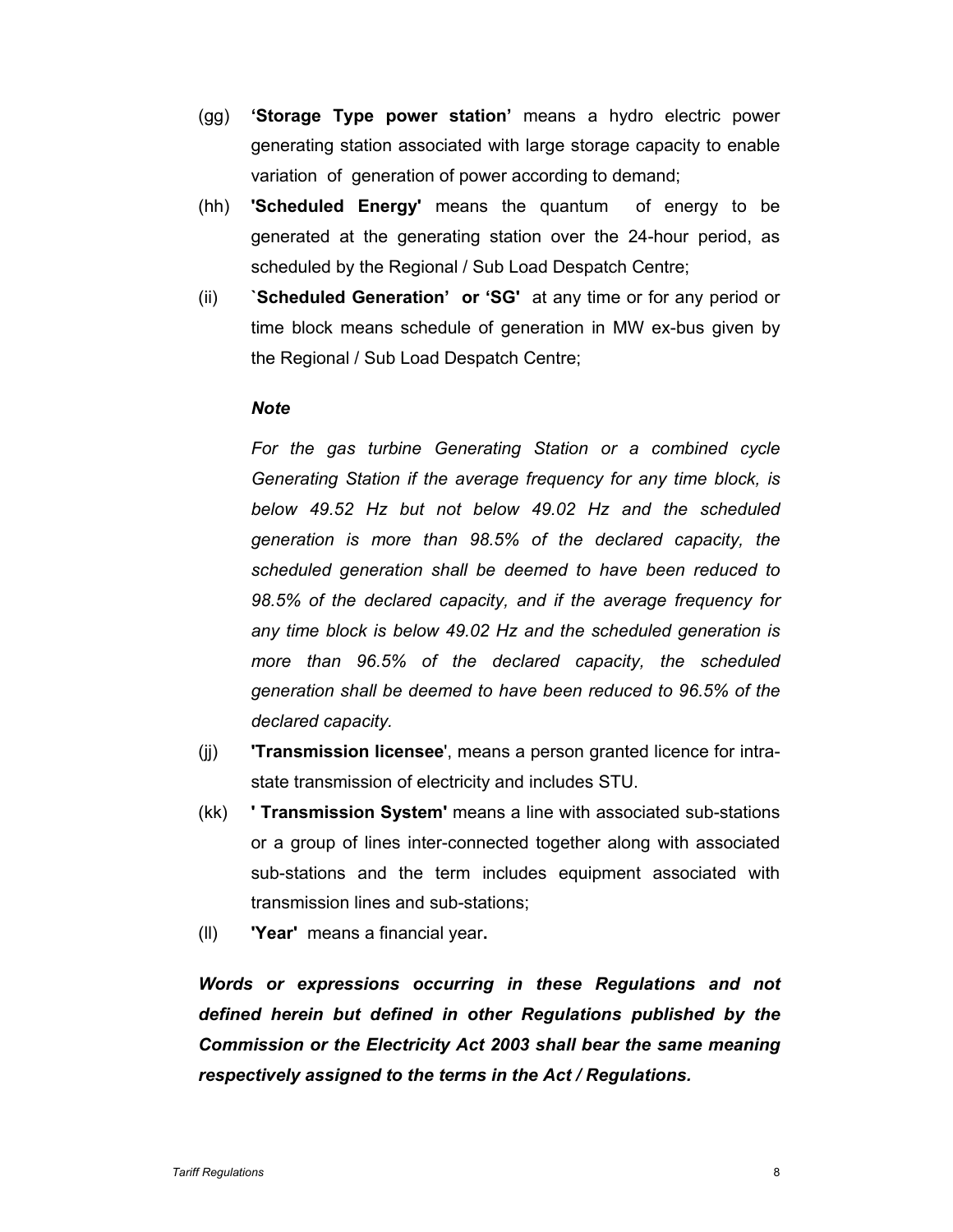(gg) **'Storage Type power station'** means a hydro electric power generating station associated with large storage capacity to enable variation of generation of power according to demand;

(hh) **'Scheduled Energy'** means the quantum of energy to be generated at the generating station over the 24-hour period, as scheduled by the Regional / Sub Load Despatch Centre;

(ii) **`Scheduled Generation' or 'SG'** at any time or for any period or time block means schedule of generation in MW ex-bus given by the Regional / Sub Load Despatch Centre;

***Note***

*For the gas turbine Generating Station or a combined cycle Generating Station if the average frequency for any time block, is below 49.52 Hz but not below 49.02 Hz and the scheduled generation is more than 98.5% of the declared capacity, the scheduled generation shall be deemed to have been reduced to 98.5% of the declared capacity, and if the average frequency for any time block is below 49.02 Hz and the scheduled generation is more than 96.5% of the declared capacity, the scheduled generation shall be deemed to have been reduced to 96.5% of the declared capacity.*

(jj) **'Transmission licensee**', means a person granted licence for intra-state transmission of electricity and includes STU.

(kk) **' Transmission System'** means a line with associated sub-stations or a group of lines inter-connected together along with associated sub-stations and the term includes equipment associated with transmission lines and sub-stations;

(ll) **'Year'** means a financial year**.**

***Words or expressions occurring in these Regulations and not defined herein but defined in other Regulations published by the Commission or the Electricity Act 2003 shall bear the same meaning respectively assigned to the terms in the Act / Regulations.***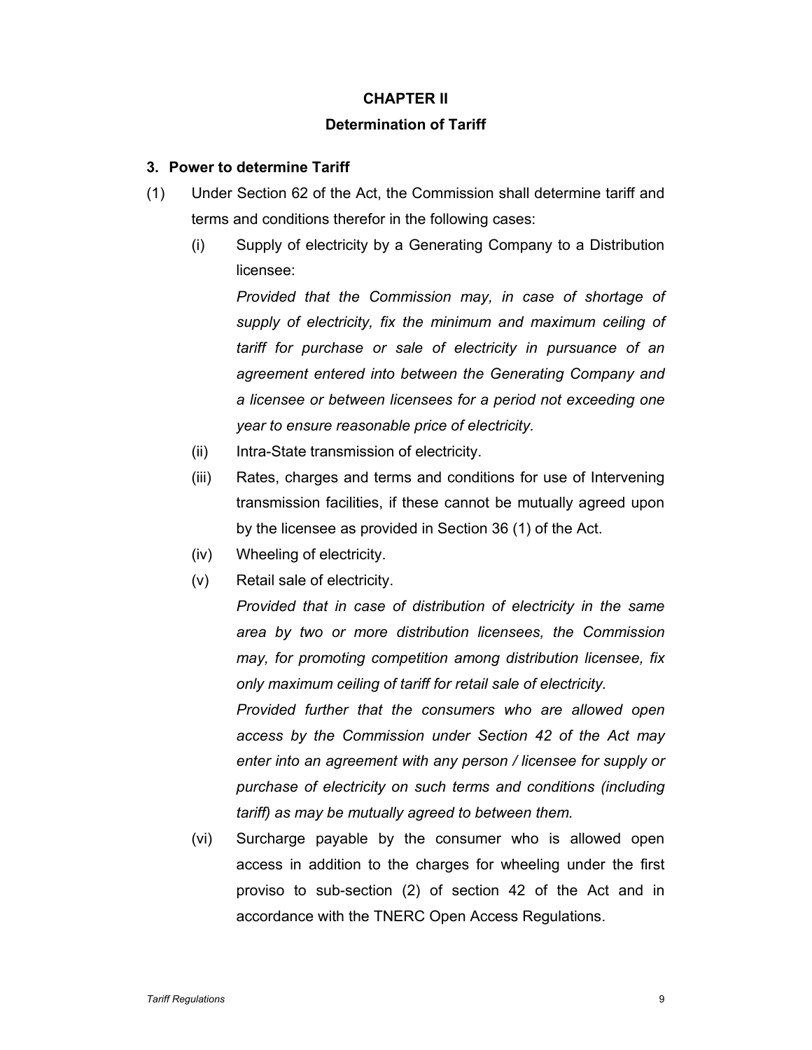# CHAPTER II

## Determination of Tariff

### 3. Power to determine Tariff

(1) Under Section 62 of the Act, the Commission shall determine tariff and terms and conditions therefor in the following cases:

(i) Supply of electricity by a Generating Company to a Distribution licensee:

*Provided that the Commission may, in case of shortage of supply of electricity, fix the minimum and maximum ceiling of tariff for purchase or sale of electricity in pursuance of an agreement entered into between the Generating Company and a licensee or between licensees for a period not exceeding one year to ensure reasonable price of electricity.*

(ii) Intra-State transmission of electricity.

(iii) Rates, charges and terms and conditions for use of Intervening transmission facilities, if these cannot be mutually agreed upon by the licensee as provided in Section 36 (1) of the Act.

(iv) Wheeling of electricity.

(v) Retail sale of electricity.

*Provided that in case of distribution of electricity in the same area by two or more distribution licensees, the Commission may, for promoting competition among distribution licensee, fix only maximum ceiling of tariff for retail sale of electricity.*

*Provided further that the consumers who are allowed open access by the Commission under Section 42 of the Act may enter into an agreement with any person / licensee for supply or purchase of electricity on such terms and conditions (including tariff) as may be mutually agreed to between them.*

(vi) Surcharge payable by the consumer who is allowed open access in addition to the charges for wheeling under the first proviso to sub-section (2) of section 42 of the Act and in accordance with the TNERC Open Access Regulations.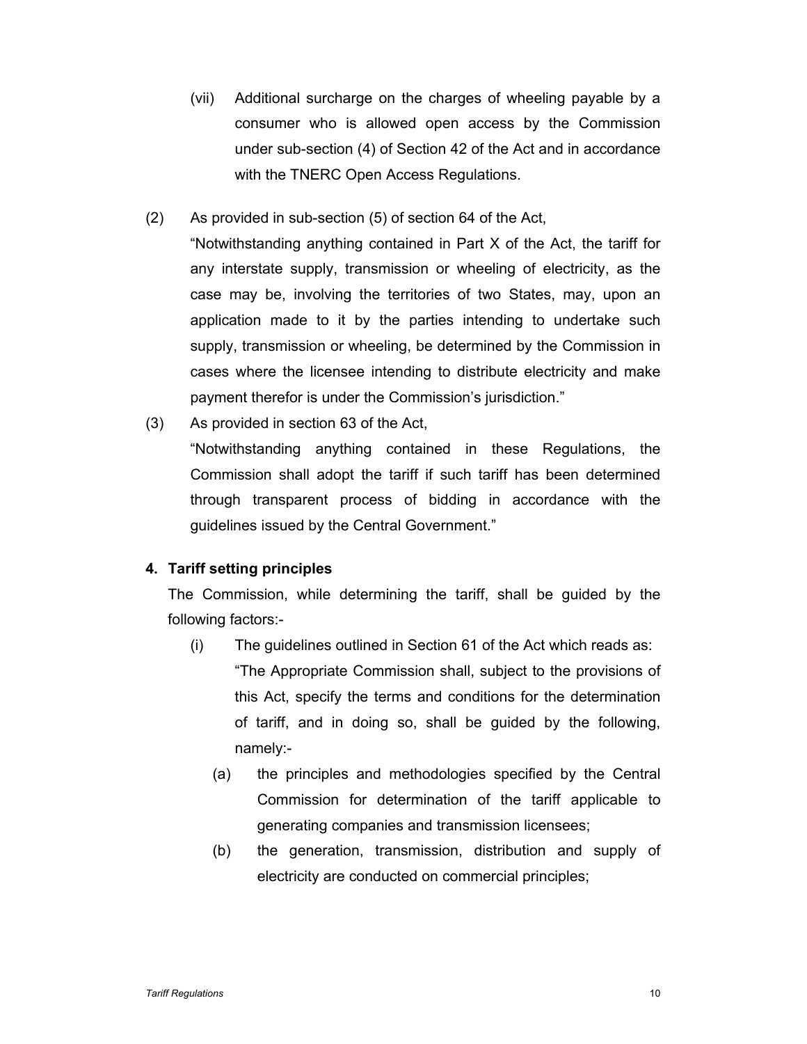(vii) Additional surcharge on the charges of wheeling payable by a consumer who is allowed open access by the Commission under sub-section (4) of Section 42 of the Act and in accordance with the TNERC Open Access Regulations.

(2) As provided in sub-section (5) of section 64 of the Act,
"Notwithstanding anything contained in Part X of the Act, the tariff for any interstate supply, transmission or wheeling of electricity, as the case may be, involving the territories of two States, may, upon an application made to it by the parties intending to undertake such supply, transmission or wheeling, be determined by the Commission in cases where the licensee intending to distribute electricity and make payment therefor is under the Commission's jurisdiction."

(3) As provided in section 63 of the Act,
"Notwithstanding anything contained in these Regulations, the Commission shall adopt the tariff if such tariff has been determined through transparent process of bidding in accordance with the guidelines issued by the Central Government."

**4. Tariff setting principles**

The Commission, while determining the tariff, shall be guided by the following factors:-

(i) The guidelines outlined in Section 61 of the Act which reads as:
"The Appropriate Commission shall, subject to the provisions of this Act, specify the terms and conditions for the determination of tariff, and in doing so, shall be guided by the following, namely:-

(a) the principles and methodologies specified by the Central Commission for determination of the tariff applicable to generating companies and transmission licensees;

(b) the generation, transmission, distribution and supply of electricity are conducted on commercial principles;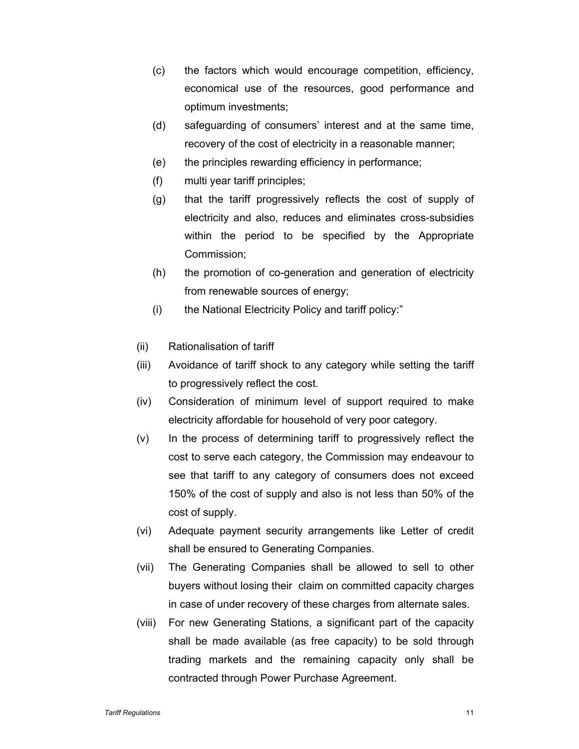(c) the factors which would encourage competition, efficiency, economical use of the resources, good performance and optimum investments;

(d) safeguarding of consumers' interest and at the same time, recovery of the cost of electricity in a reasonable manner;

(e) the principles rewarding efficiency in performance;

(f) multi year tariff principles;

(g) that the tariff progressively reflects the cost of supply of electricity and also, reduces and eliminates cross-subsidies within the period to be specified by the Appropriate Commission;

(h) the promotion of co-generation and generation of electricity from renewable sources of energy;

(i) the National Electricity Policy and tariff policy:"

(ii) Rationalisation of tariff

(iii) Avoidance of tariff shock to any category while setting the tariff to progressively reflect the cost.

(iv) Consideration of minimum level of support required to make electricity affordable for household of very poor category.

(v) In the process of determining tariff to progressively reflect the cost to serve each category, the Commission may endeavour to see that tariff to any category of consumers does not exceed 150% of the cost of supply and also is not less than 50% of the cost of supply.

(vi) Adequate payment security arrangements like Letter of credit shall be ensured to Generating Companies.

(vii) The Generating Companies shall be allowed to sell to other buyers without losing their claim on committed capacity charges in case of under recovery of these charges from alternate sales.

(viii) For new Generating Stations, a significant part of the capacity shall be made available (as free capacity) to be sold through trading markets and the remaining capacity only shall be contracted through Power Purchase Agreement.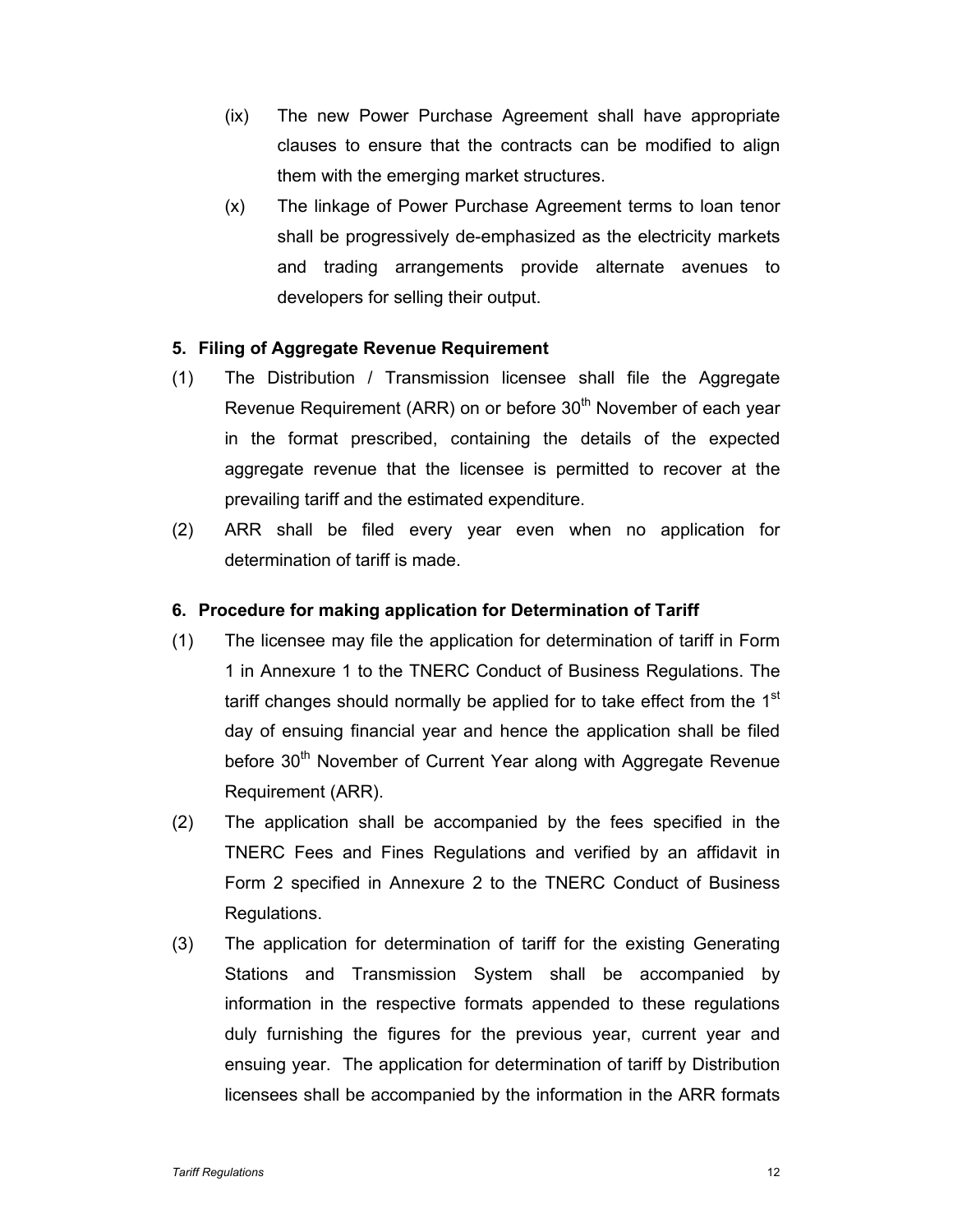(ix) The new Power Purchase Agreement shall have appropriate clauses to ensure that the contracts can be modified to align them with the emerging market structures.

(x) The linkage of Power Purchase Agreement terms to loan tenor shall be progressively de-emphasized as the electricity markets and trading arrangements provide alternate avenues to developers for selling their output.

**5. Filing of Aggregate Revenue Requirement**

(1) The Distribution / Transmission licensee shall file the Aggregate Revenue Requirement (ARR) on or before 30th November of each year in the format prescribed, containing the details of the expected aggregate revenue that the licensee is permitted to recover at the prevailing tariff and the estimated expenditure.

(2) ARR shall be filed every year even when no application for determination of tariff is made.

**6. Procedure for making application for Determination of Tariff**

(1) The licensee may file the application for determination of tariff in Form 1 in Annexure 1 to the TNERC Conduct of Business Regulations. The tariff changes should normally be applied for to take effect from the 1st day of ensuing financial year and hence the application shall be filed before 30th November of Current Year along with Aggregate Revenue Requirement (ARR).

(2) The application shall be accompanied by the fees specified in the TNERC Fees and Fines Regulations and verified by an affidavit in Form 2 specified in Annexure 2 to the TNERC Conduct of Business Regulations.

(3) The application for determination of tariff for the existing Generating Stations and Transmission System shall be accompanied by information in the respective formats appended to these regulations duly furnishing the figures for the previous year, current year and ensuing year. The application for determination of tariff by Distribution licensees shall be accompanied by the information in the ARR formats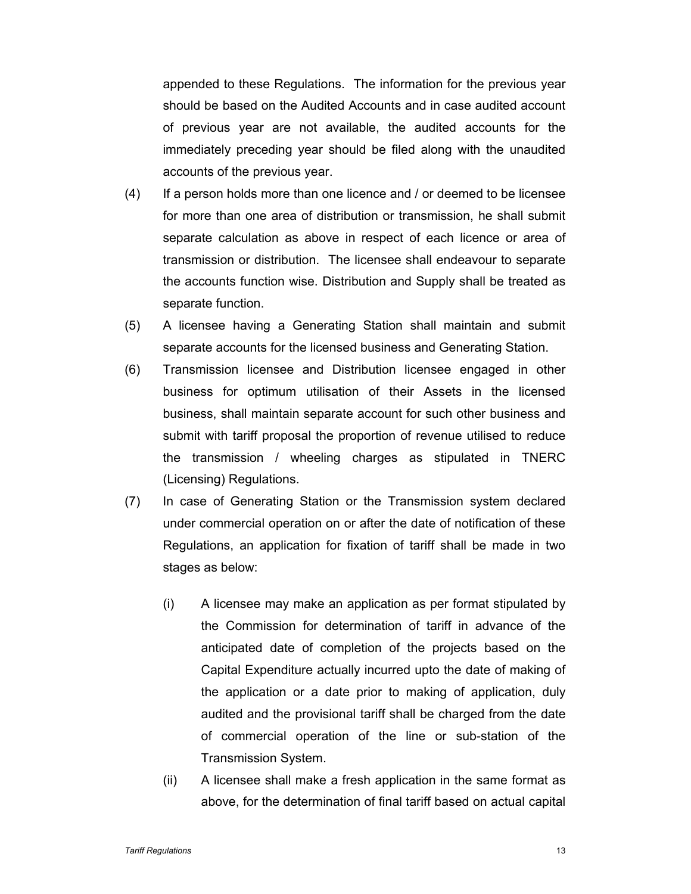appended to these Regulations. The information for the previous year should be based on the Audited Accounts and in case audited account of previous year are not available, the audited accounts for the immediately preceding year should be filed along with the unaudited accounts of the previous year.

(4) If a person holds more than one licence and / or deemed to be licensee for more than one area of distribution or transmission, he shall submit separate calculation as above in respect of each licence or area of transmission or distribution. The licensee shall endeavour to separate the accounts function wise. Distribution and Supply shall be treated as separate function.

(5) A licensee having a Generating Station shall maintain and submit separate accounts for the licensed business and Generating Station.

(6) Transmission licensee and Distribution licensee engaged in other business for optimum utilisation of their Assets in the licensed business, shall maintain separate account for such other business and submit with tariff proposal the proportion of revenue utilised to reduce the transmission / wheeling charges as stipulated in TNERC (Licensing) Regulations.

(7) In case of Generating Station or the Transmission system declared under commercial operation on or after the date of notification of these Regulations, an application for fixation of tariff shall be made in two stages as below:

   (i) A licensee may make an application as per format stipulated by the Commission for determination of tariff in advance of the anticipated date of completion of the projects based on the Capital Expenditure actually incurred upto the date of making of the application or a date prior to making of application, duly audited and the provisional tariff shall be charged from the date of commercial operation of the line or sub-station of the Transmission System.

   (ii) A licensee shall make a fresh application in the same format as above, for the determination of final tariff based on actual capital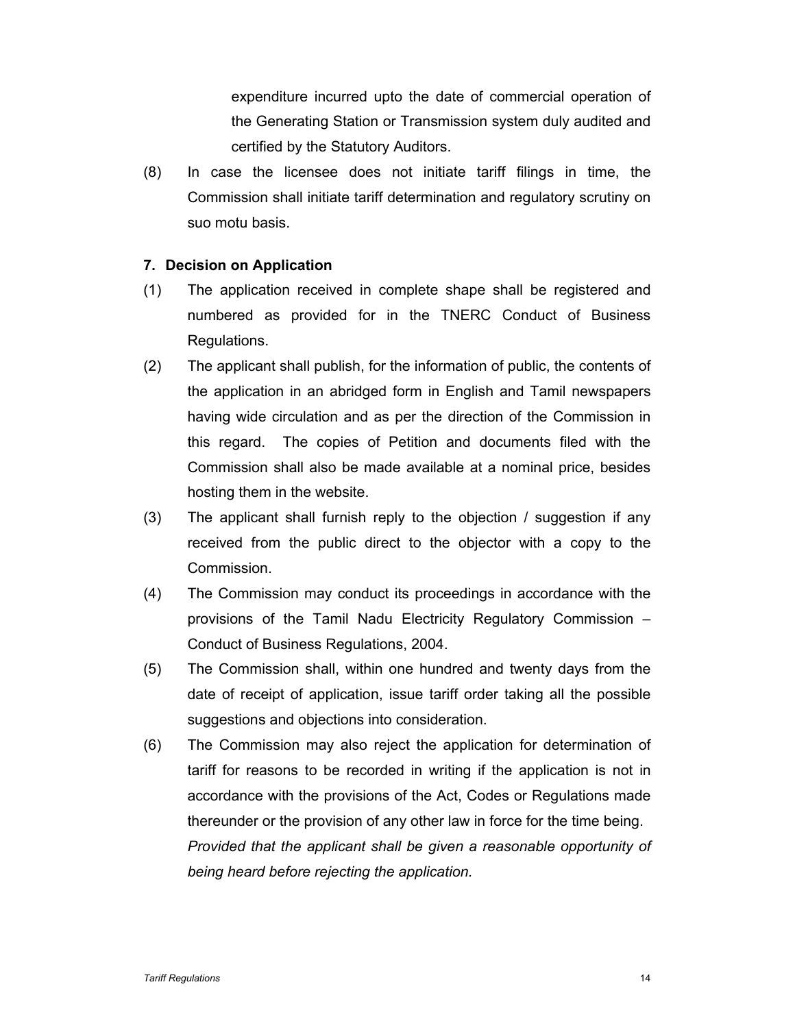expenditure incurred upto the date of commercial operation of the Generating Station or Transmission system duly audited and certified by the Statutory Auditors.

(8) In case the licensee does not initiate tariff filings in time, the Commission shall initiate tariff determination and regulatory scrutiny on suo motu basis.

### 7. Decision on Application

(1) The application received in complete shape shall be registered and numbered as provided for in the TNERC Conduct of Business Regulations.

(2) The applicant shall publish, for the information of public, the contents of the application in an abridged form in English and Tamil newspapers having wide circulation and as per the direction of the Commission in this regard. The copies of Petition and documents filed with the Commission shall also be made available at a nominal price, besides hosting them in the website.

(3) The applicant shall furnish reply to the objection / suggestion if any received from the public direct to the objector with a copy to the Commission.

(4) The Commission may conduct its proceedings in accordance with the provisions of the Tamil Nadu Electricity Regulatory Commission – Conduct of Business Regulations, 2004.

(5) The Commission shall, within one hundred and twenty days from the date of receipt of application, issue tariff order taking all the possible suggestions and objections into consideration.

(6) The Commission may also reject the application for determination of tariff for reasons to be recorded in writing if the application is not in accordance with the provisions of the Act, Codes or Regulations made thereunder or the provision of any other law in force for the time being.

*Provided that the applicant shall be given a reasonable opportunity of being heard before rejecting the application.*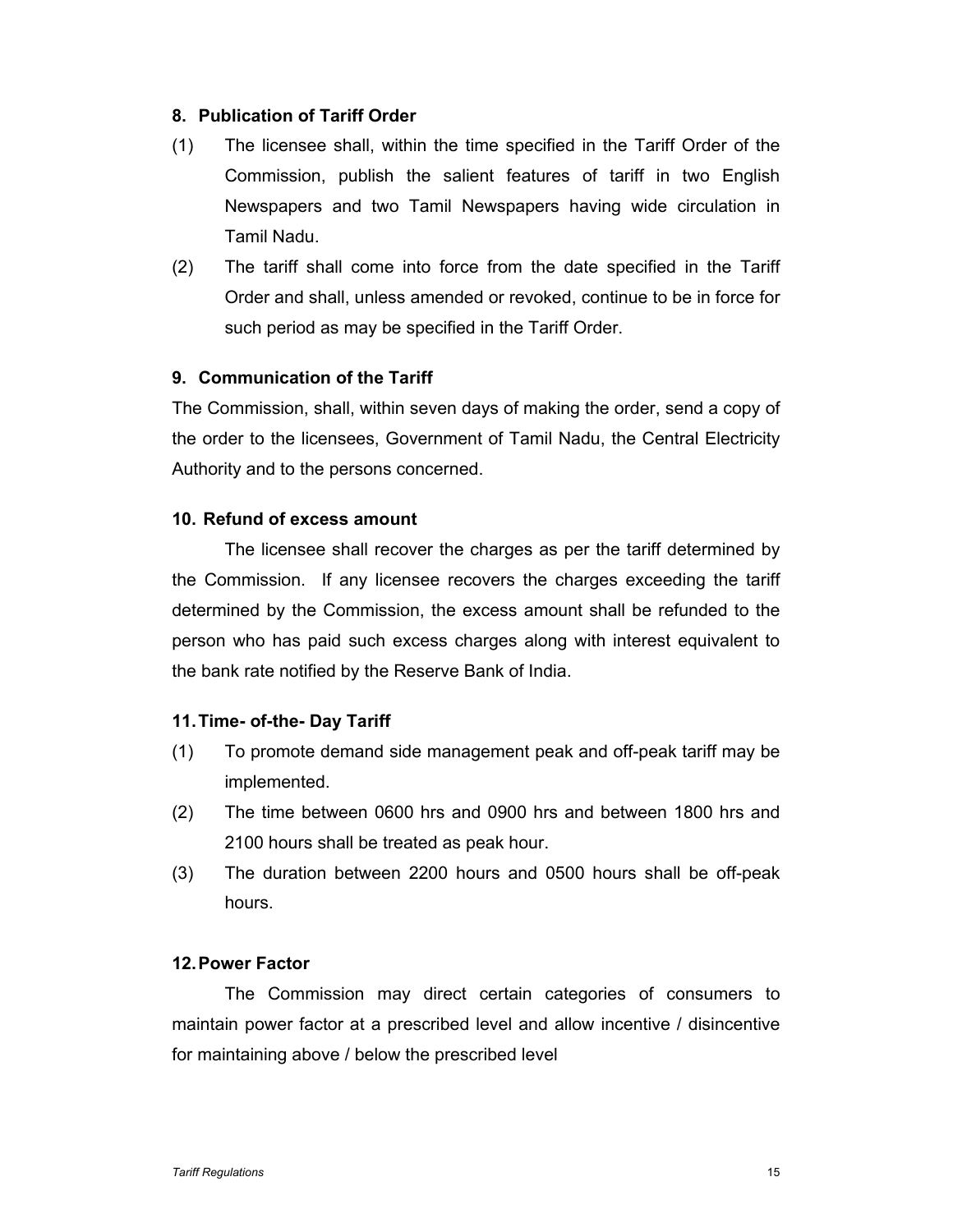### 8. Publication of Tariff Order

(1) The licensee shall, within the time specified in the Tariff Order of the Commission, publish the salient features of tariff in two English Newspapers and two Tamil Newspapers having wide circulation in Tamil Nadu.

(2) The tariff shall come into force from the date specified in the Tariff Order and shall, unless amended or revoked, continue to be in force for such period as may be specified in the Tariff Order.

### 9. Communication of the Tariff

The Commission, shall, within seven days of making the order, send a copy of the order to the licensees, Government of Tamil Nadu, the Central Electricity Authority and to the persons concerned.

### 10. Refund of excess amount

The licensee shall recover the charges as per the tariff determined by the Commission. If any licensee recovers the charges exceeding the tariff determined by the Commission, the excess amount shall be refunded to the person who has paid such excess charges along with interest equivalent to the bank rate notified by the Reserve Bank of India.

### 11. Time- of-the- Day Tariff

(1) To promote demand side management peak and off-peak tariff may be implemented.

(2) The time between 0600 hrs and 0900 hrs and between 1800 hrs and 2100 hours shall be treated as peak hour.

(3) The duration between 2200 hours and 0500 hours shall be off-peak hours.

### 12. Power Factor

The Commission may direct certain categories of consumers to maintain power factor at a prescribed level and allow incentive / disincentive for maintaining above / below the prescribed level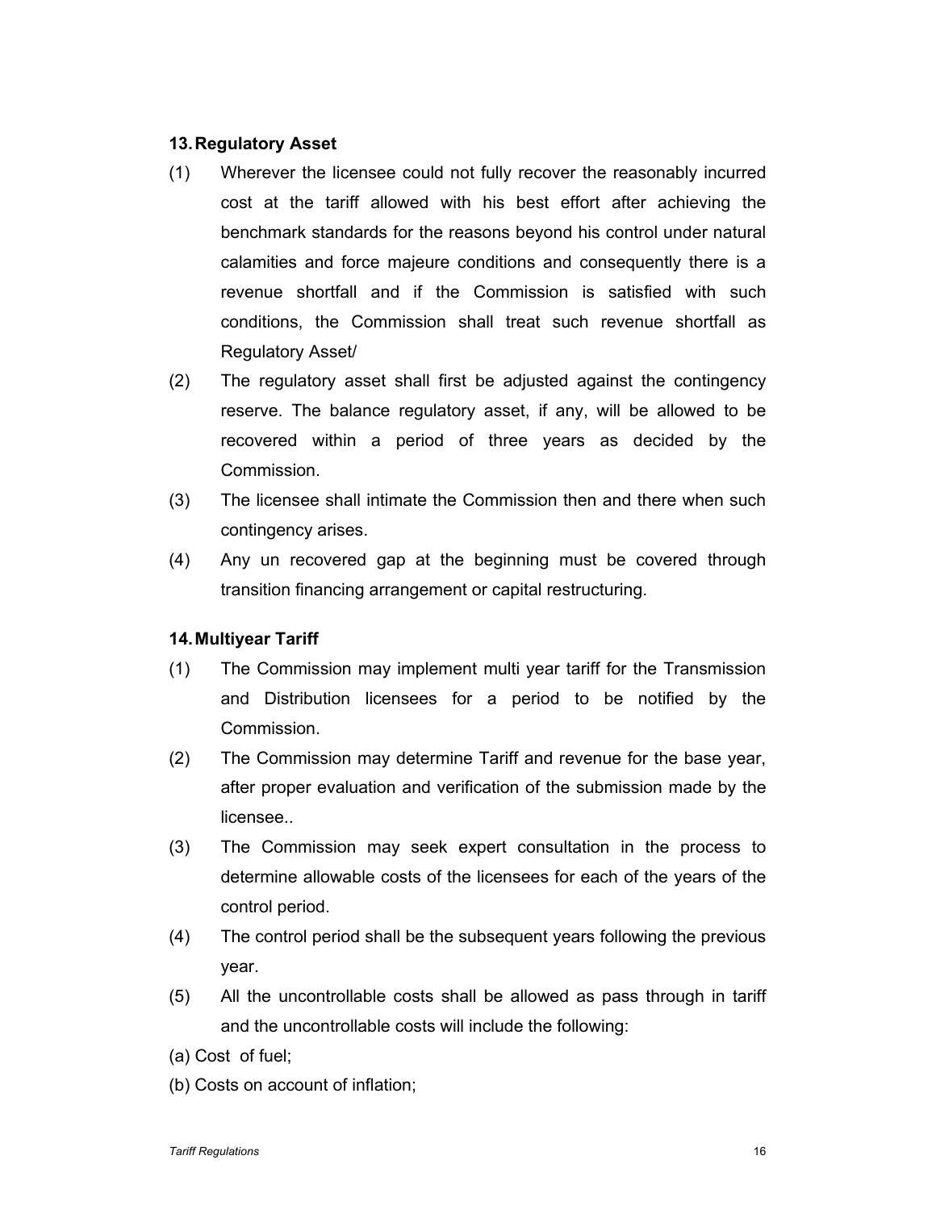## 13. Regulatory Asset

(1) Wherever the licensee could not fully recover the reasonably incurred cost at the tariff allowed with his best effort after achieving the benchmark standards for the reasons beyond his control under natural calamities and force majeure conditions and consequently there is a revenue shortfall and if the Commission is satisfied with such conditions, the Commission shall treat such revenue shortfall as Regulatory Asset/

(2) The regulatory asset shall first be adjusted against the contingency reserve. The balance regulatory asset, if any, will be allowed to be recovered within a period of three years as decided by the Commission.

(3) The licensee shall intimate the Commission then and there when such contingency arises.

(4) Any un recovered gap at the beginning must be covered through transition financing arrangement or capital restructuring.

## 14. Multiyear Tariff

(1) The Commission may implement multi year tariff for the Transmission and Distribution licensees for a period to be notified by the Commission.

(2) The Commission may determine Tariff and revenue for the base year, after proper evaluation and verification of the submission made by the licensee..

(3) The Commission may seek expert consultation in the process to determine allowable costs of the licensees for each of the years of the control period.

(4) The control period shall be the subsequent years following the previous year.

(5) All the uncontrollable costs shall be allowed as pass through in tariff and the uncontrollable costs will include the following:

(a) Cost of fuel;

(b) Costs on account of inflation;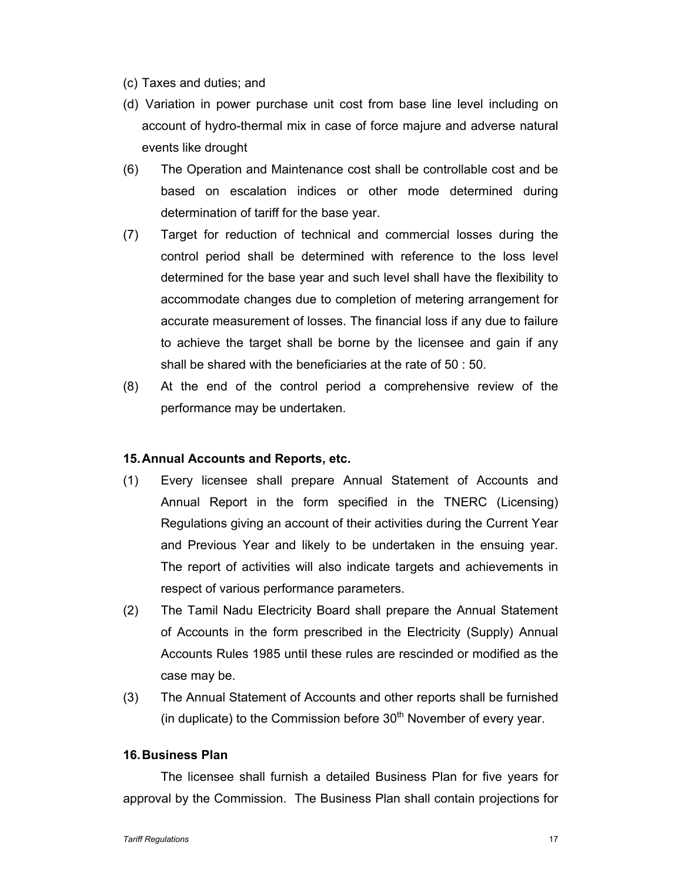(c) Taxes and duties; and

(d) Variation in power purchase unit cost from base line level including on account of hydro-thermal mix in case of force majure and adverse natural events like drought

(6) The Operation and Maintenance cost shall be controllable cost and be based on escalation indices or other mode determined during determination of tariff for the base year.

(7) Target for reduction of technical and commercial losses during the control period shall be determined with reference to the loss level determined for the base year and such level shall have the flexibility to accommodate changes due to completion of metering arrangement for accurate measurement of losses. The financial loss if any due to failure to achieve the target shall be borne by the licensee and gain if any shall be shared with the beneficiaries at the rate of 50 : 50.

(8) At the end of the control period a comprehensive review of the performance may be undertaken.

**15. Annual Accounts and Reports, etc.**

(1) Every licensee shall prepare Annual Statement of Accounts and Annual Report in the form specified in the TNERC (Licensing) Regulations giving an account of their activities during the Current Year and Previous Year and likely to be undertaken in the ensuing year. The report of activities will also indicate targets and achievements in respect of various performance parameters.

(2) The Tamil Nadu Electricity Board shall prepare the Annual Statement of Accounts in the form prescribed in the Electricity (Supply) Annual Accounts Rules 1985 until these rules are rescinded or modified as the case may be.

(3) The Annual Statement of Accounts and other reports shall be furnished (in duplicate) to the Commission before 30th November of every year.

**16. Business Plan**

The licensee shall furnish a detailed Business Plan for five years for approval by the Commission. The Business Plan shall contain projections for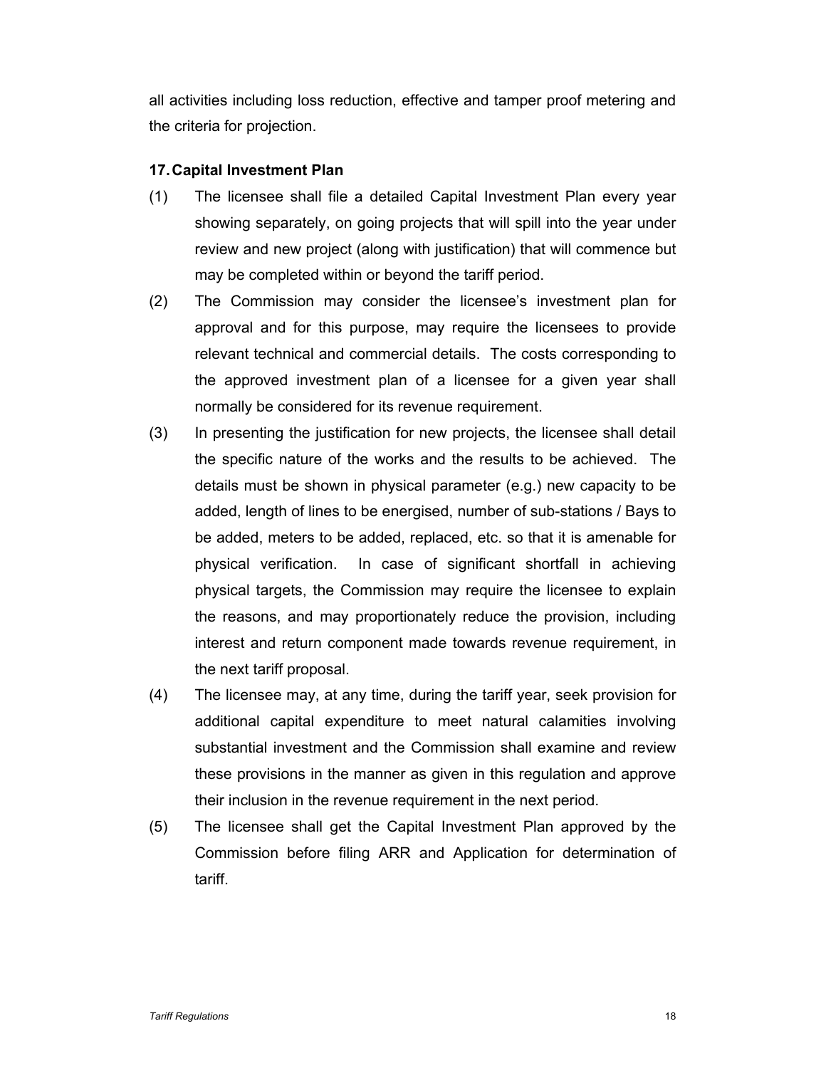all activities including loss reduction, effective and tamper proof metering and the criteria for projection.

### 17. Capital Investment Plan

(1) The licensee shall file a detailed Capital Investment Plan every year showing separately, on going projects that will spill into the year under review and new project (along with justification) that will commence but may be completed within or beyond the tariff period.

(2) The Commission may consider the licensee's investment plan for approval and for this purpose, may require the licensees to provide relevant technical and commercial details. The costs corresponding to the approved investment plan of a licensee for a given year shall normally be considered for its revenue requirement.

(3) In presenting the justification for new projects, the licensee shall detail the specific nature of the works and the results to be achieved. The details must be shown in physical parameter (e.g.) new capacity to be added, length of lines to be energised, number of sub-stations / Bays to be added, meters to be added, replaced, etc. so that it is amenable for physical verification. In case of significant shortfall in achieving physical targets, the Commission may require the licensee to explain the reasons, and may proportionately reduce the provision, including interest and return component made towards revenue requirement, in the next tariff proposal.

(4) The licensee may, at any time, during the tariff year, seek provision for additional capital expenditure to meet natural calamities involving substantial investment and the Commission shall examine and review these provisions in the manner as given in this regulation and approve their inclusion in the revenue requirement in the next period.

(5) The licensee shall get the Capital Investment Plan approved by the Commission before filing ARR and Application for determination of tariff.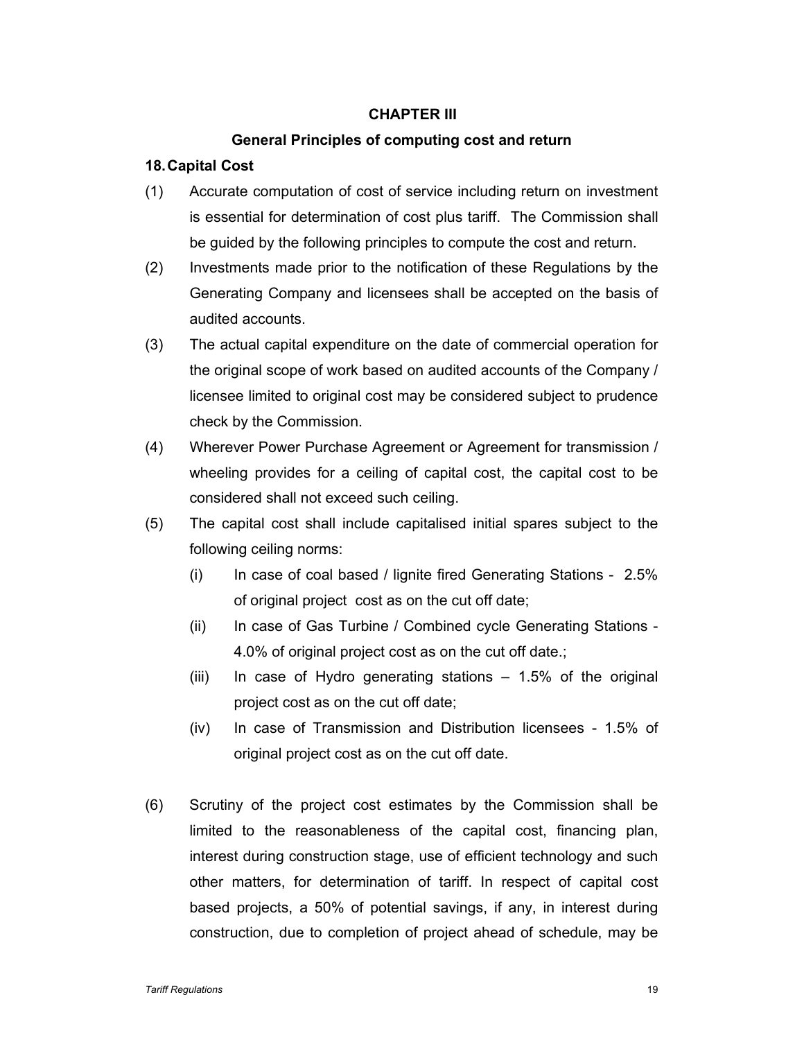## CHAPTER III

### General Principles of computing cost and return

### 18. Capital Cost

(1) Accurate computation of cost of service including return on investment is essential for determination of cost plus tariff. The Commission shall be guided by the following principles to compute the cost and return.

(2) Investments made prior to the notification of these Regulations by the Generating Company and licensees shall be accepted on the basis of audited accounts.

(3) The actual capital expenditure on the date of commercial operation for the original scope of work based on audited accounts of the Company / licensee limited to original cost may be considered subject to prudence check by the Commission.

(4) Wherever Power Purchase Agreement or Agreement for transmission / wheeling provides for a ceiling of capital cost, the capital cost to be considered shall not exceed such ceiling.

(5) The capital cost shall include capitalised initial spares subject to the following ceiling norms:

  (i) In case of coal based / lignite fired Generating Stations - 2.5% of original project cost as on the cut off date;

  (ii) In case of Gas Turbine / Combined cycle Generating Stations - 4.0% of original project cost as on the cut off date.;

  (iii) In case of Hydro generating stations – 1.5% of the original project cost as on the cut off date;

  (iv) In case of Transmission and Distribution licensees - 1.5% of original project cost as on the cut off date.

(6) Scrutiny of the project cost estimates by the Commission shall be limited to the reasonableness of the capital cost, financing plan, interest during construction stage, use of efficient technology and such other matters, for determination of tariff. In respect of capital cost based projects, a 50% of potential savings, if any, in interest during construction, due to completion of project ahead of schedule, may be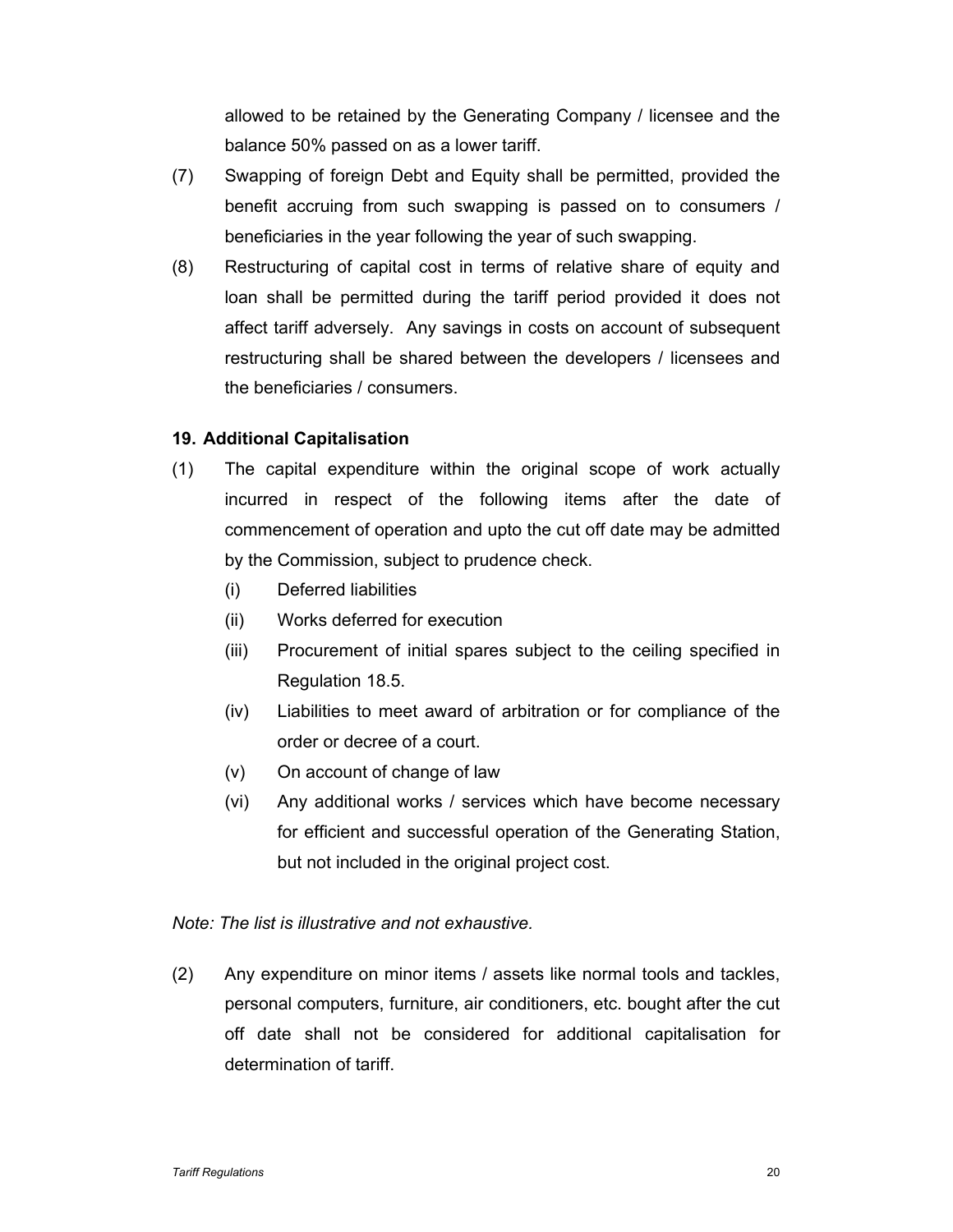allowed to be retained by the Generating Company / licensee and the balance 50% passed on as a lower tariff.

(7) Swapping of foreign Debt and Equity shall be permitted, provided the benefit accruing from such swapping is passed on to consumers / beneficiaries in the year following the year of such swapping.

(8) Restructuring of capital cost in terms of relative share of equity and loan shall be permitted during the tariff period provided it does not affect tariff adversely. Any savings in costs on account of subsequent restructuring shall be shared between the developers / licensees and the beneficiaries / consumers.

### 19. Additional Capitalisation

(1) The capital expenditure within the original scope of work actually incurred in respect of the following items after the date of commencement of operation and upto the cut off date may be admitted by the Commission, subject to prudence check.

  (i) Deferred liabilities

  (ii) Works deferred for execution

  (iii) Procurement of initial spares subject to the ceiling specified in Regulation 18.5.

  (iv) Liabilities to meet award of arbitration or for compliance of the order or decree of a court.

  (v) On account of change of law

  (vi) Any additional works / services which have become necessary for efficient and successful operation of the Generating Station, but not included in the original project cost.

*Note: The list is illustrative and not exhaustive.*

(2) Any expenditure on minor items / assets like normal tools and tackles, personal computers, furniture, air conditioners, etc. bought after the cut off date shall not be considered for additional capitalisation for determination of tariff.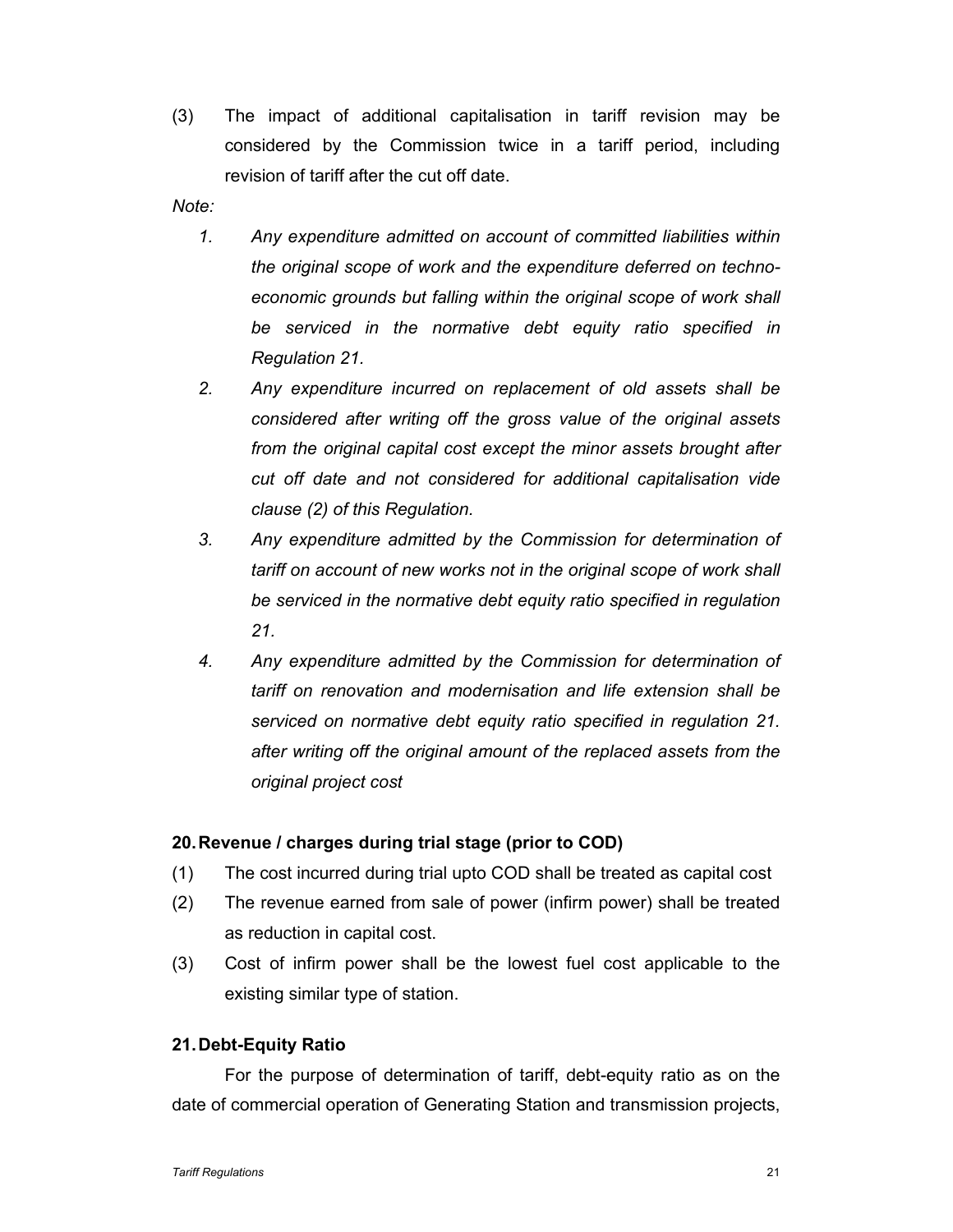(3) The impact of additional capitalisation in tariff revision may be considered by the Commission twice in a tariff period, including revision of tariff after the cut off date.

*Note:*

1. *Any expenditure admitted on account of committed liabilities within the original scope of work and the expenditure deferred on techno-economic grounds but falling within the original scope of work shall be serviced in the normative debt equity ratio specified in Regulation 21.*
2. *Any expenditure incurred on replacement of old assets shall be considered after writing off the gross value of the original assets from the original capital cost except the minor assets brought after cut off date and not considered for additional capitalisation vide clause (2) of this Regulation.*
3. *Any expenditure admitted by the Commission for determination of tariff on account of new works not in the original scope of work shall be serviced in the normative debt equity ratio specified in regulation 21.*
4. *Any expenditure admitted by the Commission for determination of tariff on renovation and modernisation and life extension shall be serviced on normative debt equity ratio specified in regulation 21. after writing off the original amount of the replaced assets from the original project cost*

## 20. Revenue / charges during trial stage (prior to COD)

(1) The cost incurred during trial upto COD shall be treated as capital cost

(2) The revenue earned from sale of power (infirm power) shall be treated as reduction in capital cost.

(3) Cost of infirm power shall be the lowest fuel cost applicable to the existing similar type of station.

## 21. Debt-Equity Ratio

For the purpose of determination of tariff, debt-equity ratio as on the date of commercial operation of Generating Station and transmission projects,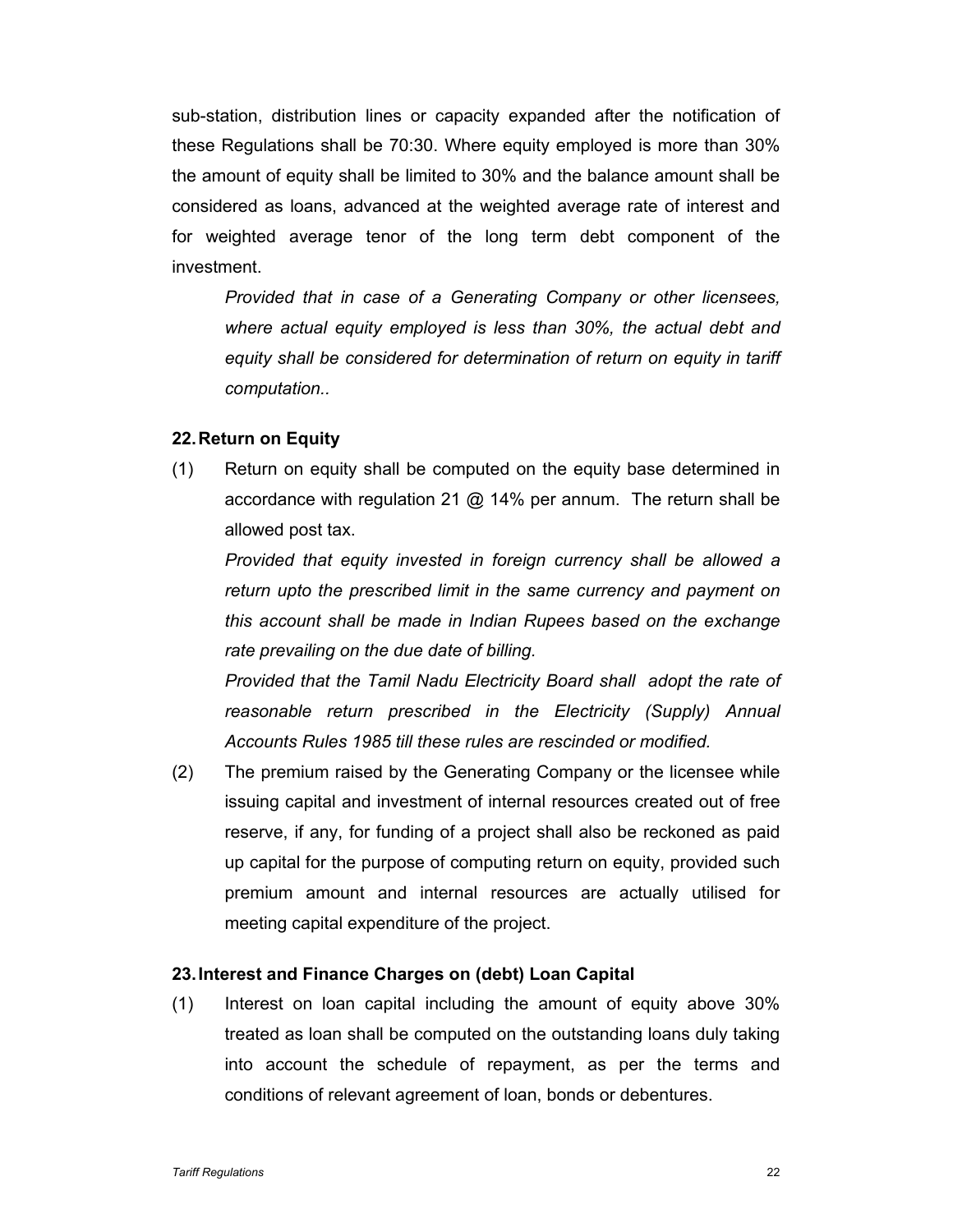sub-station, distribution lines or capacity expanded after the notification of these Regulations shall be 70:30. Where equity employed is more than 30% the amount of equity shall be limited to 30% and the balance amount shall be considered as loans, advanced at the weighted average rate of interest and for weighted average tenor of the long term debt component of the investment.

*Provided that in case of a Generating Company or other licensees, where actual equity employed is less than 30%, the actual debt and equity shall be considered for determination of return on equity in tariff computation..*

### 22. Return on Equity

(1) Return on equity shall be computed on the equity base determined in accordance with regulation 21 @ 14% per annum. The return shall be allowed post tax.

*Provided that equity invested in foreign currency shall be allowed a return upto the prescribed limit in the same currency and payment on this account shall be made in Indian Rupees based on the exchange rate prevailing on the due date of billing.*

*Provided that the Tamil Nadu Electricity Board shall adopt the rate of reasonable return prescribed in the Electricity (Supply) Annual Accounts Rules 1985 till these rules are rescinded or modified.*

(2) The premium raised by the Generating Company or the licensee while issuing capital and investment of internal resources created out of free reserve, if any, for funding of a project shall also be reckoned as paid up capital for the purpose of computing return on equity, provided such premium amount and internal resources are actually utilised for meeting capital expenditure of the project.

### 23. Interest and Finance Charges on (debt) Loan Capital

(1) Interest on loan capital including the amount of equity above 30% treated as loan shall be computed on the outstanding loans duly taking into account the schedule of repayment, as per the terms and conditions of relevant agreement of loan, bonds or debentures.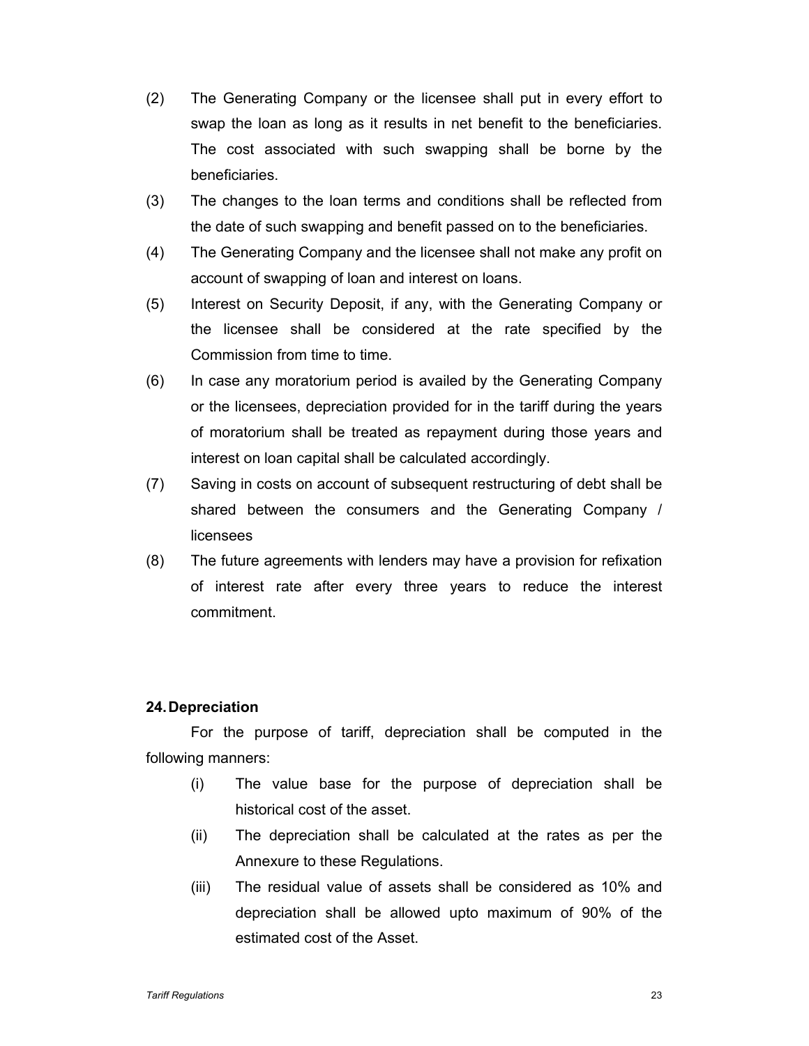(2) The Generating Company or the licensee shall put in every effort to swap the loan as long as it results in net benefit to the beneficiaries. The cost associated with such swapping shall be borne by the beneficiaries.

(3) The changes to the loan terms and conditions shall be reflected from the date of such swapping and benefit passed on to the beneficiaries.

(4) The Generating Company and the licensee shall not make any profit on account of swapping of loan and interest on loans.

(5) Interest on Security Deposit, if any, with the Generating Company or the licensee shall be considered at the rate specified by the Commission from time to time.

(6) In case any moratorium period is availed by the Generating Company or the licensees, depreciation provided for in the tariff during the years of moratorium shall be treated as repayment during those years and interest on loan capital shall be calculated accordingly.

(7) Saving in costs on account of subsequent restructuring of debt shall be shared between the consumers and the Generating Company / licensees

(8) The future agreements with lenders may have a provision for refixation of interest rate after every three years to reduce the interest commitment.

**24. Depreciation**

For the purpose of tariff, depreciation shall be computed in the following manners:

(i) The value base for the purpose of depreciation shall be historical cost of the asset.

(ii) The depreciation shall be calculated at the rates as per the Annexure to these Regulations.

(iii) The residual value of assets shall be considered as 10% and depreciation shall be allowed upto maximum of 90% of the estimated cost of the Asset.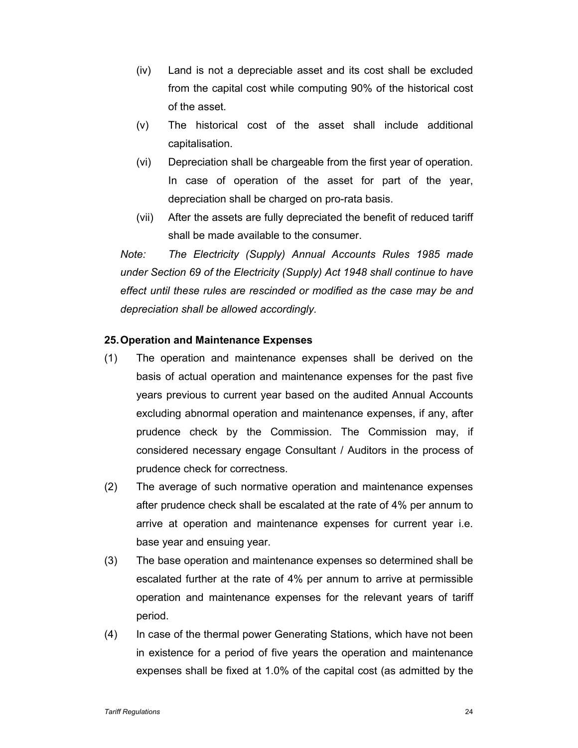(iv) Land is not a depreciable asset and its cost shall be excluded from the capital cost while computing 90% of the historical cost of the asset.

(v) The historical cost of the asset shall include additional capitalisation.

(vi) Depreciation shall be chargeable from the first year of operation. In case of operation of the asset for part of the year, depreciation shall be charged on pro-rata basis.

(vii) After the assets are fully depreciated the benefit of reduced tariff shall be made available to the consumer.

*Note: The Electricity (Supply) Annual Accounts Rules 1985 made under Section 69 of the Electricity (Supply) Act 1948 shall continue to have effect until these rules are rescinded or modified as the case may be and depreciation shall be allowed accordingly.*

**25. Operation and Maintenance Expenses**

(1) The operation and maintenance expenses shall be derived on the basis of actual operation and maintenance expenses for the past five years previous to current year based on the audited Annual Accounts excluding abnormal operation and maintenance expenses, if any, after prudence check by the Commission. The Commission may, if considered necessary engage Consultant / Auditors in the process of prudence check for correctness.

(2) The average of such normative operation and maintenance expenses after prudence check shall be escalated at the rate of 4% per annum to arrive at operation and maintenance expenses for current year i.e. base year and ensuing year.

(3) The base operation and maintenance expenses so determined shall be escalated further at the rate of 4% per annum to arrive at permissible operation and maintenance expenses for the relevant years of tariff period.

(4) In case of the thermal power Generating Stations, which have not been in existence for a period of five years the operation and maintenance expenses shall be fixed at 1.0% of the capital cost (as admitted by the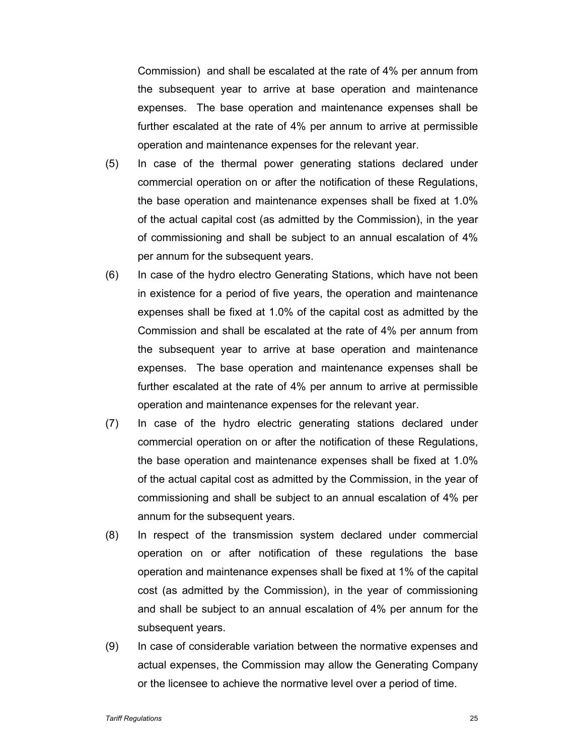Commission) and shall be escalated at the rate of 4% per annum from the subsequent year to arrive at base operation and maintenance expenses. The base operation and maintenance expenses shall be further escalated at the rate of 4% per annum to arrive at permissible operation and maintenance expenses for the relevant year.

(5) In case of the thermal power generating stations declared under commercial operation on or after the notification of these Regulations, the base operation and maintenance expenses shall be fixed at 1.0% of the actual capital cost (as admitted by the Commission), in the year of commissioning and shall be subject to an annual escalation of 4% per annum for the subsequent years.

(6) In case of the hydro electro Generating Stations, which have not been in existence for a period of five years, the operation and maintenance expenses shall be fixed at 1.0% of the capital cost as admitted by the Commission and shall be escalated at the rate of 4% per annum from the subsequent year to arrive at base operation and maintenance expenses. The base operation and maintenance expenses shall be further escalated at the rate of 4% per annum to arrive at permissible operation and maintenance expenses for the relevant year.

(7) In case of the hydro electric generating stations declared under commercial operation on or after the notification of these Regulations, the base operation and maintenance expenses shall be fixed at 1.0% of the actual capital cost as admitted by the Commission, in the year of commissioning and shall be subject to an annual escalation of 4% per annum for the subsequent years.

(8) In respect of the transmission system declared under commercial operation on or after notification of these regulations the base operation and maintenance expenses shall be fixed at 1% of the capital cost (as admitted by the Commission), in the year of commissioning and shall be subject to an annual escalation of 4% per annum for the subsequent years.

(9) In case of considerable variation between the normative expenses and actual expenses, the Commission may allow the Generating Company or the licensee to achieve the normative level over a period of time.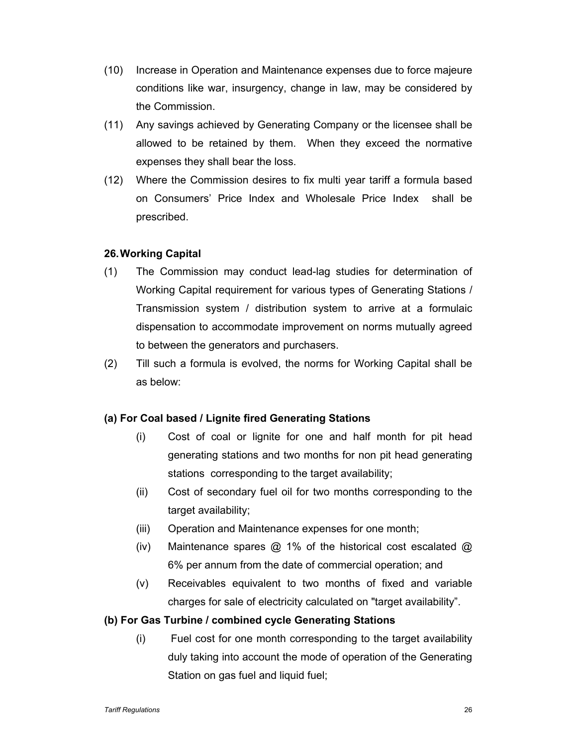(10) Increase in Operation and Maintenance expenses due to force majeure conditions like war, insurgency, change in law, may be considered by the Commission.

(11) Any savings achieved by Generating Company or the licensee shall be allowed to be retained by them. When they exceed the normative expenses they shall bear the loss.

(12) Where the Commission desires to fix multi year tariff a formula based on Consumers' Price Index and Wholesale Price Index shall be prescribed.

### 26. Working Capital

(1) The Commission may conduct lead-lag studies for determination of Working Capital requirement for various types of Generating Stations / Transmission system / distribution system to arrive at a formulaic dispensation to accommodate improvement on norms mutually agreed to between the generators and purchasers.

(2) Till such a formula is evolved, the norms for Working Capital shall be as below:

**(a) For Coal based / Lignite fired Generating Stations**

(i) Cost of coal or lignite for one and half month for pit head generating stations and two months for non pit head generating stations corresponding to the target availability;

(ii) Cost of secondary fuel oil for two months corresponding to the target availability;

(iii) Operation and Maintenance expenses for one month;

(iv) Maintenance spares @ 1% of the historical cost escalated @ 6% per annum from the date of commercial operation; and

(v) Receivables equivalent to two months of fixed and variable charges for sale of electricity calculated on "target availability".

**(b) For Gas Turbine / combined cycle Generating Stations**

(i) Fuel cost for one month corresponding to the target availability duly taking into account the mode of operation of the Generating Station on gas fuel and liquid fuel;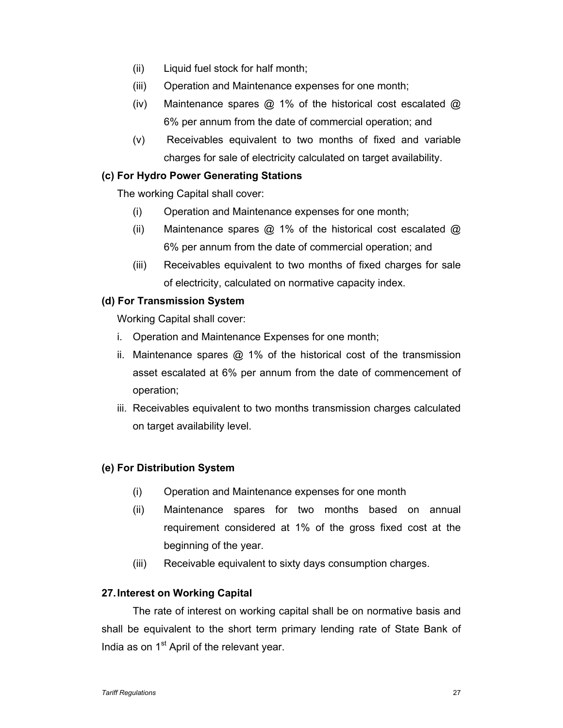(ii) Liquid fuel stock for half month;

(iii) Operation and Maintenance expenses for one month;

(iv) Maintenance spares @ 1% of the historical cost escalated @ 6% per annum from the date of commercial operation; and

(v) Receivables equivalent to two months of fixed and variable charges for sale of electricity calculated on target availability.

**(c) For Hydro Power Generating Stations**

The working Capital shall cover:

(i) Operation and Maintenance expenses for one month;

(ii) Maintenance spares @ 1% of the historical cost escalated @ 6% per annum from the date of commercial operation; and

(iii) Receivables equivalent to two months of fixed charges for sale of electricity, calculated on normative capacity index.

**(d) For Transmission System**

Working Capital shall cover:

i. Operation and Maintenance Expenses for one month;

ii. Maintenance spares @ 1% of the historical cost of the transmission asset escalated at 6% per annum from the date of commencement of operation;

iii. Receivables equivalent to two months transmission charges calculated on target availability level.

**(e) For Distribution System**

(i) Operation and Maintenance expenses for one month

(ii) Maintenance spares for two months based on annual requirement considered at 1% of the gross fixed cost at the beginning of the year.

(iii) Receivable equivalent to sixty days consumption charges.

**27. Interest on Working Capital**

The rate of interest on working capital shall be on normative basis and shall be equivalent to the short term primary lending rate of State Bank of India as on 1st April of the relevant year.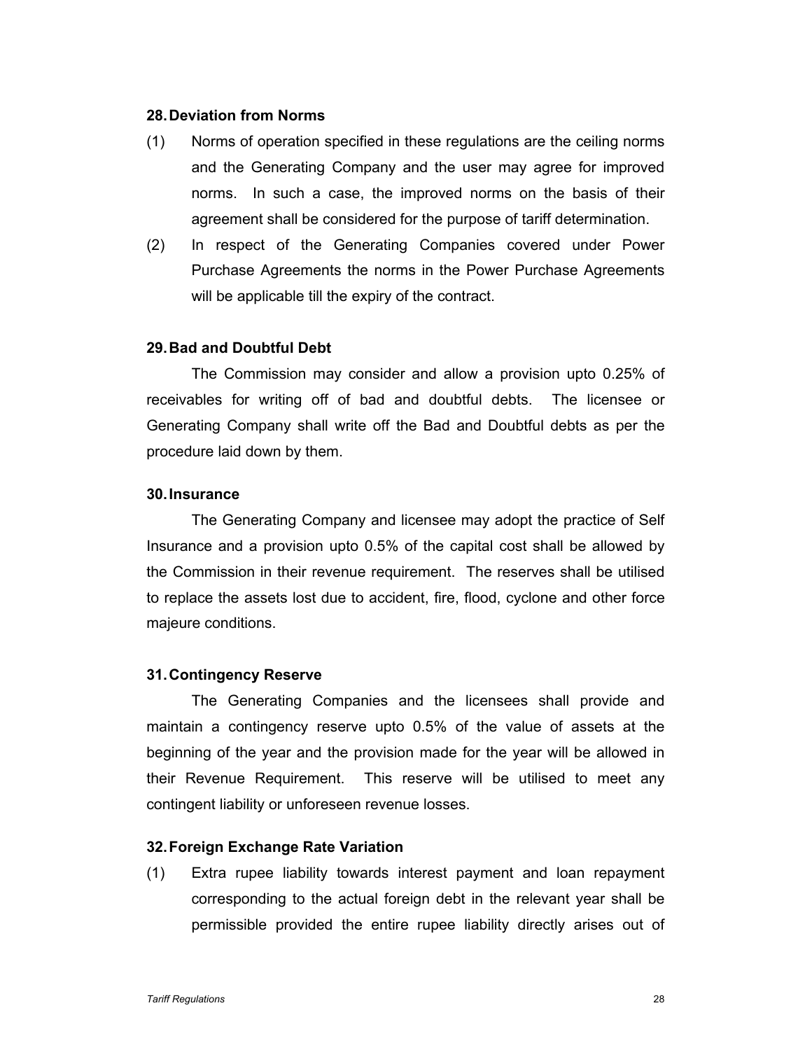### 28. Deviation from Norms

(1) Norms of operation specified in these regulations are the ceiling norms and the Generating Company and the user may agree for improved norms. In such a case, the improved norms on the basis of their agreement shall be considered for the purpose of tariff determination.

(2) In respect of the Generating Companies covered under Power Purchase Agreements the norms in the Power Purchase Agreements will be applicable till the expiry of the contract.

### 29. Bad and Doubtful Debt

The Commission may consider and allow a provision upto 0.25% of receivables for writing off of bad and doubtful debts. The licensee or Generating Company shall write off the Bad and Doubtful debts as per the procedure laid down by them.

### 30. Insurance

The Generating Company and licensee may adopt the practice of Self Insurance and a provision upto 0.5% of the capital cost shall be allowed by the Commission in their revenue requirement. The reserves shall be utilised to replace the assets lost due to accident, fire, flood, cyclone and other force majeure conditions.

### 31. Contingency Reserve

The Generating Companies and the licensees shall provide and maintain a contingency reserve upto 0.5% of the value of assets at the beginning of the year and the provision made for the year will be allowed in their Revenue Requirement. This reserve will be utilised to meet any contingent liability or unforeseen revenue losses.

### 32. Foreign Exchange Rate Variation

(1) Extra rupee liability towards interest payment and loan repayment corresponding to the actual foreign debt in the relevant year shall be permissible provided the entire rupee liability directly arises out of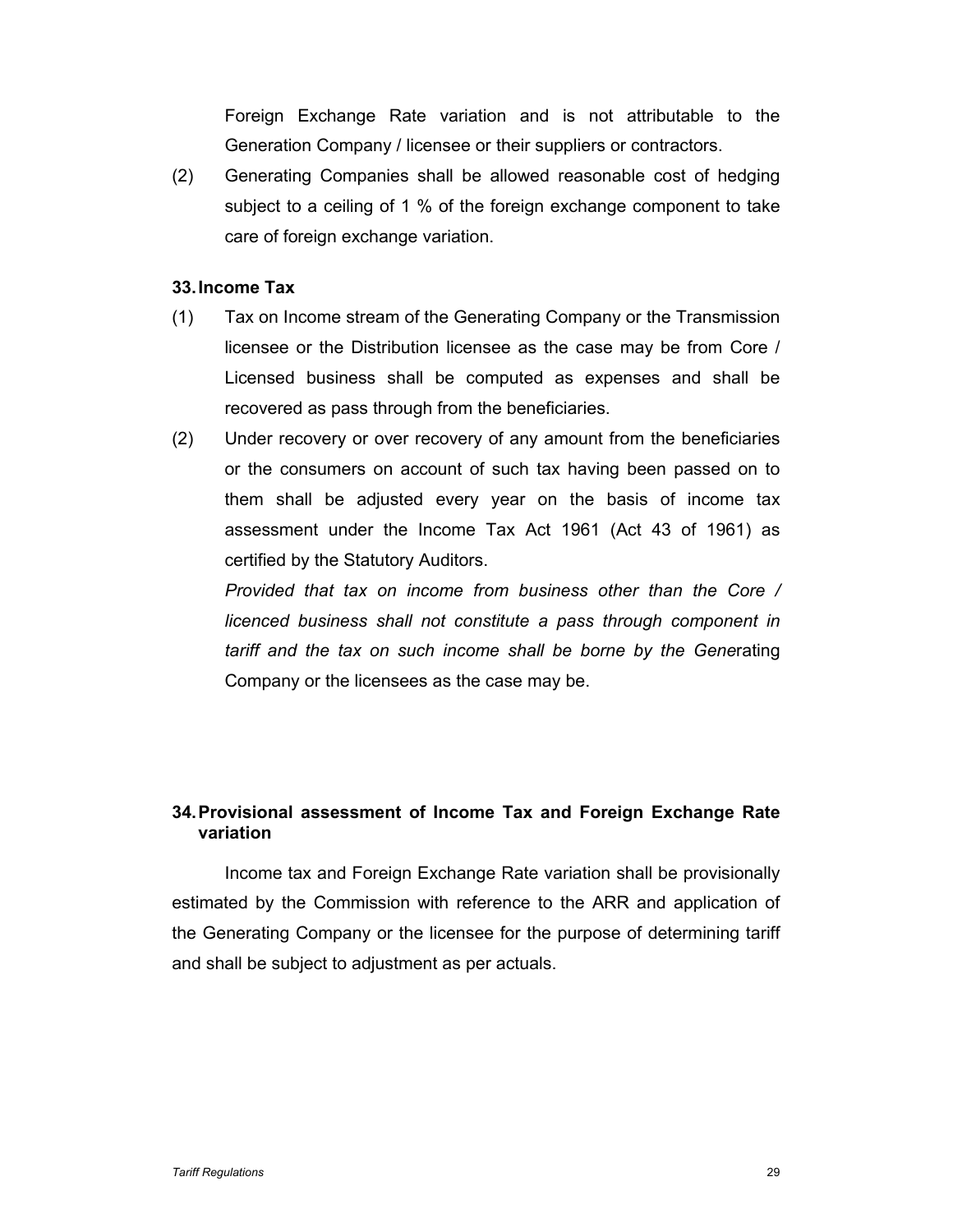Foreign Exchange Rate variation and is not attributable to the Generation Company / licensee or their suppliers or contractors.

(2) Generating Companies shall be allowed reasonable cost of hedging subject to a ceiling of 1 % of the foreign exchange component to take care of foreign exchange variation.

## 33. Income Tax

(1) Tax on Income stream of the Generating Company or the Transmission licensee or the Distribution licensee as the case may be from Core / Licensed business shall be computed as expenses and shall be recovered as pass through from the beneficiaries.

(2) Under recovery or over recovery of any amount from the beneficiaries or the consumers on account of such tax having been passed on to them shall be adjusted every year on the basis of income tax assessment under the Income Tax Act 1961 (Act 43 of 1961) as certified by the Statutory Auditors.

*Provided that tax on income from business other than the Core / licenced business shall not constitute a pass through component in tariff and the tax on such income shall be borne by the Gene*rating Company or the licensees as the case may be.

## 34. Provisional assessment of Income Tax and Foreign Exchange Rate variation

Income tax and Foreign Exchange Rate variation shall be provisionally estimated by the Commission with reference to the ARR and application of the Generating Company or the licensee for the purpose of determining tariff and shall be subject to adjustment as per actuals.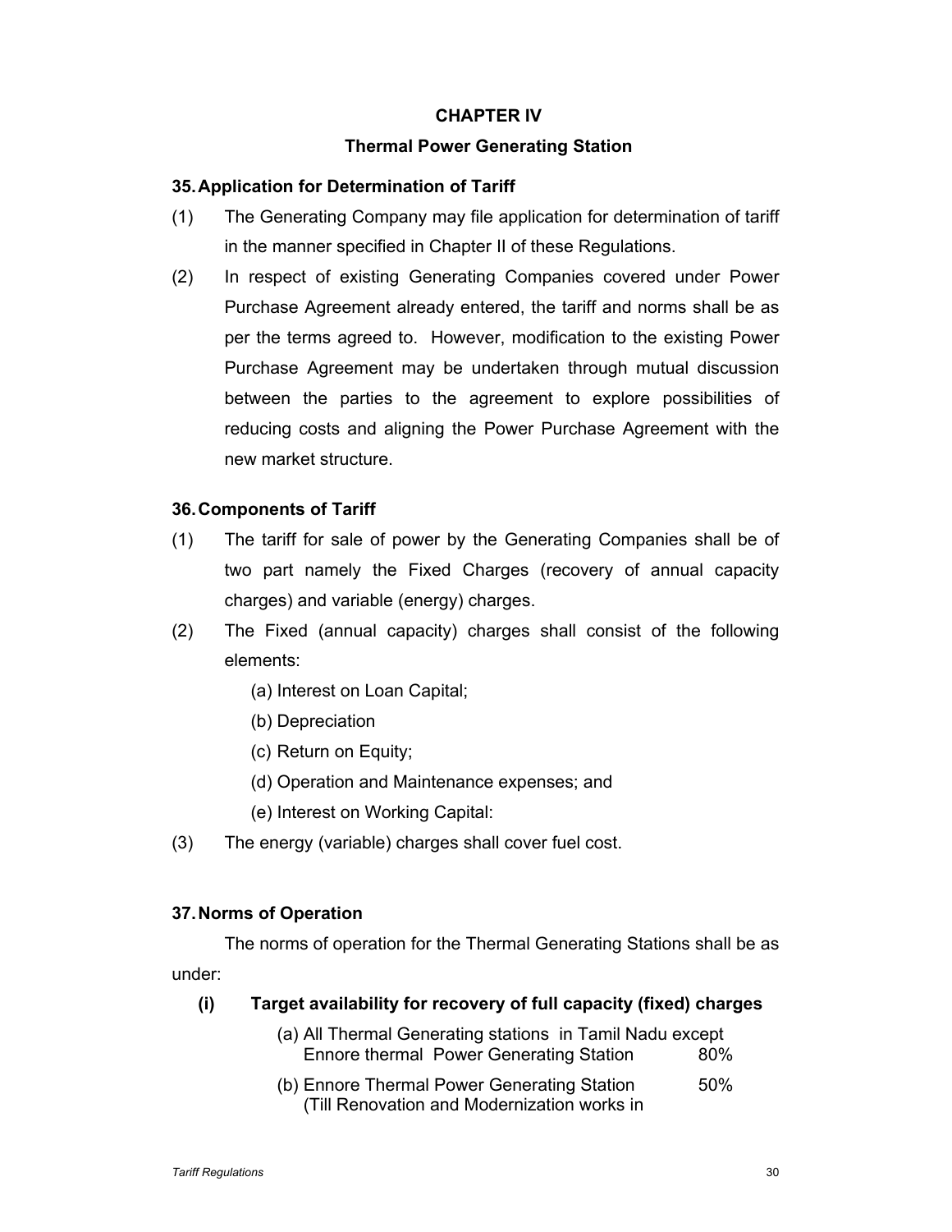# CHAPTER IV

## Thermal Power Generating Station

### 35. Application for Determination of Tariff

(1) The Generating Company may file application for determination of tariff in the manner specified in Chapter II of these Regulations.

(2) In respect of existing Generating Companies covered under Power Purchase Agreement already entered, the tariff and norms shall be as per the terms agreed to. However, modification to the existing Power Purchase Agreement may be undertaken through mutual discussion between the parties to the agreement to explore possibilities of reducing costs and aligning the Power Purchase Agreement with the new market structure.

### 36. Components of Tariff

(1) The tariff for sale of power by the Generating Companies shall be of two part namely the Fixed Charges (recovery of annual capacity charges) and variable (energy) charges.

(2) The Fixed (annual capacity) charges shall consist of the following elements:

(a) Interest on Loan Capital;

(b) Depreciation

(c) Return on Equity;

(d) Operation and Maintenance expenses; and

(e) Interest on Working Capital:

(3) The energy (variable) charges shall cover fuel cost.

### 37. Norms of Operation

The norms of operation for the Thermal Generating Stations shall be as under:

**(i) Target availability for recovery of full capacity (fixed) charges**

(a) All Thermal Generating stations in Tamil Nadu except Ennore thermal Power Generating Station 80%

(b) Ennore Thermal Power Generating Station 50% (Till Renovation and Modernization works in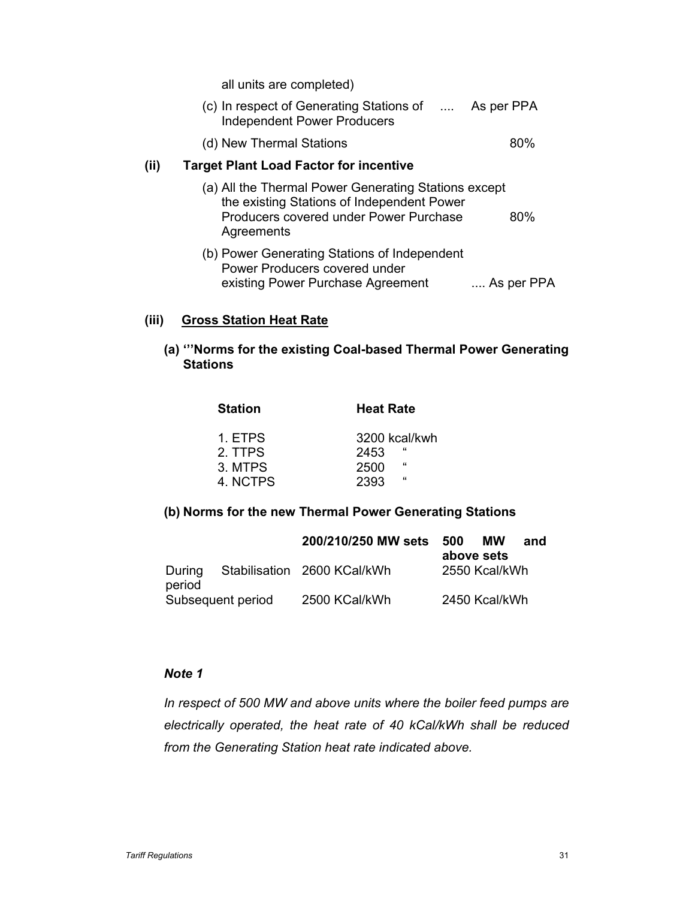all units are completed)

(c) In respect of Generating Stations of Independent Power Producers .... As per PPA

(d) New Thermal Stations 80%

**(ii) Target Plant Load Factor for incentive**

(a) All the Thermal Power Generating Stations except the existing Stations of Independent Power Producers covered under Power Purchase Agreements 80%

(b) Power Generating Stations of Independent Power Producers covered under existing Power Purchase Agreement .... As per PPA

**(iii) <u>Gross Station Heat Rate</u>**

**(a) ‘’Norms for the existing Coal-based Thermal Power Generating Stations**

| Station | Heat Rate |
|---|---|
| 1. ETPS | 3200 kcal/kwh |
| 2. TTPS | 2453 “ |
| 3. MTPS | 2500 “ |
| 4. NCTPS | 2393 “ |

**(b) Norms for the new Thermal Power Generating Stations**

| | 200/210/250 MW sets | 500 MW and above sets |
|---|---|---|
| During Stabilisation period | 2600 KCal/kWh | 2550 Kcal/kWh |
| Subsequent period | 2500 KCal/kWh | 2450 Kcal/kWh |

***Note 1***

*In respect of 500 MW and above units where the boiler feed pumps are electrically operated, the heat rate of 40 kCal/kWh shall be reduced from the Generating Station heat rate indicated above.*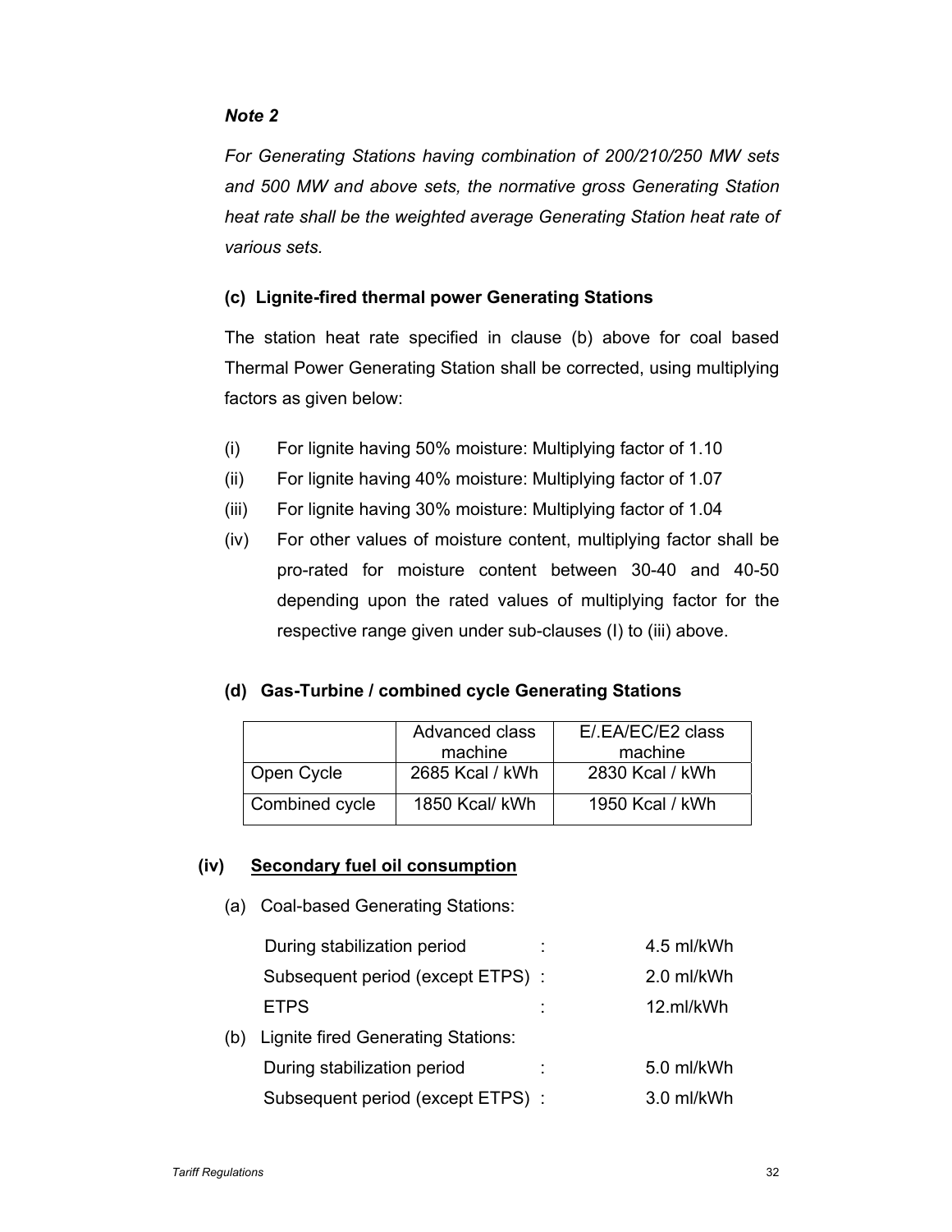***Note 2***

*For Generating Stations having combination of 200/210/250 MW sets and 500 MW and above sets, the normative gross Generating Station heat rate shall be the weighted average Generating Station heat rate of various sets.*

**(c) Lignite-fired thermal power Generating Stations**

The station heat rate specified in clause (b) above for coal based Thermal Power Generating Station shall be corrected, using multiplying factors as given below:

(i) For lignite having 50% moisture: Multiplying factor of 1.10

(ii) For lignite having 40% moisture: Multiplying factor of 1.07

(iii) For lignite having 30% moisture: Multiplying factor of 1.04

(iv) For other values of moisture content, multiplying factor shall be pro-rated for moisture content between 30-40 and 40-50 depending upon the rated values of multiplying factor for the respective range given under sub-clauses (I) to (iii) above.

**(d) Gas-Turbine / combined cycle Generating Stations**

| | Advanced class machine | E/.EA/EC/E2 class machine |
|---|---|---|
| Open Cycle | 2685 Kcal / kWh | 2830 Kcal / kWh |
| Combined cycle | 1850 Kcal/ kWh | 1950 Kcal / kWh |

**(iv) <u>Secondary fuel oil consumption</u>**

(a) Coal-based Generating Stations:

| | | |
|---|---|---|
| During stabilization period | : | 4.5 ml/kWh |
| Subsequent period (except ETPS) | : | 2.0 ml/kWh |
| ETPS | : | 12.ml/kWh |

(b) Lignite fired Generating Stations:

| | | |
|---|---|---|
| During stabilization period | : | 5.0 ml/kWh |
| Subsequent period (except ETPS) | : | 3.0 ml/kWh |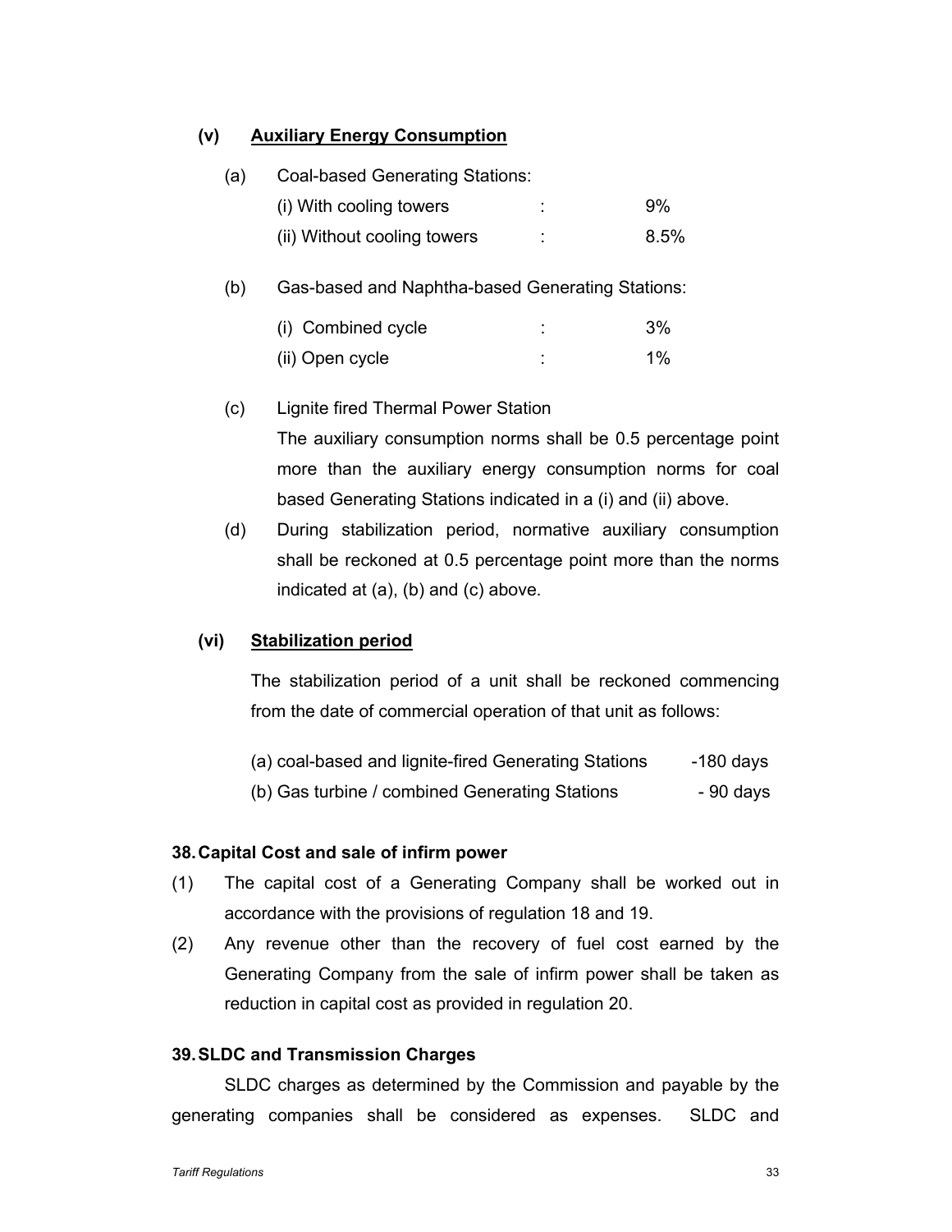**(v) Auxiliary Energy Consumption**

(a) Coal-based Generating Stations:

(i) With cooling towers : 9%

(ii) Without cooling towers : 8.5%

(b) Gas-based and Naphtha-based Generating Stations:

(i) Combined cycle : 3%

(ii) Open cycle : 1%

(c) Lignite fired Thermal Power Station

The auxiliary consumption norms shall be 0.5 percentage point more than the auxiliary energy consumption norms for coal based Generating Stations indicated in a (i) and (ii) above.

(d) During stabilization period, normative auxiliary consumption shall be reckoned at 0.5 percentage point more than the norms indicated at (a), (b) and (c) above.

**(vi) Stabilization period**

The stabilization period of a unit shall be reckoned commencing from the date of commercial operation of that unit as follows:

(a) coal-based and lignite-fired Generating Stations -180 days

(b) Gas turbine / combined Generating Stations - 90 days

**38. Capital Cost and sale of infirm power**

(1) The capital cost of a Generating Company shall be worked out in accordance with the provisions of regulation 18 and 19.

(2) Any revenue other than the recovery of fuel cost earned by the Generating Company from the sale of infirm power shall be taken as reduction in capital cost as provided in regulation 20.

**39. SLDC and Transmission Charges**

SLDC charges as determined by the Commission and payable by the generating companies shall be considered as expenses. SLDC and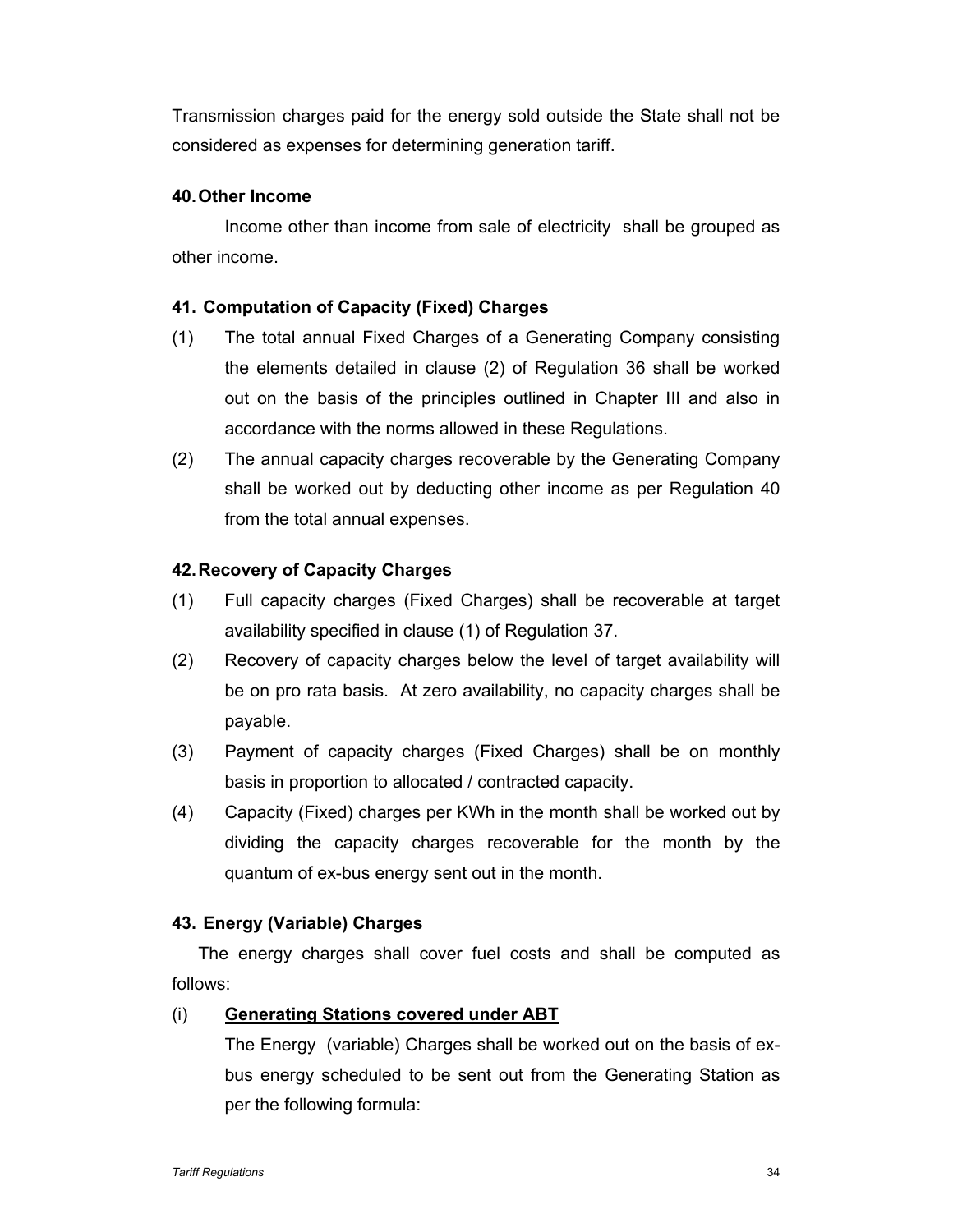Transmission charges paid for the energy sold outside the State shall not be considered as expenses for determining generation tariff.

### 40. Other Income

Income other than income from sale of electricity shall be grouped as other income.

### 41. Computation of Capacity (Fixed) Charges

(1) The total annual Fixed Charges of a Generating Company consisting the elements detailed in clause (2) of Regulation 36 shall be worked out on the basis of the principles outlined in Chapter III and also in accordance with the norms allowed in these Regulations.

(2) The annual capacity charges recoverable by the Generating Company shall be worked out by deducting other income as per Regulation 40 from the total annual expenses.

### 42. Recovery of Capacity Charges

(1) Full capacity charges (Fixed Charges) shall be recoverable at target availability specified in clause (1) of Regulation 37.

(2) Recovery of capacity charges below the level of target availability will be on pro rata basis. At zero availability, no capacity charges shall be payable.

(3) Payment of capacity charges (Fixed Charges) shall be on monthly basis in proportion to allocated / contracted capacity.

(4) Capacity (Fixed) charges per KWh in the month shall be worked out by dividing the capacity charges recoverable for the month by the quantum of ex-bus energy sent out in the month.

### 43. Energy (Variable) Charges

The energy charges shall cover fuel costs and shall be computed as follows:

(i) **<u>Generating Stations covered under ABT</u>**

The Energy (variable) Charges shall be worked out on the basis of ex-bus energy scheduled to be sent out from the Generating Station as per the following formula: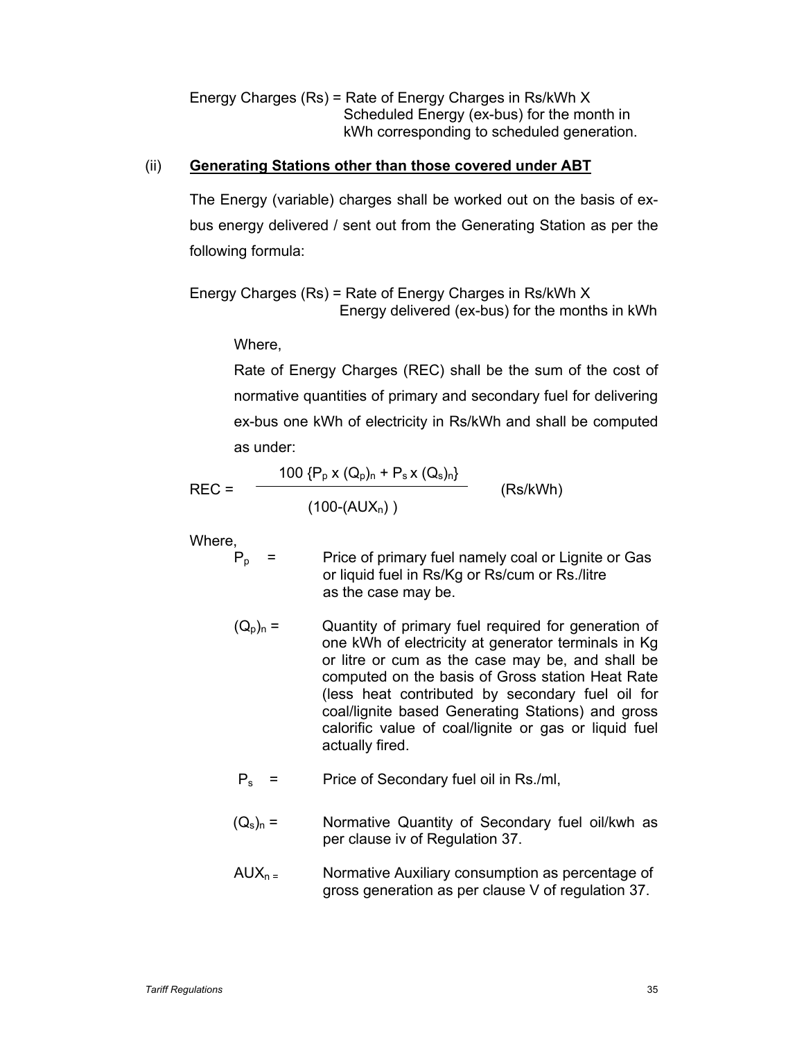Energy Charges (Rs) = Rate of Energy Charges in Rs/kWh X Scheduled Energy (ex-bus) for the month in kWh corresponding to scheduled generation.

(ii) **Generating Stations other than those covered under ABT**

The Energy (variable) charges shall be worked out on the basis of ex-bus energy delivered / sent out from the Generating Station as per the following formula:

Energy Charges (Rs) = Rate of Energy Charges in Rs/kWh X Energy delivered (ex-bus) for the months in kWh

Where,

Rate of Energy Charges (REC) shall be the sum of the cost of normative quantities of primary and secondary fuel for delivering ex-bus one kWh of electricity in Rs/kWh and shall be computed as under:

$$REC = \frac{100 \{P_p \times (Q_p)_n + P_s \times (Q_s)_n\}}{(100-(AUX_n))} \quad \text{(Rs/kWh)}$$

Where,

$P_p$ = Price of primary fuel namely coal or Lignite or Gas or liquid fuel in Rs/Kg or Rs/cum or Rs./litre as the case may be.

$(Q_p)_n$ = Quantity of primary fuel required for generation of one kWh of electricity at generator terminals in Kg or litre or cum as the case may be, and shall be computed on the basis of Gross station Heat Rate (less heat contributed by secondary fuel oil for coal/lignite based Generating Stations) and gross calorific value of coal/lignite or gas or liquid fuel actually fired.

$P_s$ = Price of Secondary fuel oil in Rs./ml,

$(Q_s)_n$ = Normative Quantity of Secondary fuel oil/kwh as per clause iv of Regulation 37.

$AUX_n$ = Normative Auxiliary consumption as percentage of gross generation as per clause V of regulation 37.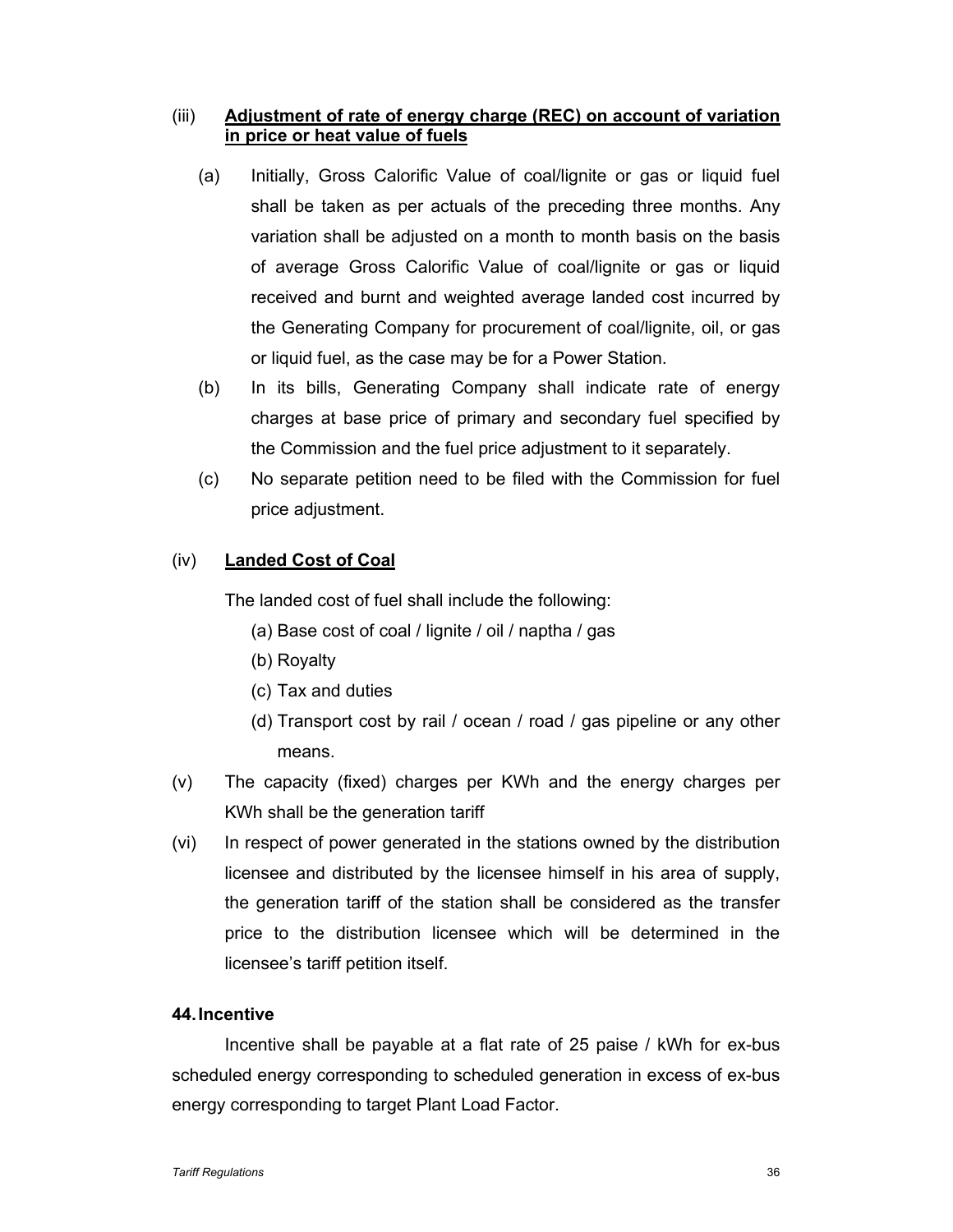(iii) **<u>Adjustment of rate of energy charge (REC) on account of variation in price or heat value of fuels</u>**

(a) Initially, Gross Calorific Value of coal/lignite or gas or liquid fuel shall be taken as per actuals of the preceding three months. Any variation shall be adjusted on a month to month basis on the basis of average Gross Calorific Value of coal/lignite or gas or liquid received and burnt and weighted average landed cost incurred by the Generating Company for procurement of coal/lignite, oil, or gas or liquid fuel, as the case may be for a Power Station.

(b) In its bills, Generating Company shall indicate rate of energy charges at base price of primary and secondary fuel specified by the Commission and the fuel price adjustment to it separately.

(c) No separate petition need to be filed with the Commission for fuel price adjustment.

(iv) **<u>Landed Cost of Coal</u>**

The landed cost of fuel shall include the following:

(a) Base cost of coal / lignite / oil / naptha / gas

(b) Royalty

(c) Tax and duties

(d) Transport cost by rail / ocean / road / gas pipeline or any other means.

(v) The capacity (fixed) charges per KWh and the energy charges per KWh shall be the generation tariff

(vi) In respect of power generated in the stations owned by the distribution licensee and distributed by the licensee himself in his area of supply, the generation tariff of the station shall be considered as the transfer price to the distribution licensee which will be determined in the licensee's tariff petition itself.

**44. Incentive**

Incentive shall be payable at a flat rate of 25 paise / kWh for ex-bus scheduled energy corresponding to scheduled generation in excess of ex-bus energy corresponding to target Plant Load Factor.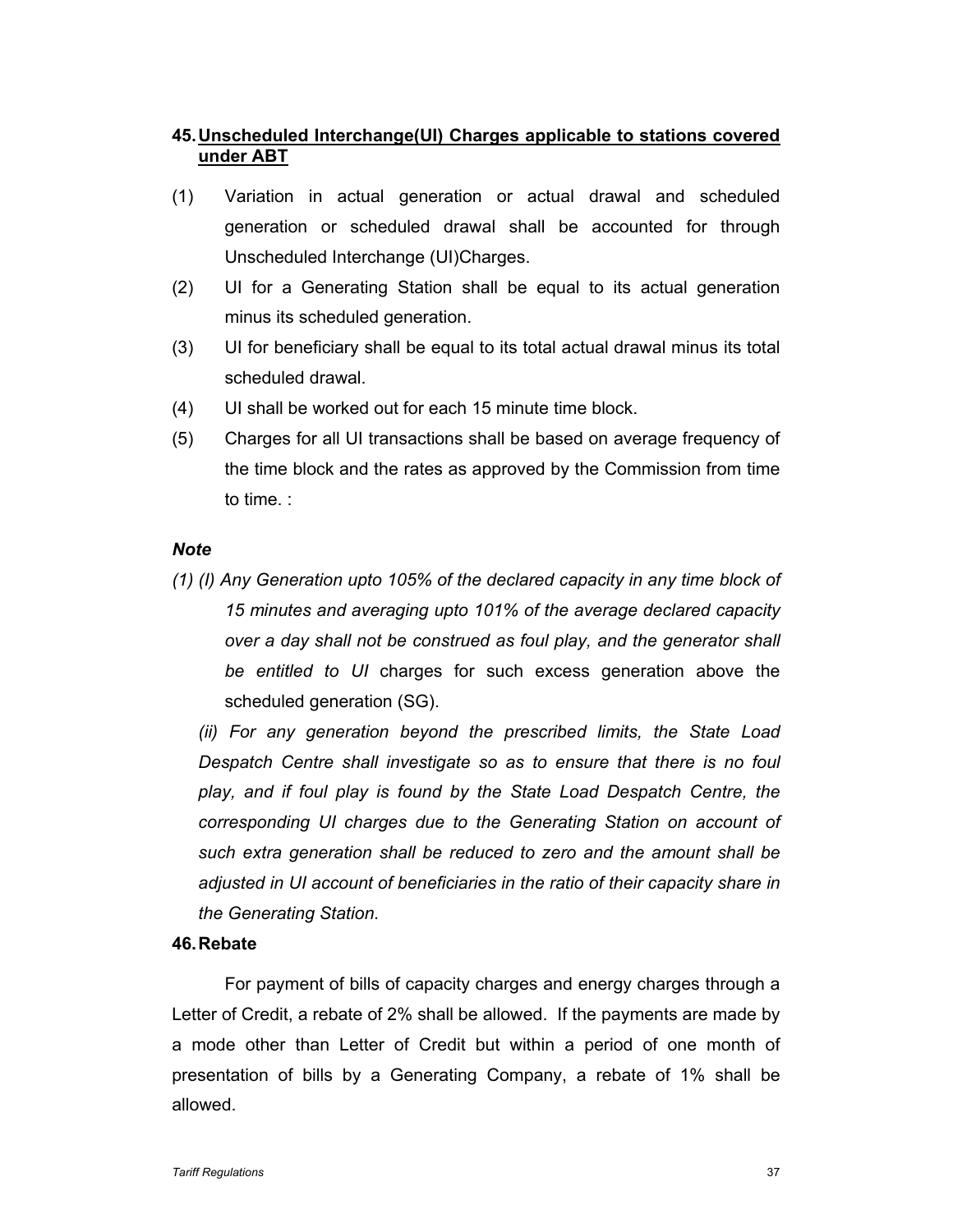## 45. Unscheduled Interchange(UI) Charges applicable to stations covered under ABT

(1) Variation in actual generation or actual drawal and scheduled generation or scheduled drawal shall be accounted for through Unscheduled Interchange (UI)Charges.

(2) UI for a Generating Station shall be equal to its actual generation minus its scheduled generation.

(3) UI for beneficiary shall be equal to its total actual drawal minus its total scheduled drawal.

(4) UI shall be worked out for each 15 minute time block.

(5) Charges for all UI transactions shall be based on average frequency of the time block and the rates as approved by the Commission from time to time. :

***Note***

*(1) (I) Any Generation upto 105% of the declared capacity in any time block of 15 minutes and averaging upto 101% of the average declared capacity over a day shall not be construed as foul play, and the generator shall be entitled to UI* charges for such excess generation above the scheduled generation (SG).

*(ii) For any generation beyond the prescribed limits, the State Load Despatch Centre shall investigate so as to ensure that there is no foul play, and if foul play is found by the State Load Despatch Centre, the corresponding UI charges due to the Generating Station on account of such extra generation shall be reduced to zero and the amount shall be adjusted in UI account of beneficiaries in the ratio of their capacity share in the Generating Station.*

## 46. Rebate

For payment of bills of capacity charges and energy charges through a Letter of Credit, a rebate of 2% shall be allowed. If the payments are made by a mode other than Letter of Credit but within a period of one month of presentation of bills by a Generating Company, a rebate of 1% shall be allowed.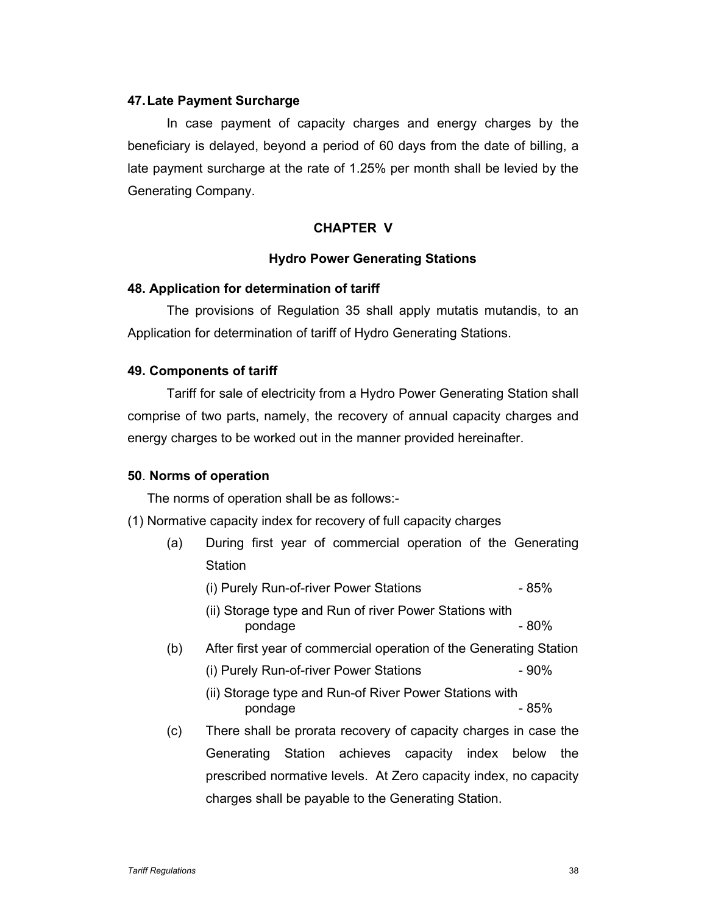### 47. Late Payment Surcharge

In case payment of capacity charges and energy charges by the beneficiary is delayed, beyond a period of 60 days from the date of billing, a late payment surcharge at the rate of 1.25% per month shall be levied by the Generating Company.

## CHAPTER V

## Hydro Power Generating Stations

### 48. Application for determination of tariff

The provisions of Regulation 35 shall apply mutatis mutandis, to an Application for determination of tariff of Hydro Generating Stations.

### 49. Components of tariff

Tariff for sale of electricity from a Hydro Power Generating Station shall comprise of two parts, namely, the recovery of annual capacity charges and energy charges to be worked out in the manner provided hereinafter.

### 50. Norms of operation

The norms of operation shall be as follows:-

(1) Normative capacity index for recovery of full capacity charges

- (a) During first year of commercial operation of the Generating Station
  - (i) Purely Run-of-river Power Stations - 85%
  - (ii) Storage type and Run of river Power Stations with pondage - 80%
- (b) After first year of commercial operation of the Generating Station
  - (i) Purely Run-of-river Power Stations - 90%
  - (ii) Storage type and Run-of River Power Stations with pondage - 85%
- (c) There shall be prorata recovery of capacity charges in case the Generating Station achieves capacity index below the prescribed normative levels. At Zero capacity index, no capacity charges shall be payable to the Generating Station.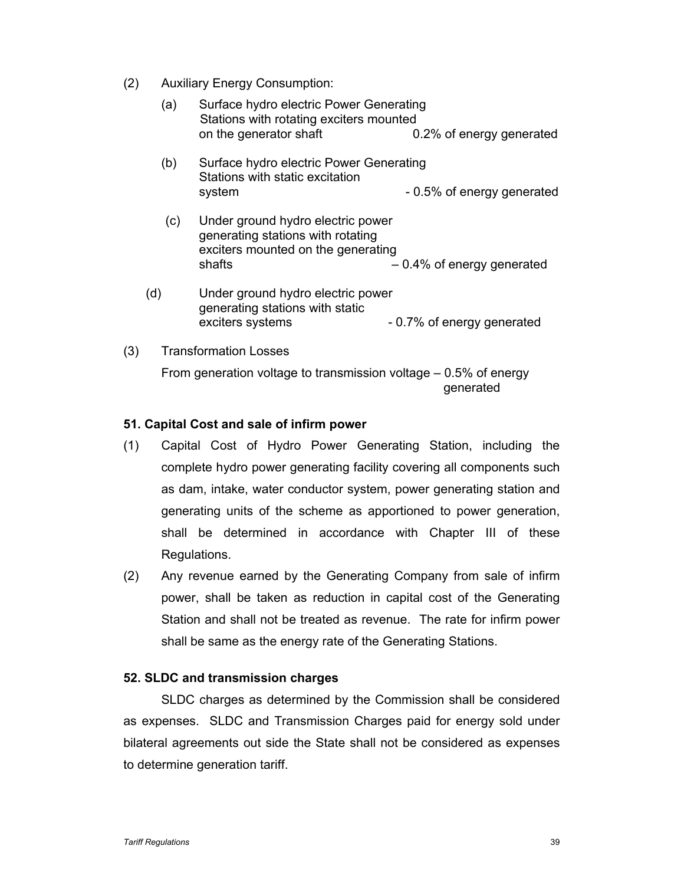(2) Auxiliary Energy Consumption:

(a) Surface hydro electric Power Generating Stations with rotating exciters mounted on the generator shaft 0.2% of energy generated

(b) Surface hydro electric Power Generating Stations with static excitation system - 0.5% of energy generated

(c) Under ground hydro electric power generating stations with rotating exciters mounted on the generating shafts – 0.4% of energy generated

(d) Under ground hydro electric power generating stations with static exciters systems - 0.7% of energy generated

(3) Transformation Losses

From generation voltage to transmission voltage – 0.5% of energy generated

**51. Capital Cost and sale of infirm power**

(1) Capital Cost of Hydro Power Generating Station, including the complete hydro power generating facility covering all components such as dam, intake, water conductor system, power generating station and generating units of the scheme as apportioned to power generation, shall be determined in accordance with Chapter III of these Regulations.

(2) Any revenue earned by the Generating Company from sale of infirm power, shall be taken as reduction in capital cost of the Generating Station and shall not be treated as revenue. The rate for infirm power shall be same as the energy rate of the Generating Stations.

**52. SLDC and transmission charges**

SLDC charges as determined by the Commission shall be considered as expenses. SLDC and Transmission Charges paid for energy sold under bilateral agreements out side the State shall not be considered as expenses to determine generation tariff.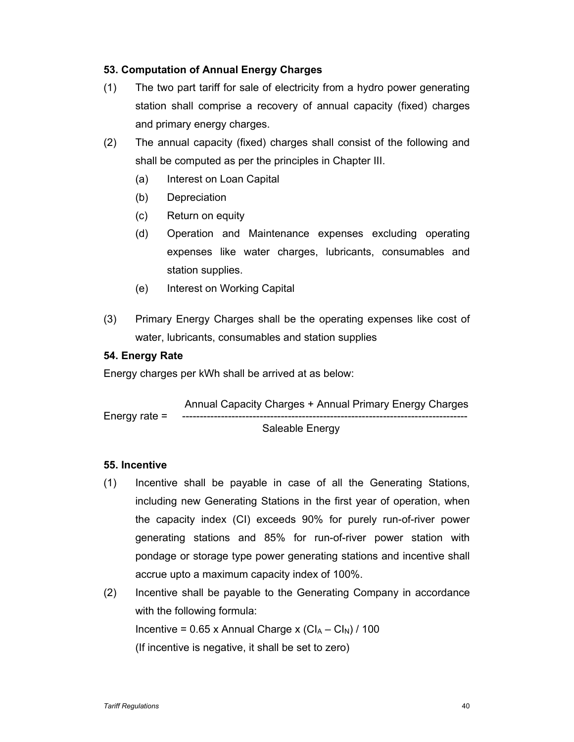### 53. Computation of Annual Energy Charges

(1) The two part tariff for sale of electricity from a hydro power generating station shall comprise a recovery of annual capacity (fixed) charges and primary energy charges.

(2) The annual capacity (fixed) charges shall consist of the following and shall be computed as per the principles in Chapter III.

   (a) Interest on Loan Capital

   (b) Depreciation

   (c) Return on equity

   (d) Operation and Maintenance expenses excluding operating expenses like water charges, lubricants, consumables and station supplies.

   (e) Interest on Working Capital

(3) Primary Energy Charges shall be the operating expenses like cost of water, lubricants, consumables and station supplies

### 54. Energy Rate

Energy charges per kWh shall be arrived at as below:

$$\text{Energy rate} = \frac{\text{Annual Capacity Charges + Annual Primary Energy Charges}}{\text{Saleable Energy}}$$

### 55. Incentive

(1) Incentive shall be payable in case of all the Generating Stations, including new Generating Stations in the first year of operation, when the capacity index (CI) exceeds 90% for purely run-of-river power generating stations and 85% for run-of-river power station with pondage or storage type power generating stations and incentive shall accrue upto a maximum capacity index of 100%.

(2) Incentive shall be payable to the Generating Company in accordance with the following formula:

   $\text{Incentive} = 0.65 \times \text{Annual Charge} \times (CI_A - CI_N) / 100$

   (If incentive is negative, it shall be set to zero)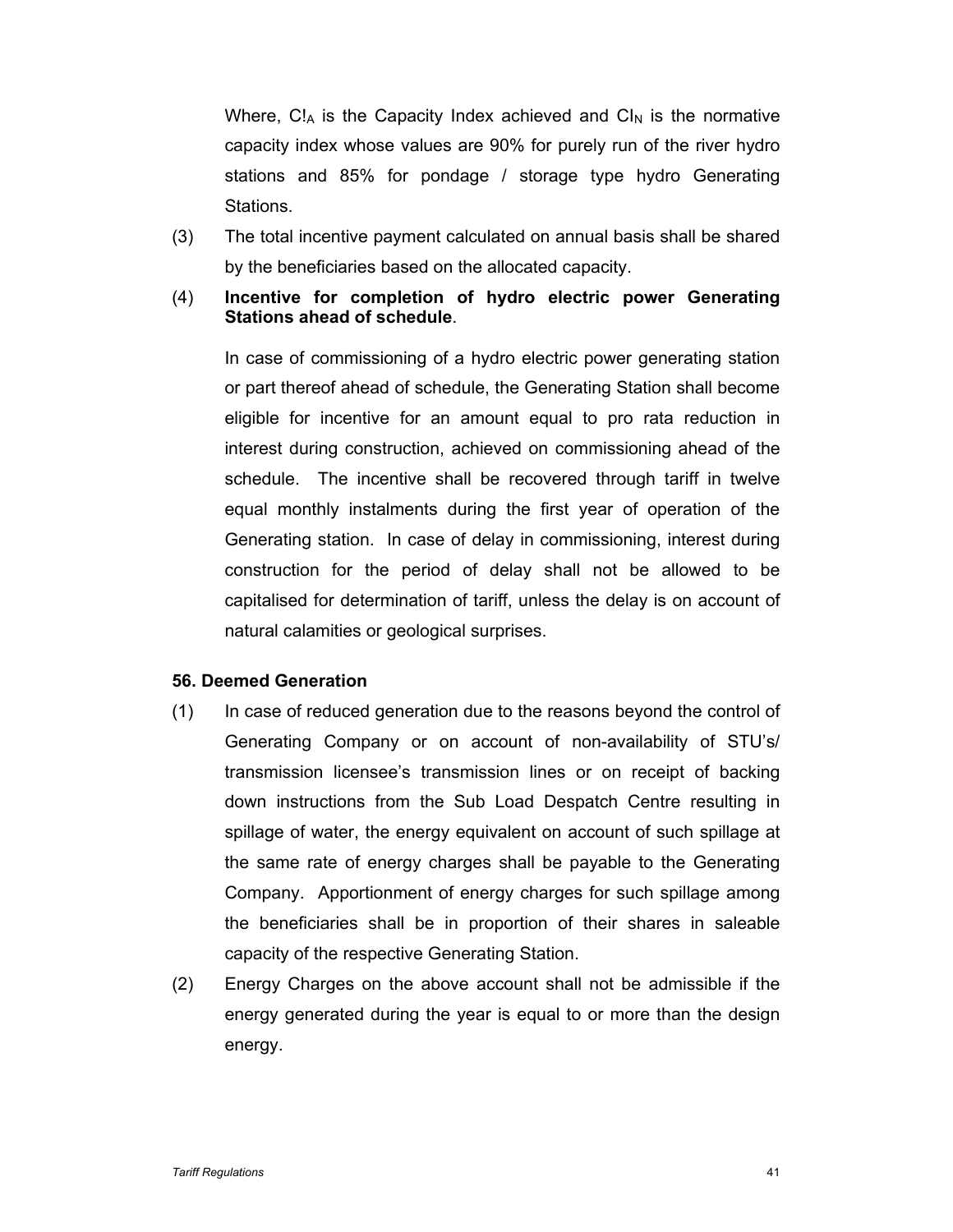Where, $C!_A$ is the Capacity Index achieved and $CI_N$ is the normative capacity index whose values are 90% for purely run of the river hydro stations and 85% for pondage / storage type hydro Generating Stations.

(3) The total incentive payment calculated on annual basis shall be shared by the beneficiaries based on the allocated capacity.

(4) **Incentive for completion of hydro electric power Generating Stations ahead of schedule**.

In case of commissioning of a hydro electric power generating station or part thereof ahead of schedule, the Generating Station shall become eligible for incentive for an amount equal to pro rata reduction in interest during construction, achieved on commissioning ahead of the schedule. The incentive shall be recovered through tariff in twelve equal monthly instalments during the first year of operation of the Generating station. In case of delay in commissioning, interest during construction for the period of delay shall not be allowed to be capitalised for determination of tariff, unless the delay is on account of natural calamities or geological surprises.

### 56. Deemed Generation

(1) In case of reduced generation due to the reasons beyond the control of Generating Company or on account of non-availability of STU's/ transmission licensee's transmission lines or on receipt of backing down instructions from the Sub Load Despatch Centre resulting in spillage of water, the energy equivalent on account of such spillage at the same rate of energy charges shall be payable to the Generating Company. Apportionment of energy charges for such spillage among the beneficiaries shall be in proportion of their shares in saleable capacity of the respective Generating Station.

(2) Energy Charges on the above account shall not be admissible if the energy generated during the year is equal to or more than the design energy.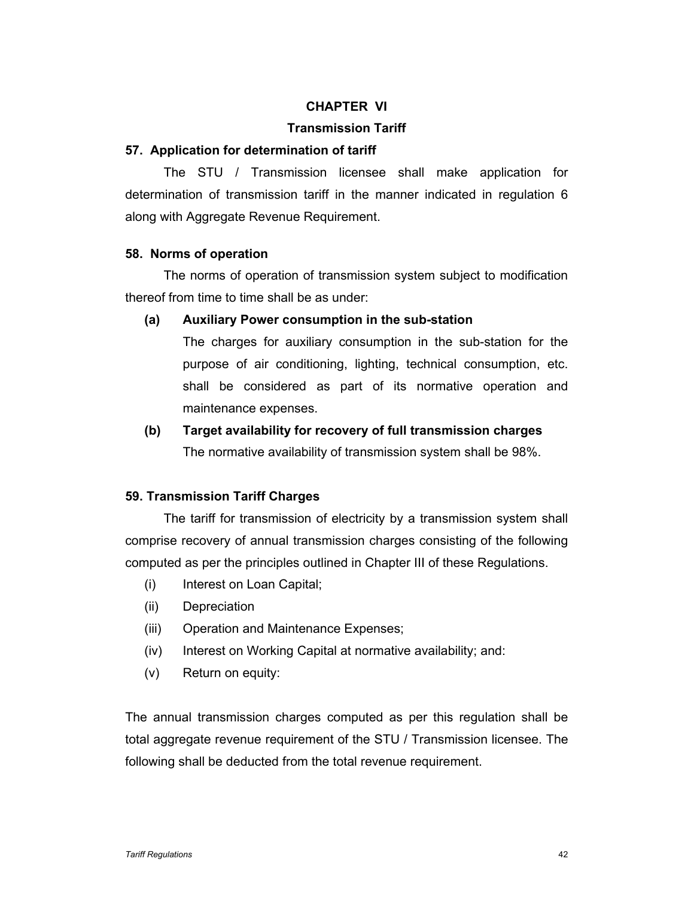# CHAPTER VI

## Transmission Tariff

### 57. Application for determination of tariff

The STU / Transmission licensee shall make application for determination of transmission tariff in the manner indicated in regulation 6 along with Aggregate Revenue Requirement.

### 58. Norms of operation

The norms of operation of transmission system subject to modification thereof from time to time shall be as under:

**(a) Auxiliary Power consumption in the sub-station**

The charges for auxiliary consumption in the sub-station for the purpose of air conditioning, lighting, technical consumption, etc. shall be considered as part of its normative operation and maintenance expenses.

**(b) Target availability for recovery of full transmission charges**

The normative availability of transmission system shall be 98%.

### 59. Transmission Tariff Charges

The tariff for transmission of electricity by a transmission system shall comprise recovery of annual transmission charges consisting of the following computed as per the principles outlined in Chapter III of these Regulations.

- (i) Interest on Loan Capital;
- (ii) Depreciation
- (iii) Operation and Maintenance Expenses;
- (iv) Interest on Working Capital at normative availability; and:
- (v) Return on equity:

The annual transmission charges computed as per this regulation shall be total aggregate revenue requirement of the STU / Transmission licensee. The following shall be deducted from the total revenue requirement.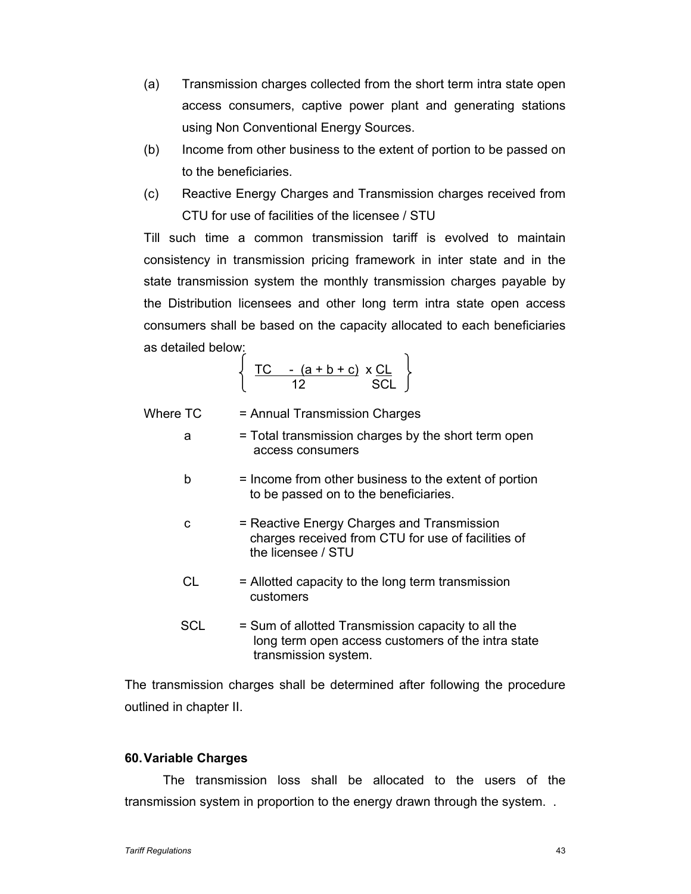(a) Transmission charges collected from the short term intra state open access consumers, captive power plant and generating stations using Non Conventional Energy Sources.

(b) Income from other business to the extent of portion to be passed on to the beneficiaries.

(c) Reactive Energy Charges and Transmission charges received from CTU for use of facilities of the licensee / STU

Till such time a common transmission tariff is evolved to maintain consistency in transmission pricing framework in inter state and in the state transmission system the monthly transmission charges payable by the Distribution licensees and other long term intra state open access consumers shall be based on the capacity allocated to each beneficiaries as detailed below:

$$\left\{ \frac{TC - (a + b + c)}{12} \times \frac{CL}{SCL} \right\}$$

Where TC = Annual Transmission Charges

a = Total transmission charges by the short term open access consumers

b = Income from other business to the extent of portion to be passed on to the beneficiaries.

c = Reactive Energy Charges and Transmission charges received from CTU for use of facilities of the licensee / STU

CL = Allotted capacity to the long term transmission customers

SCL = Sum of allotted Transmission capacity to all the long term open access customers of the intra state transmission system.

The transmission charges shall be determined after following the procedure outlined in chapter II.

**60. Variable Charges**

The transmission loss shall be allocated to the users of the transmission system in proportion to the energy drawn through the system. .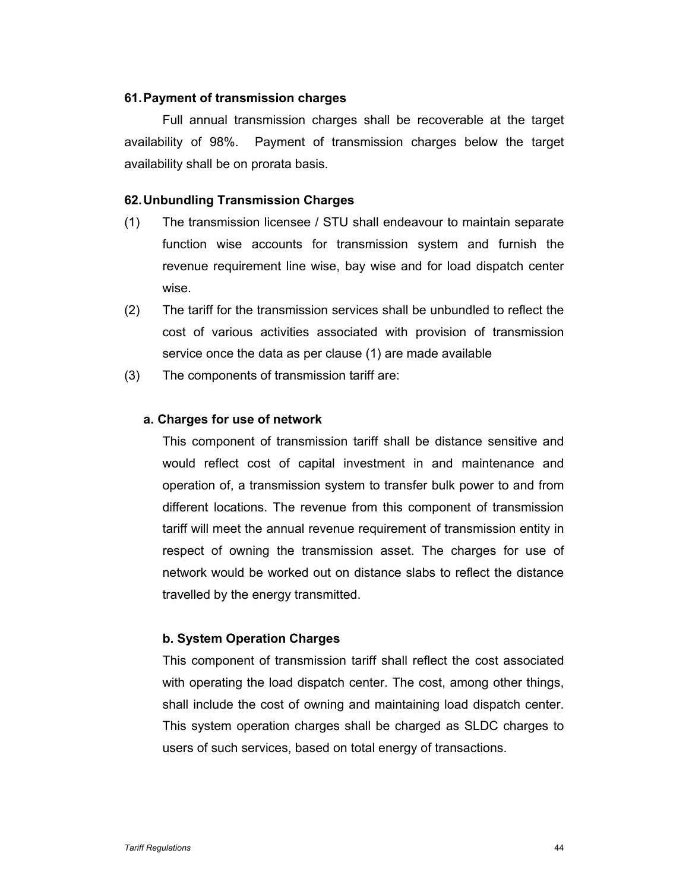### 61. Payment of transmission charges

Full annual transmission charges shall be recoverable at the target availability of 98%. Payment of transmission charges below the target availability shall be on prorata basis.

### 62. Unbundling Transmission Charges

(1) The transmission licensee / STU shall endeavour to maintain separate function wise accounts for transmission system and furnish the revenue requirement line wise, bay wise and for load dispatch center wise.

(2) The tariff for the transmission services shall be unbundled to reflect the cost of various activities associated with provision of transmission service once the data as per clause (1) are made available

(3) The components of transmission tariff are:

**a. Charges for use of network**

This component of transmission tariff shall be distance sensitive and would reflect cost of capital investment in and maintenance and operation of, a transmission system to transfer bulk power to and from different locations. The revenue from this component of transmission tariff will meet the annual revenue requirement of transmission entity in respect of owning the transmission asset. The charges for use of network would be worked out on distance slabs to reflect the distance travelled by the energy transmitted.

**b. System Operation Charges**

This component of transmission tariff shall reflect the cost associated with operating the load dispatch center. The cost, among other things, shall include the cost of owning and maintaining load dispatch center. This system operation charges shall be charged as SLDC charges to users of such services, based on total energy of transactions.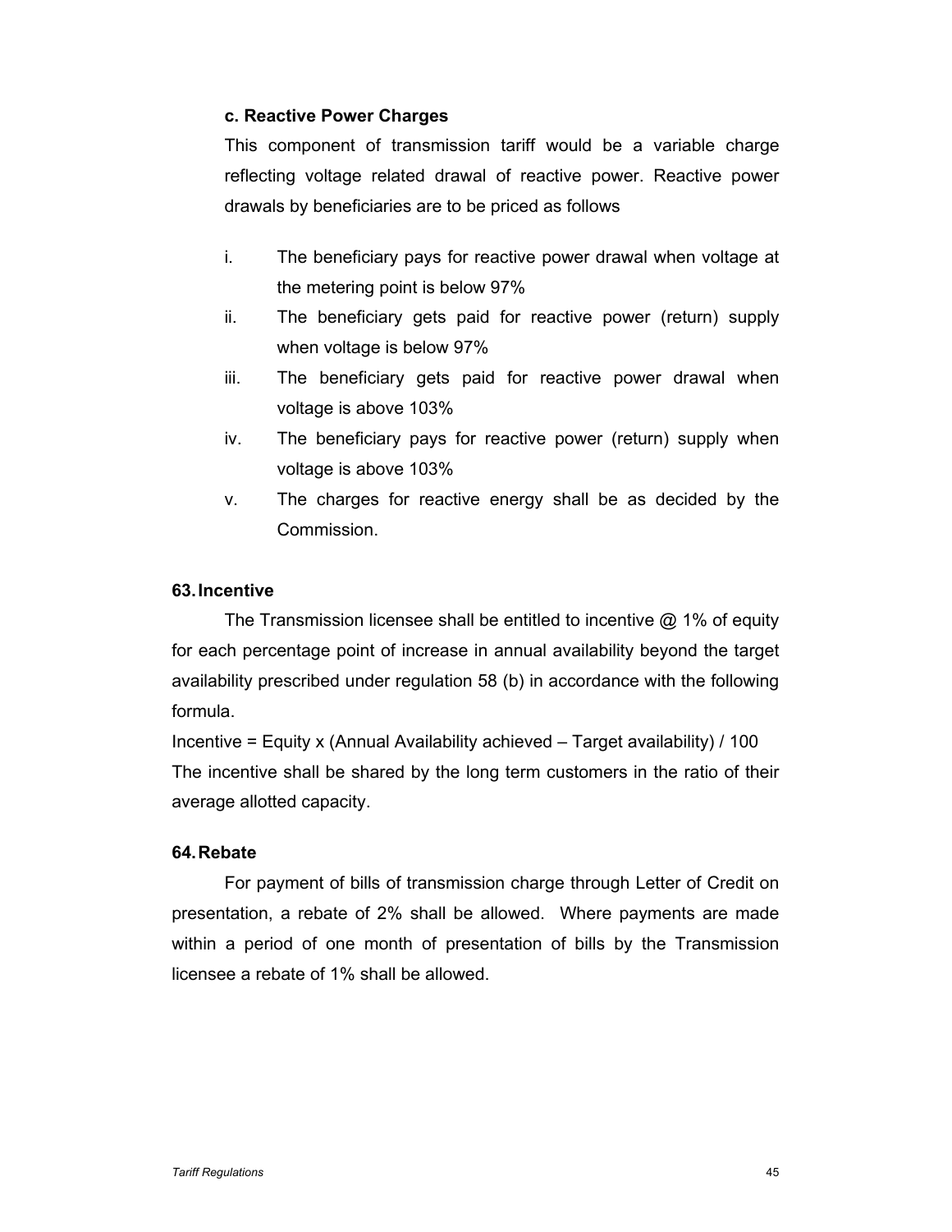**c. Reactive Power Charges**

This component of transmission tariff would be a variable charge reflecting voltage related drawal of reactive power. Reactive power drawals by beneficiaries are to be priced as follows

i. The beneficiary pays for reactive power drawal when voltage at the metering point is below 97%
ii. The beneficiary gets paid for reactive power (return) supply when voltage is below 97%
iii. The beneficiary gets paid for reactive power drawal when voltage is above 103%
iv. The beneficiary pays for reactive power (return) supply when voltage is above 103%
v. The charges for reactive energy shall be as decided by the Commission.

### 63. Incentive

The Transmission licensee shall be entitled to incentive @ 1% of equity for each percentage point of increase in annual availability beyond the target availability prescribed under regulation 58 (b) in accordance with the following formula.

Incentive = Equity x (Annual Availability achieved – Target availability) / 100

The incentive shall be shared by the long term customers in the ratio of their average allotted capacity.

### 64. Rebate

For payment of bills of transmission charge through Letter of Credit on presentation, a rebate of 2% shall be allowed. Where payments are made within a period of one month of presentation of bills by the Transmission licensee a rebate of 1% shall be allowed.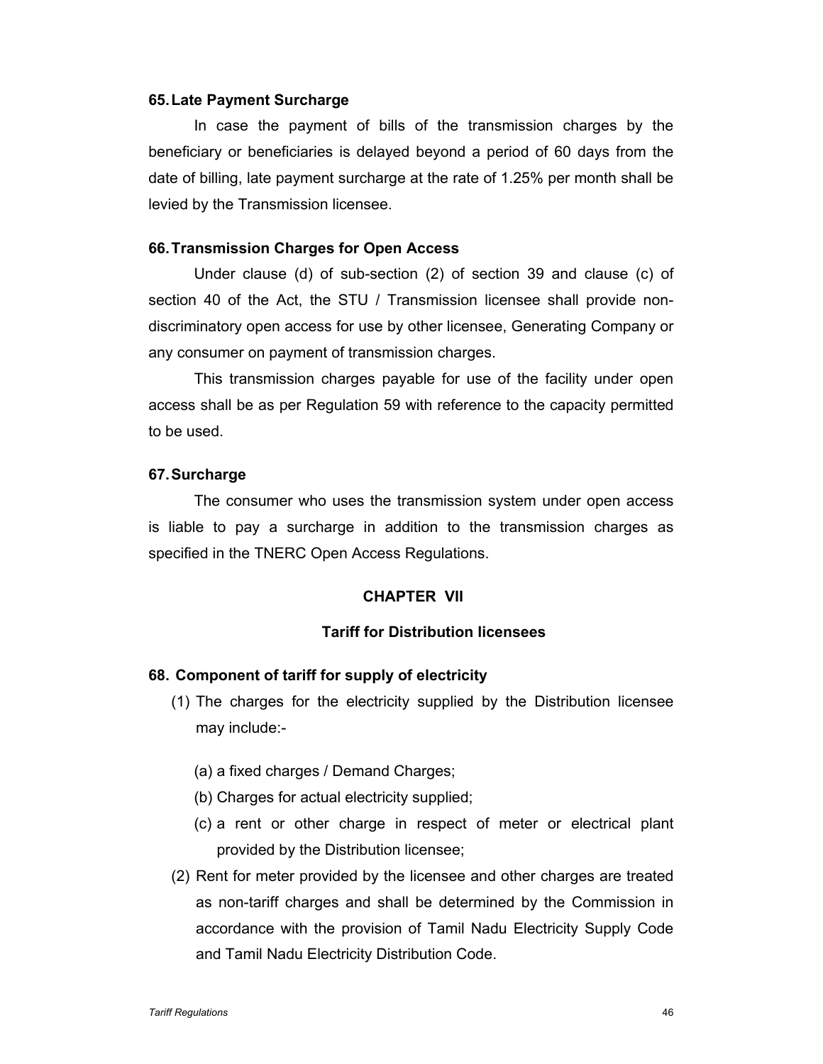### 65. Late Payment Surcharge

In case the payment of bills of the transmission charges by the beneficiary or beneficiaries is delayed beyond a period of 60 days from the date of billing, late payment surcharge at the rate of 1.25% per month shall be levied by the Transmission licensee.

### 66. Transmission Charges for Open Access

Under clause (d) of sub-section (2) of section 39 and clause (c) of section 40 of the Act, the STU / Transmission licensee shall provide non-discriminatory open access for use by other licensee, Generating Company or any consumer on payment of transmission charges.

This transmission charges payable for use of the facility under open access shall be as per Regulation 59 with reference to the capacity permitted to be used.

### 67. Surcharge

The consumer who uses the transmission system under open access is liable to pay a surcharge in addition to the transmission charges as specified in the TNERC Open Access Regulations.

## CHAPTER VII

## Tariff for Distribution licensees

### 68. Component of tariff for supply of electricity

(1) The charges for the electricity supplied by the Distribution licensee may include:-

   (a) a fixed charges / Demand Charges;

   (b) Charges for actual electricity supplied;

   (c) a rent or other charge in respect of meter or electrical plant provided by the Distribution licensee;

(2) Rent for meter provided by the licensee and other charges are treated as non-tariff charges and shall be determined by the Commission in accordance with the provision of Tamil Nadu Electricity Supply Code and Tamil Nadu Electricity Distribution Code.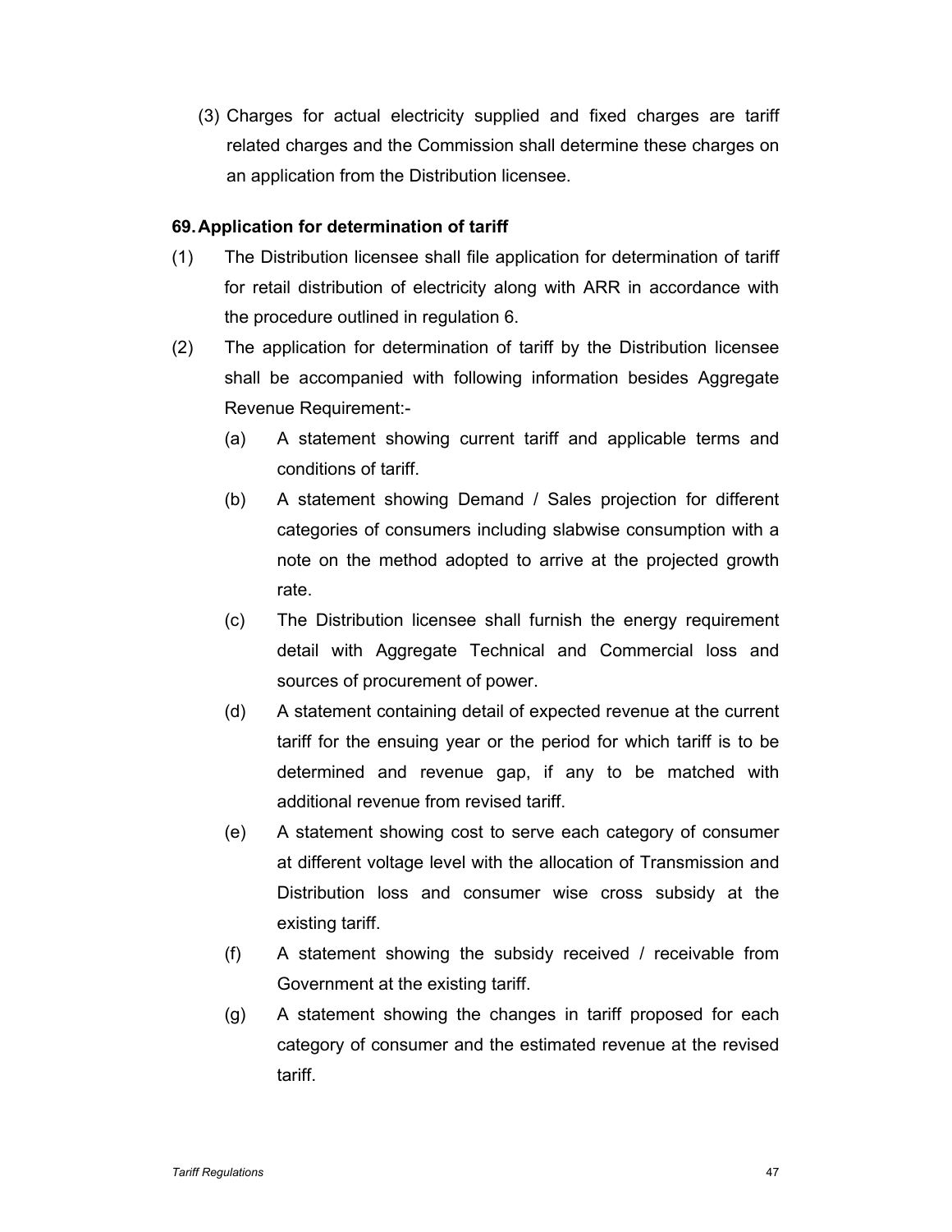(3) Charges for actual electricity supplied and fixed charges are tariff related charges and the Commission shall determine these charges on an application from the Distribution licensee.

### 69. Application for determination of tariff

(1) The Distribution licensee shall file application for determination of tariff for retail distribution of electricity along with ARR in accordance with the procedure outlined in regulation 6.

(2) The application for determination of tariff by the Distribution licensee shall be accompanied with following information besides Aggregate Revenue Requirement:-

- (a) A statement showing current tariff and applicable terms and conditions of tariff.
- (b) A statement showing Demand / Sales projection for different categories of consumers including slabwise consumption with a note on the method adopted to arrive at the projected growth rate.
- (c) The Distribution licensee shall furnish the energy requirement detail with Aggregate Technical and Commercial loss and sources of procurement of power.
- (d) A statement containing detail of expected revenue at the current tariff for the ensuing year or the period for which tariff is to be determined and revenue gap, if any to be matched with additional revenue from revised tariff.
- (e) A statement showing cost to serve each category of consumer at different voltage level with the allocation of Transmission and Distribution loss and consumer wise cross subsidy at the existing tariff.
- (f) A statement showing the subsidy received / receivable from Government at the existing tariff.
- (g) A statement showing the changes in tariff proposed for each category of consumer and the estimated revenue at the revised tariff.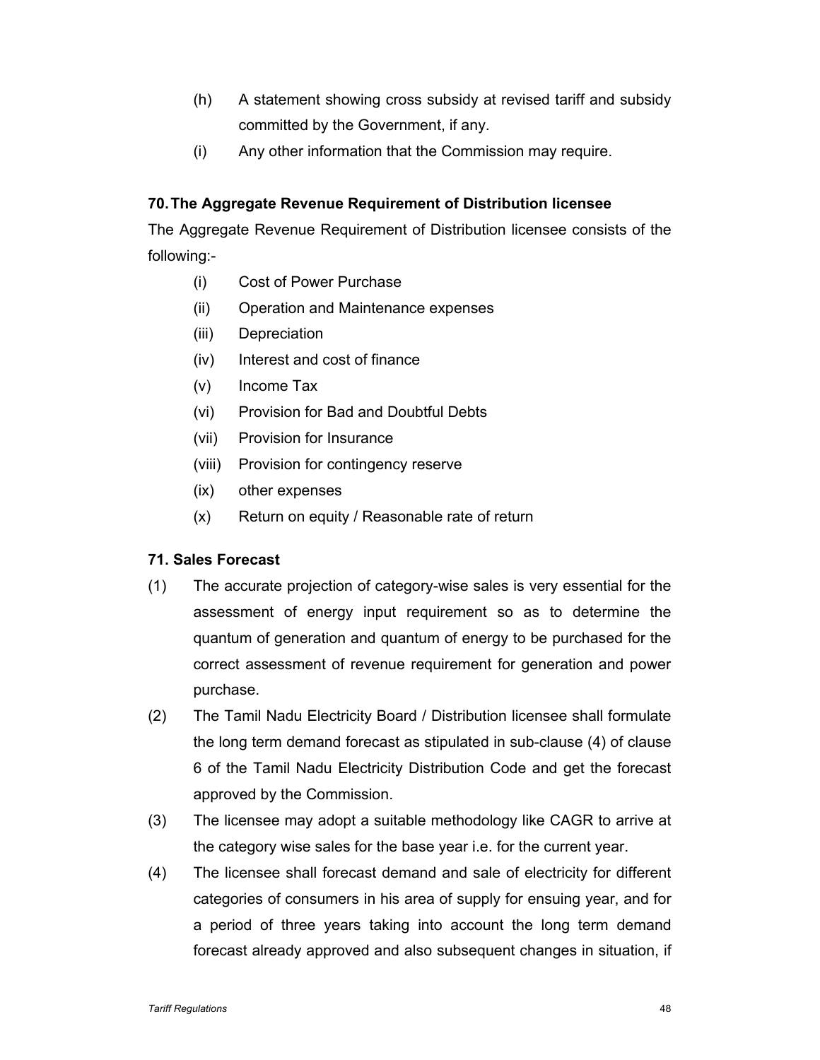(h) A statement showing cross subsidy at revised tariff and subsidy committed by the Government, if any.

(i) Any other information that the Commission may require.

**70. The Aggregate Revenue Requirement of Distribution licensee**

The Aggregate Revenue Requirement of Distribution licensee consists of the following:-

(i) Cost of Power Purchase

(ii) Operation and Maintenance expenses

(iii) Depreciation

(iv) Interest and cost of finance

(v) Income Tax

(vi) Provision for Bad and Doubtful Debts

(vii) Provision for Insurance

(viii) Provision for contingency reserve

(ix) other expenses

(x) Return on equity / Reasonable rate of return

**71. Sales Forecast**

(1) The accurate projection of category-wise sales is very essential for the assessment of energy input requirement so as to determine the quantum of generation and quantum of energy to be purchased for the correct assessment of revenue requirement for generation and power purchase.

(2) The Tamil Nadu Electricity Board / Distribution licensee shall formulate the long term demand forecast as stipulated in sub-clause (4) of clause 6 of the Tamil Nadu Electricity Distribution Code and get the forecast approved by the Commission.

(3) The licensee may adopt a suitable methodology like CAGR to arrive at the category wise sales for the base year i.e. for the current year.

(4) The licensee shall forecast demand and sale of electricity for different categories of consumers in his area of supply for ensuing year, and for a period of three years taking into account the long term demand forecast already approved and also subsequent changes in situation, if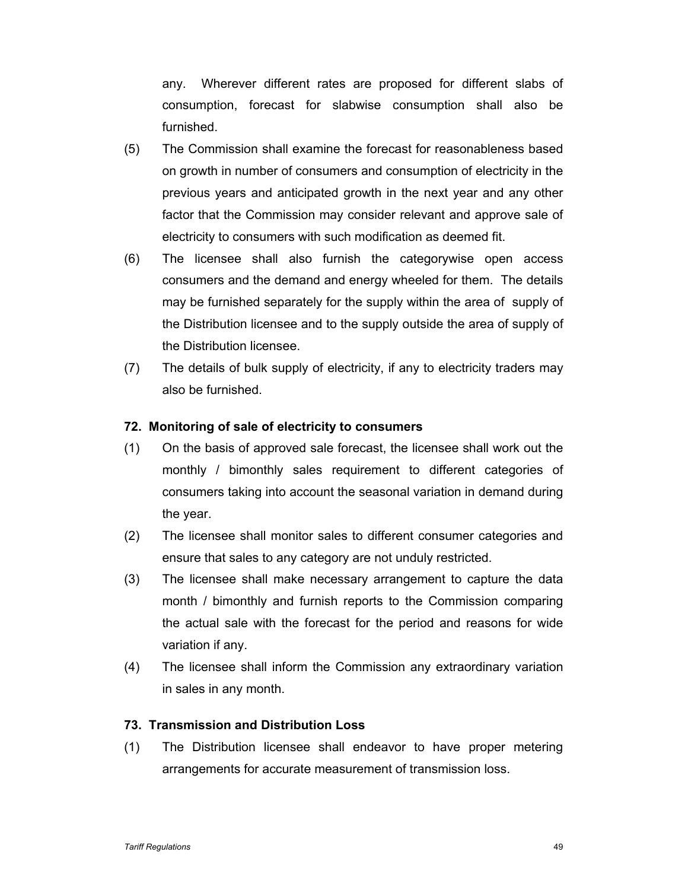any. Wherever different rates are proposed for different slabs of consumption, forecast for slabwise consumption shall also be furnished.

(5) The Commission shall examine the forecast for reasonableness based on growth in number of consumers and consumption of electricity in the previous years and anticipated growth in the next year and any other factor that the Commission may consider relevant and approve sale of electricity to consumers with such modification as deemed fit.

(6) The licensee shall also furnish the categorywise open access consumers and the demand and energy wheeled for them. The details may be furnished separately for the supply within the area of supply of the Distribution licensee and to the supply outside the area of supply of the Distribution licensee.

(7) The details of bulk supply of electricity, if any to electricity traders may also be furnished.

### 72. Monitoring of sale of electricity to consumers

(1) On the basis of approved sale forecast, the licensee shall work out the monthly / bimonthly sales requirement to different categories of consumers taking into account the seasonal variation in demand during the year.

(2) The licensee shall monitor sales to different consumer categories and ensure that sales to any category are not unduly restricted.

(3) The licensee shall make necessary arrangement to capture the data month / bimonthly and furnish reports to the Commission comparing the actual sale with the forecast for the period and reasons for wide variation if any.

(4) The licensee shall inform the Commission any extraordinary variation in sales in any month.

### 73. Transmission and Distribution Loss

(1) The Distribution licensee shall endeavor to have proper metering arrangements for accurate measurement of transmission loss.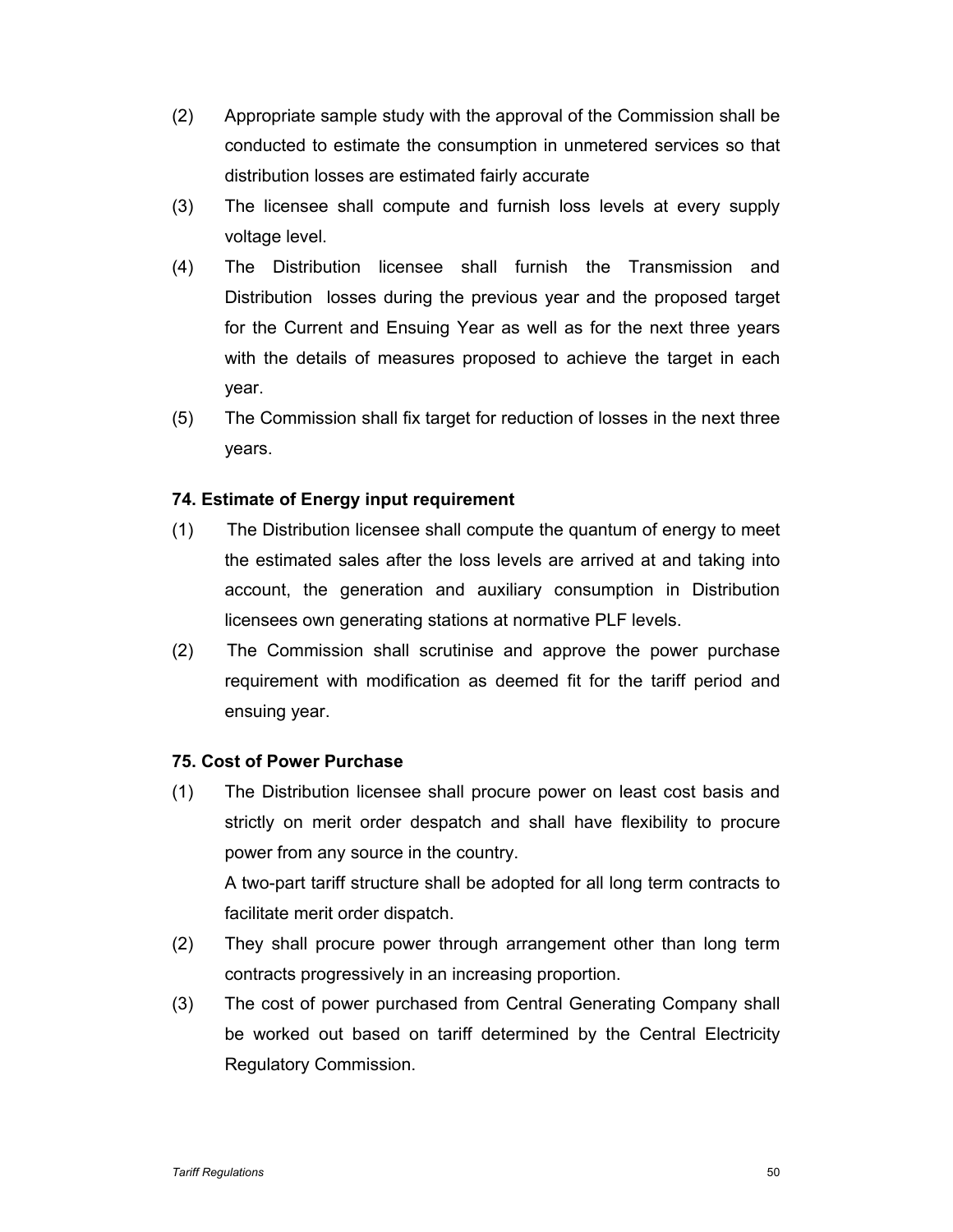(2) Appropriate sample study with the approval of the Commission shall be conducted to estimate the consumption in unmetered services so that distribution losses are estimated fairly accurate

(3) The licensee shall compute and furnish loss levels at every supply voltage level.

(4) The Distribution licensee shall furnish the Transmission and Distribution losses during the previous year and the proposed target for the Current and Ensuing Year as well as for the next three years with the details of measures proposed to achieve the target in each year.

(5) The Commission shall fix target for reduction of losses in the next three years.

**74. Estimate of Energy input requirement**

(1) The Distribution licensee shall compute the quantum of energy to meet the estimated sales after the loss levels are arrived at and taking into account, the generation and auxiliary consumption in Distribution licensees own generating stations at normative PLF levels.

(2) The Commission shall scrutinise and approve the power purchase requirement with modification as deemed fit for the tariff period and ensuing year.

**75. Cost of Power Purchase**

(1) The Distribution licensee shall procure power on least cost basis and strictly on merit order despatch and shall have flexibility to procure power from any source in the country.

 A two-part tariff structure shall be adopted for all long term contracts to facilitate merit order dispatch.

(2) They shall procure power through arrangement other than long term contracts progressively in an increasing proportion.

(3) The cost of power purchased from Central Generating Company shall be worked out based on tariff determined by the Central Electricity Regulatory Commission.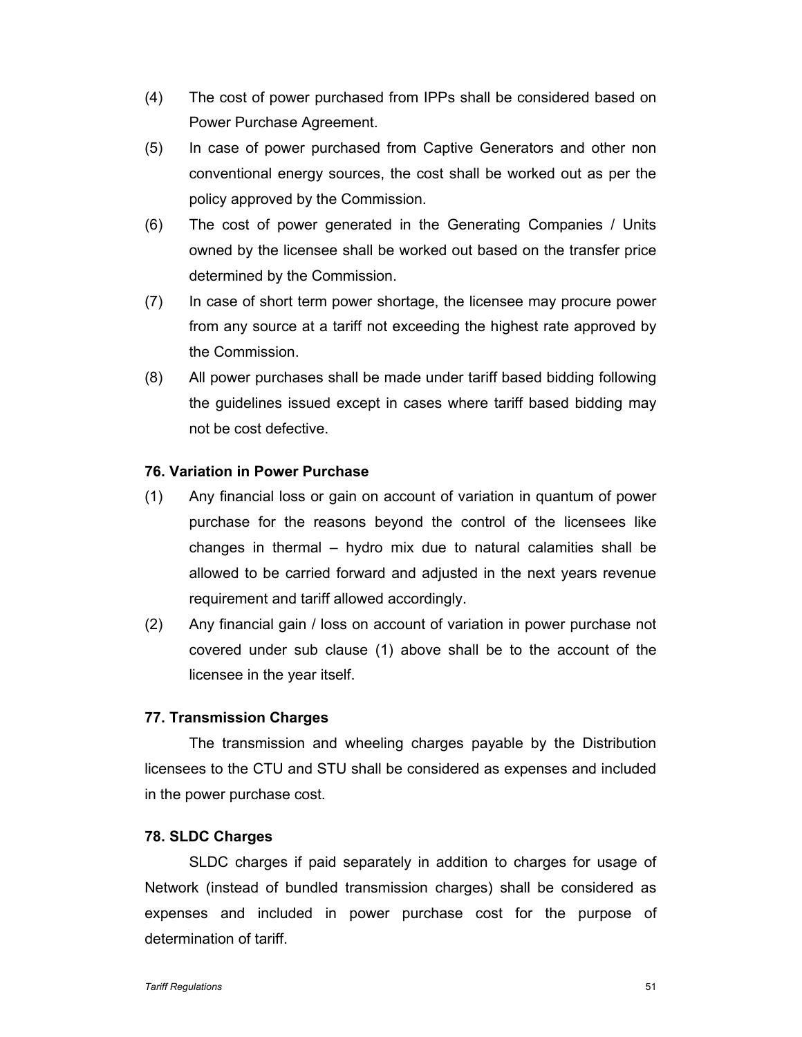(4) The cost of power purchased from IPPs shall be considered based on Power Purchase Agreement.

(5) In case of power purchased from Captive Generators and other non conventional energy sources, the cost shall be worked out as per the policy approved by the Commission.

(6) The cost of power generated in the Generating Companies / Units owned by the licensee shall be worked out based on the transfer price determined by the Commission.

(7) In case of short term power shortage, the licensee may procure power from any source at a tariff not exceeding the highest rate approved by the Commission.

(8) All power purchases shall be made under tariff based bidding following the guidelines issued except in cases where tariff based bidding may not be cost defective.

**76. Variation in Power Purchase**

(1) Any financial loss or gain on account of variation in quantum of power purchase for the reasons beyond the control of the licensees like changes in thermal – hydro mix due to natural calamities shall be allowed to be carried forward and adjusted in the next years revenue requirement and tariff allowed accordingly.

(2) Any financial gain / loss on account of variation in power purchase not covered under sub clause (1) above shall be to the account of the licensee in the year itself.

**77. Transmission Charges**

The transmission and wheeling charges payable by the Distribution licensees to the CTU and STU shall be considered as expenses and included in the power purchase cost.

**78. SLDC Charges**

SLDC charges if paid separately in addition to charges for usage of Network (instead of bundled transmission charges) shall be considered as expenses and included in power purchase cost for the purpose of determination of tariff.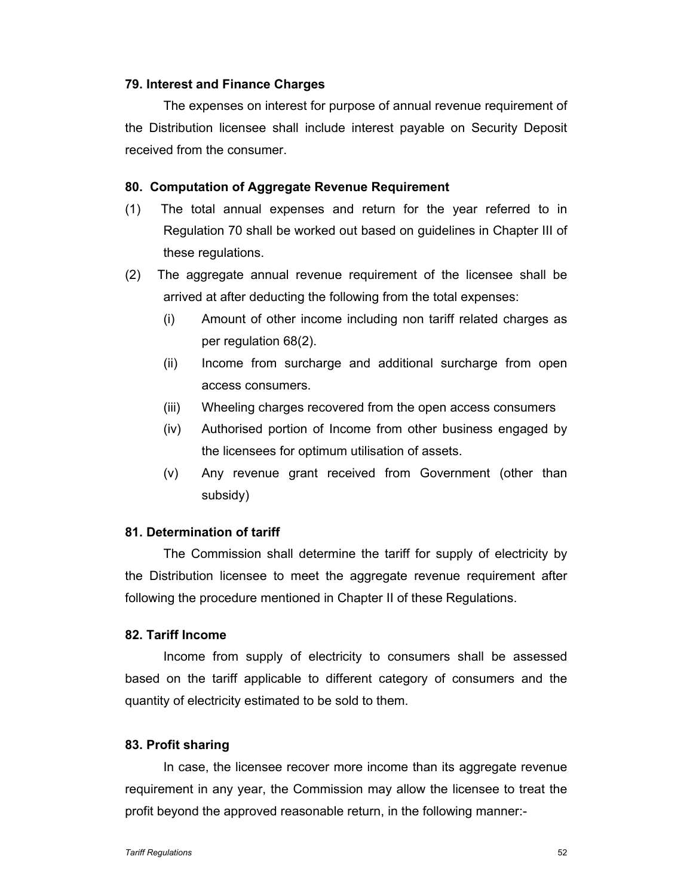### 79. Interest and Finance Charges

The expenses on interest for purpose of annual revenue requirement of the Distribution licensee shall include interest payable on Security Deposit received from the consumer.

### 80. Computation of Aggregate Revenue Requirement

(1) The total annual expenses and return for the year referred to in Regulation 70 shall be worked out based on guidelines in Chapter III of these regulations.

(2) The aggregate annual revenue requirement of the licensee shall be arrived at after deducting the following from the total expenses:

- (i) Amount of other income including non tariff related charges as per regulation 68(2).
- (ii) Income from surcharge and additional surcharge from open access consumers.
- (iii) Wheeling charges recovered from the open access consumers
- (iv) Authorised portion of Income from other business engaged by the licensees for optimum utilisation of assets.
- (v) Any revenue grant received from Government (other than subsidy)

### 81. Determination of tariff

The Commission shall determine the tariff for supply of electricity by the Distribution licensee to meet the aggregate revenue requirement after following the procedure mentioned in Chapter II of these Regulations.

### 82. Tariff Income

Income from supply of electricity to consumers shall be assessed based on the tariff applicable to different category of consumers and the quantity of electricity estimated to be sold to them.

### 83. Profit sharing

In case, the licensee recover more income than its aggregate revenue requirement in any year, the Commission may allow the licensee to treat the profit beyond the approved reasonable return, in the following manner:-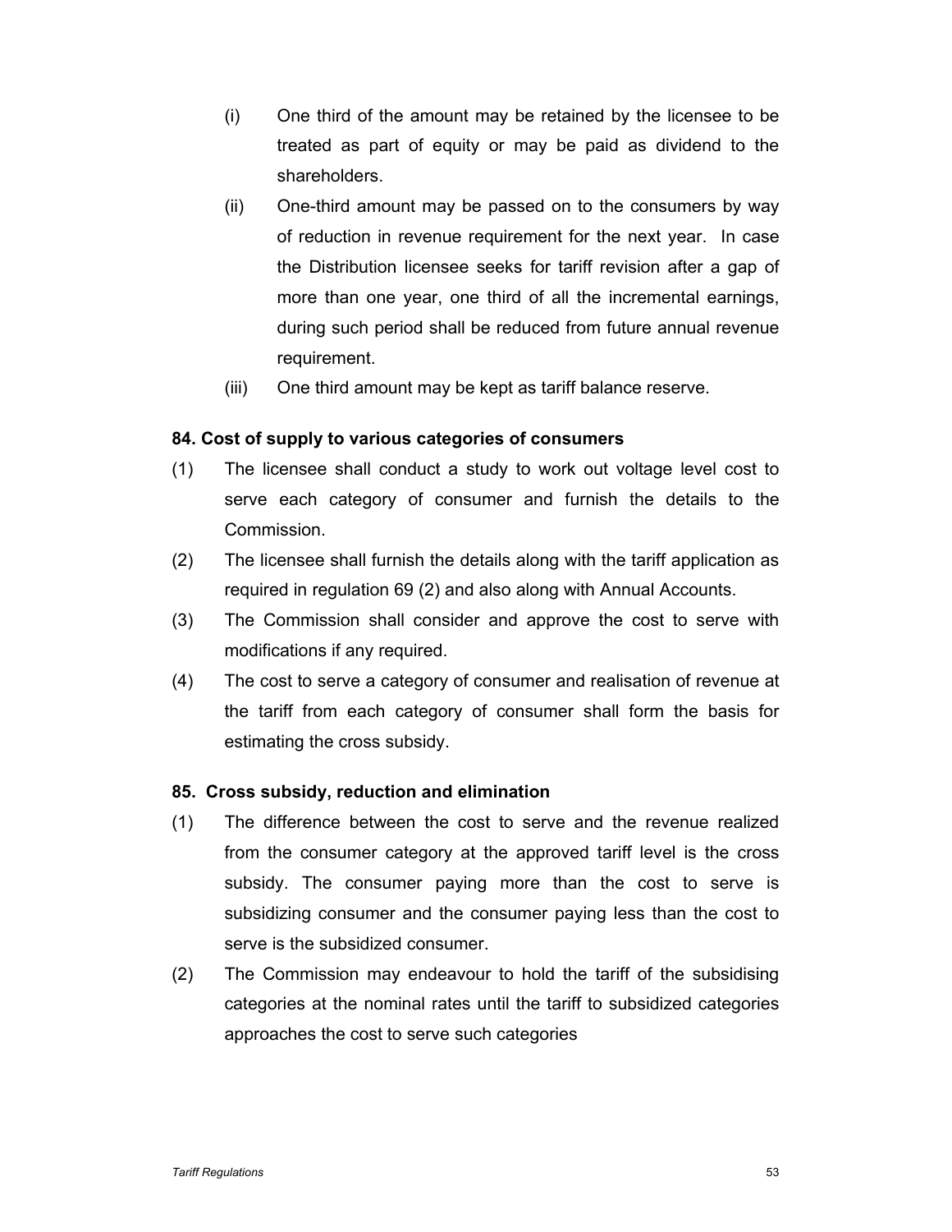(i) One third of the amount may be retained by the licensee to be treated as part of equity or may be paid as dividend to the shareholders.

(ii) One-third amount may be passed on to the consumers by way of reduction in revenue requirement for the next year. In case the Distribution licensee seeks for tariff revision after a gap of more than one year, one third of all the incremental earnings, during such period shall be reduced from future annual revenue requirement.

(iii) One third amount may be kept as tariff balance reserve.

**84. Cost of supply to various categories of consumers**

(1) The licensee shall conduct a study to work out voltage level cost to serve each category of consumer and furnish the details to the Commission.

(2) The licensee shall furnish the details along with the tariff application as required in regulation 69 (2) and also along with Annual Accounts.

(3) The Commission shall consider and approve the cost to serve with modifications if any required.

(4) The cost to serve a category of consumer and realisation of revenue at the tariff from each category of consumer shall form the basis for estimating the cross subsidy.

**85. Cross subsidy, reduction and elimination**

(1) The difference between the cost to serve and the revenue realized from the consumer category at the approved tariff level is the cross subsidy. The consumer paying more than the cost to serve is subsidizing consumer and the consumer paying less than the cost to serve is the subsidized consumer.

(2) The Commission may endeavour to hold the tariff of the subsidising categories at the nominal rates until the tariff to subsidized categories approaches the cost to serve such categories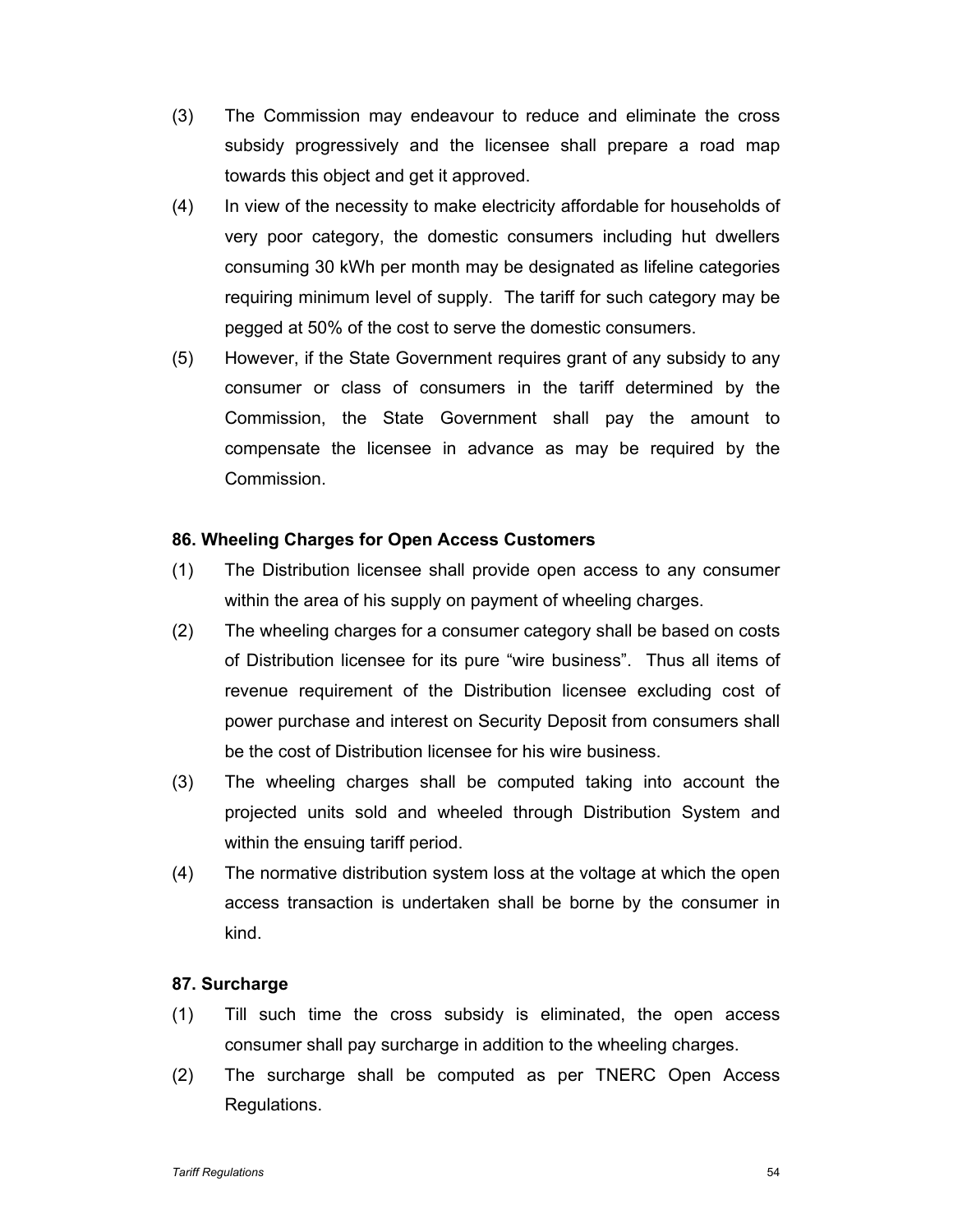(3) The Commission may endeavour to reduce and eliminate the cross subsidy progressively and the licensee shall prepare a road map towards this object and get it approved.

(4) In view of the necessity to make electricity affordable for households of very poor category, the domestic consumers including hut dwellers consuming 30 kWh per month may be designated as lifeline categories requiring minimum level of supply. The tariff for such category may be pegged at 50% of the cost to serve the domestic consumers.

(5) However, if the State Government requires grant of any subsidy to any consumer or class of consumers in the tariff determined by the Commission, the State Government shall pay the amount to compensate the licensee in advance as may be required by the Commission.

### 86. Wheeling Charges for Open Access Customers

(1) The Distribution licensee shall provide open access to any consumer within the area of his supply on payment of wheeling charges.

(2) The wheeling charges for a consumer category shall be based on costs of Distribution licensee for its pure "wire business". Thus all items of revenue requirement of the Distribution licensee excluding cost of power purchase and interest on Security Deposit from consumers shall be the cost of Distribution licensee for his wire business.

(3) The wheeling charges shall be computed taking into account the projected units sold and wheeled through Distribution System and within the ensuing tariff period.

(4) The normative distribution system loss at the voltage at which the open access transaction is undertaken shall be borne by the consumer in kind.

### 87. Surcharge

(1) Till such time the cross subsidy is eliminated, the open access consumer shall pay surcharge in addition to the wheeling charges.

(2) The surcharge shall be computed as per TNERC Open Access Regulations.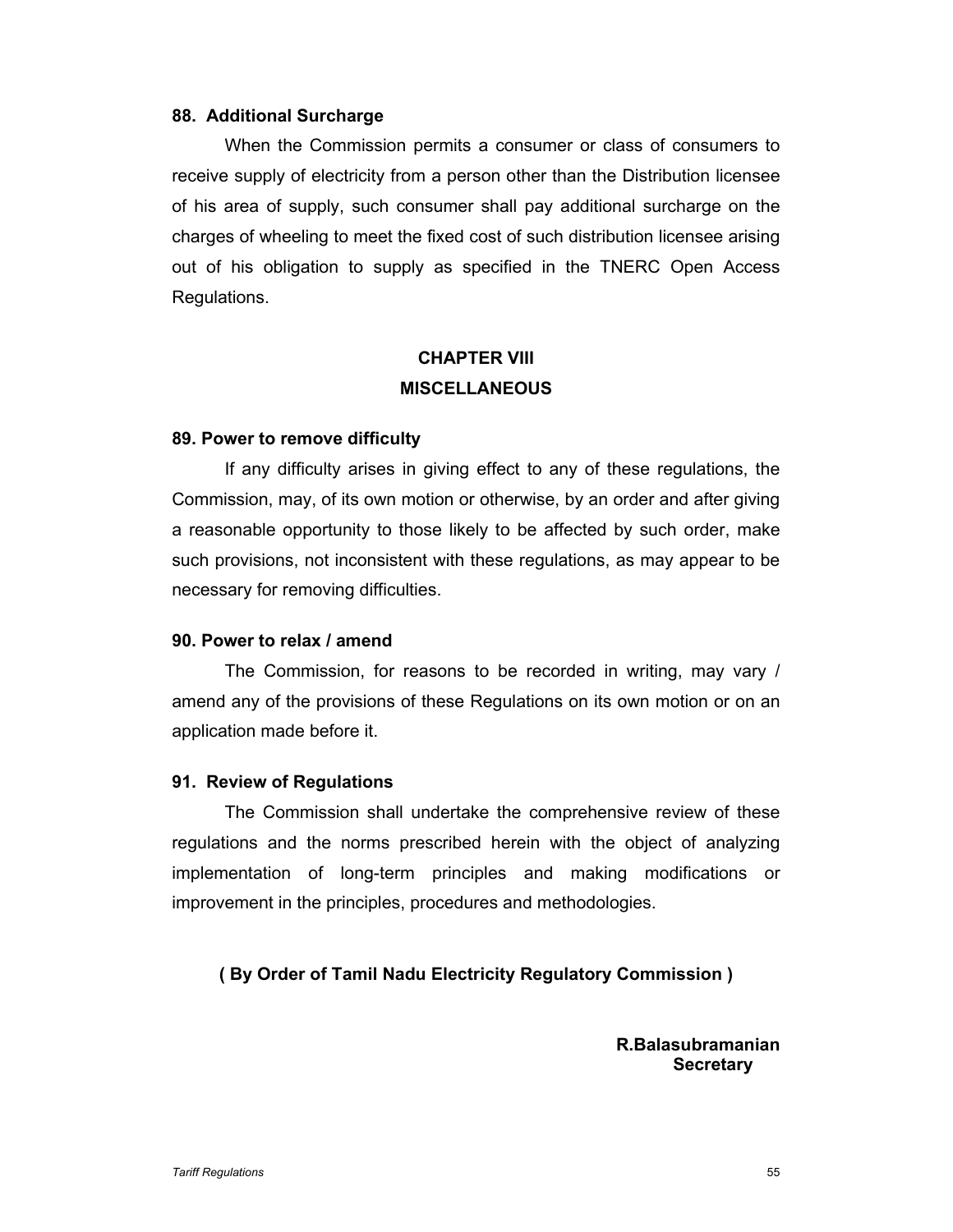**88. Additional Surcharge**

When the Commission permits a consumer or class of consumers to receive supply of electricity from a person other than the Distribution licensee of his area of supply, such consumer shall pay additional surcharge on the charges of wheeling to meet the fixed cost of such distribution licensee arising out of his obligation to supply as specified in the TNERC Open Access Regulations.

## CHAPTER VIII
## MISCELLANEOUS

**89. Power to remove difficulty**

If any difficulty arises in giving effect to any of these regulations, the Commission, may, of its own motion or otherwise, by an order and after giving a reasonable opportunity to those likely to be affected by such order, make such provisions, not inconsistent with these regulations, as may appear to be necessary for removing difficulties.

**90. Power to relax / amend**

The Commission, for reasons to be recorded in writing, may vary / amend any of the provisions of these Regulations on its own motion or on an application made before it.

**91. Review of Regulations**

The Commission shall undertake the comprehensive review of these regulations and the norms prescribed herein with the object of analyzing implementation of long-term principles and making modifications or improvement in the principles, procedures and methodologies.

**( By Order of Tamil Nadu Electricity Regulatory Commission )**

**R.Balasubramanian**
**Secretary**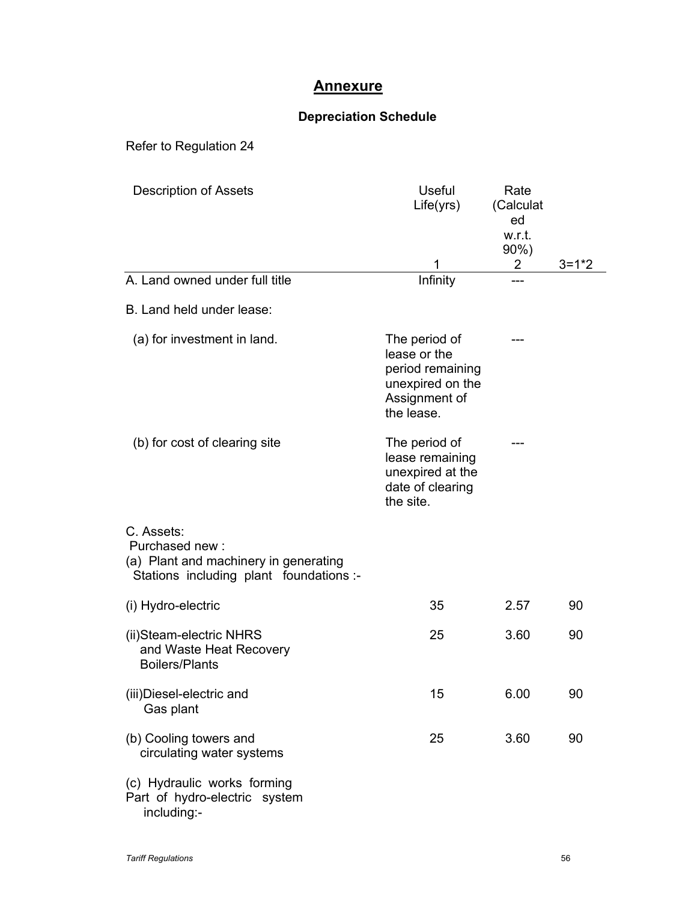# Annexure

### Depreciation Schedule

Refer to Regulation 24

| Description of Assets | Useful Life(yrs) | Rate (Calculated w.r.t. 90%) | |
|---|---|---|---|
| | 1 | 2 | 3=1*2 |
| A. Land owned under full title | Infinity | --- | |
| B. Land held under lease: | | | |
| (a) for investment in land. | The period of lease or the period remaining unexpired on the Assignment of the lease. | --- | |
| (b) for cost of clearing site | The period of lease remaining unexpired at the date of clearing the site. | --- | |
| C. Assets: Purchased new : (a) Plant and machinery in generating Stations including plant foundations :- | | | |
| (i) Hydro-electric | 35 | 2.57 | 90 |
| (ii)Steam-electric NHRS and Waste Heat Recovery Boilers/Plants | 25 | 3.60 | 90 |
| (iii)Diesel-electric and Gas plant | 15 | 6.00 | 90 |
| (b) Cooling towers and circulating water systems | 25 | 3.60 | 90 |
| (c) Hydraulic works forming Part of hydro-electric system including:- | | | |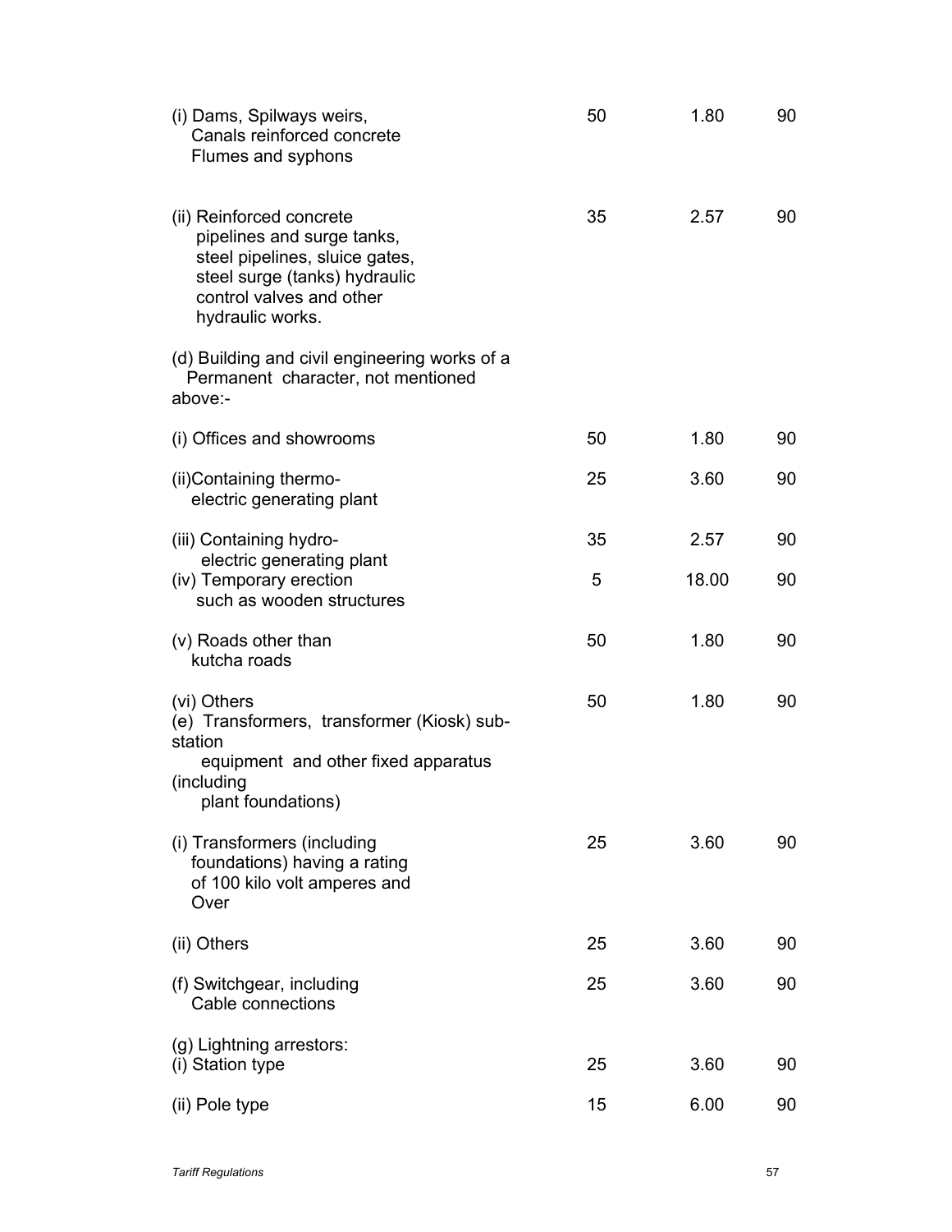| | | | |
|---|---|---|---|
| (i) Dams, Spilways weirs, Canals reinforced concrete Flumes and syphons | 50 | 1.80 | 90 |
| (ii) Reinforced concrete pipelines and surge tanks, steel pipelines, sluice gates, steel surge (tanks) hydraulic control valves and other hydraulic works. | 35 | 2.57 | 90 |
| (d) Building and civil engineering works of a Permanent character, not mentioned above:- | | | |
| (i) Offices and showrooms | 50 | 1.80 | 90 |
| (ii)Containing thermo-electric generating plant | 25 | 3.60 | 90 |
| (iii) Containing hydro-electric generating plant | 35 | 2.57 | 90 |
| (iv) Temporary erection such as wooden structures | 5 | 18.00 | 90 |
| (v) Roads other than kutcha roads | 50 | 1.80 | 90 |
| (vi) Others | 50 | 1.80 | 90 |
| (e) Transformers, transformer (Kiosk) sub-station equipment and other fixed apparatus (including plant foundations) | | | |
| (i) Transformers (including foundations) having a rating of 100 kilo volt amperes and Over | 25 | 3.60 | 90 |
| (ii) Others | 25 | 3.60 | 90 |
| (f) Switchgear, including Cable connections | 25 | 3.60 | 90 |
| (g) Lightning arrestors: | | | |
| (i) Station type | 25 | 3.60 | 90 |
| (ii) Pole type | 15 | 6.00 | 90 |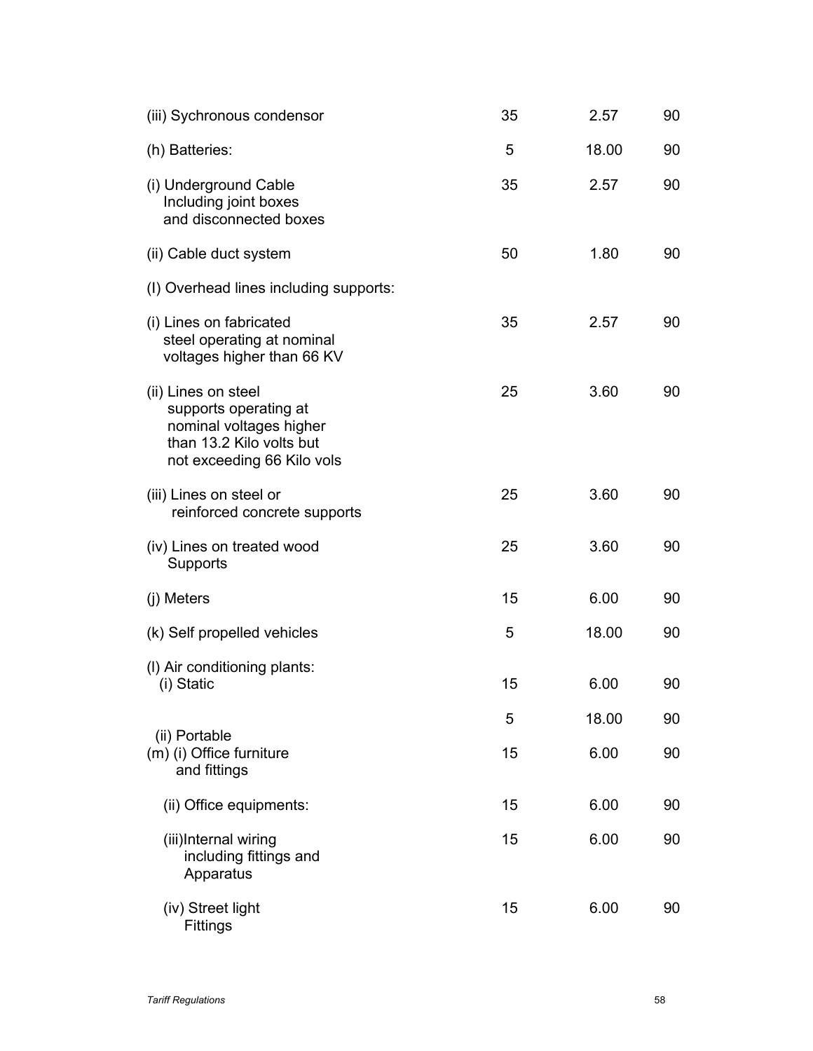| | | | |
|---|---|---|---|
| (iii) Sychronous condensor | 35 | 2.57 | 90 |
| (h) Batteries: | 5 | 18.00 | 90 |
| (i) Underground Cable Including joint boxes and disconnected boxes | 35 | 2.57 | 90 |
| (ii) Cable duct system | 50 | 1.80 | 90 |
| (I) Overhead lines including supports: | | | |
| (i) Lines on fabricated steel operating at nominal voltages higher than 66 KV | 35 | 2.57 | 90 |
| (ii) Lines on steel supports operating at nominal voltages higher than 13.2 Kilo volts but not exceeding 66 Kilo vols | 25 | 3.60 | 90 |
| (iii) Lines on steel or reinforced concrete supports | 25 | 3.60 | 90 |
| (iv) Lines on treated wood Supports | 25 | 3.60 | 90 |
| (j) Meters | 15 | 6.00 | 90 |
| (k) Self propelled vehicles | 5 | 18.00 | 90 |
| (l) Air conditioning plants: | | | |
| (i) Static | 15 | 6.00 | 90 |
| (ii) Portable | 5 | 18.00 | 90 |
| (m) (i) Office furniture and fittings | 15 | 6.00 | 90 |
| (ii) Office equipments: | 15 | 6.00 | 90 |
| (iii)Internal wiring including fittings and Apparatus | 15 | 6.00 | 90 |
| (iv) Street light Fittings | 15 | 6.00 | 90 |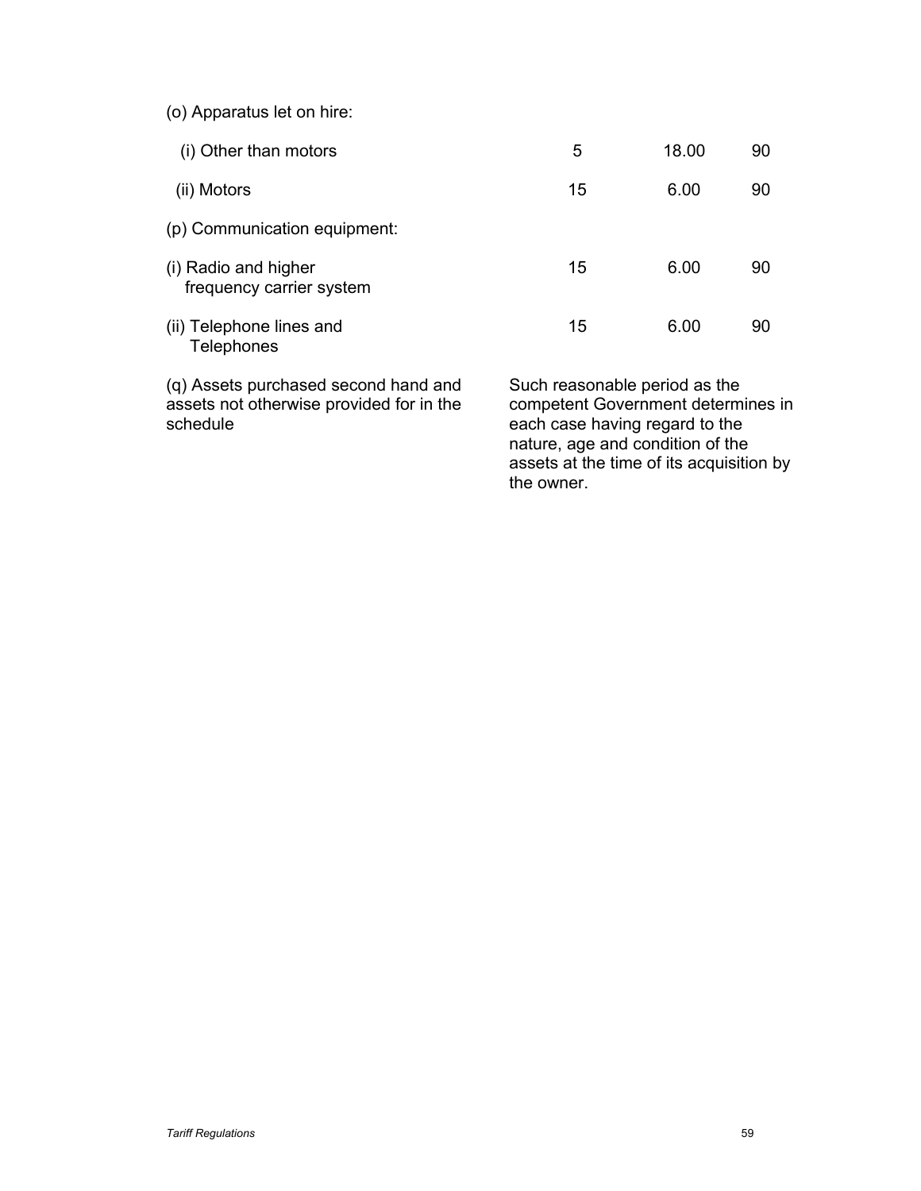| | | | |
|---|---|---|---|
| (o) Apparatus let on hire: | | | |
| (i) Other than motors | 5 | 18.00 | 90 |
| (ii) Motors | 15 | 6.00 | 90 |
| (p) Communication equipment: | | | |
| (i) Radio and higher frequency carrier system | 15 | 6.00 | 90 |
| (ii) Telephone lines and Telephones | 15 | 6.00 | 90 |
| (q) Assets purchased second hand and assets not otherwise provided for in the schedule | Such reasonable period as the competent Government determines in each case having regard to the nature, age and condition of the assets at the time of its acquisition by the owner. | | |